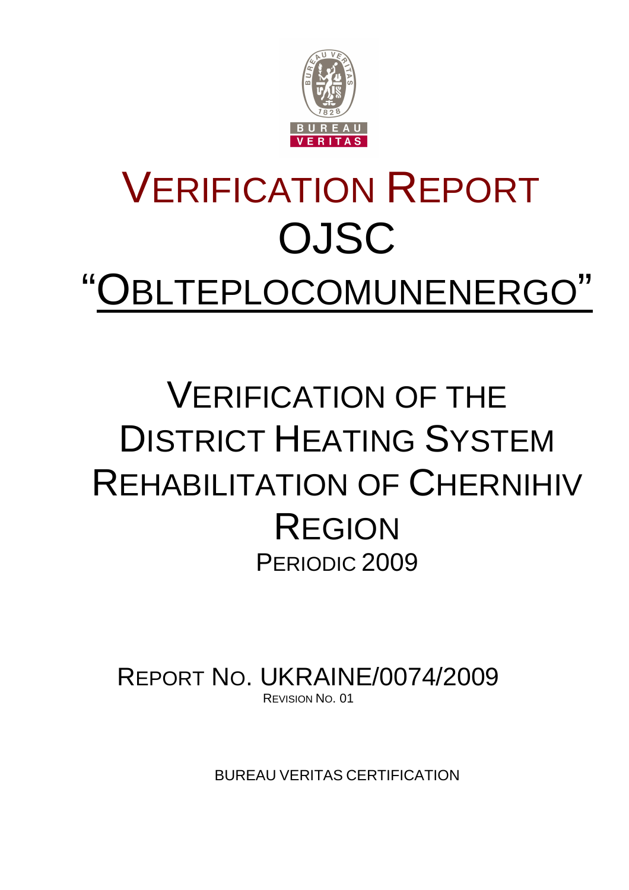# VERIFICATION REPORT

# OJSC "OBLTEPLOCOMUNENERGO"

# VERIFICATION OF THE DISTRICT HEATING SYSTEM REHABILITATION OF CHERNIHIV REGION

PERIODIC 2009

REPORT NO. UKRAINE/0074/2009

REVISION NO. 01

BUREAU VERITAS CERTIFICATION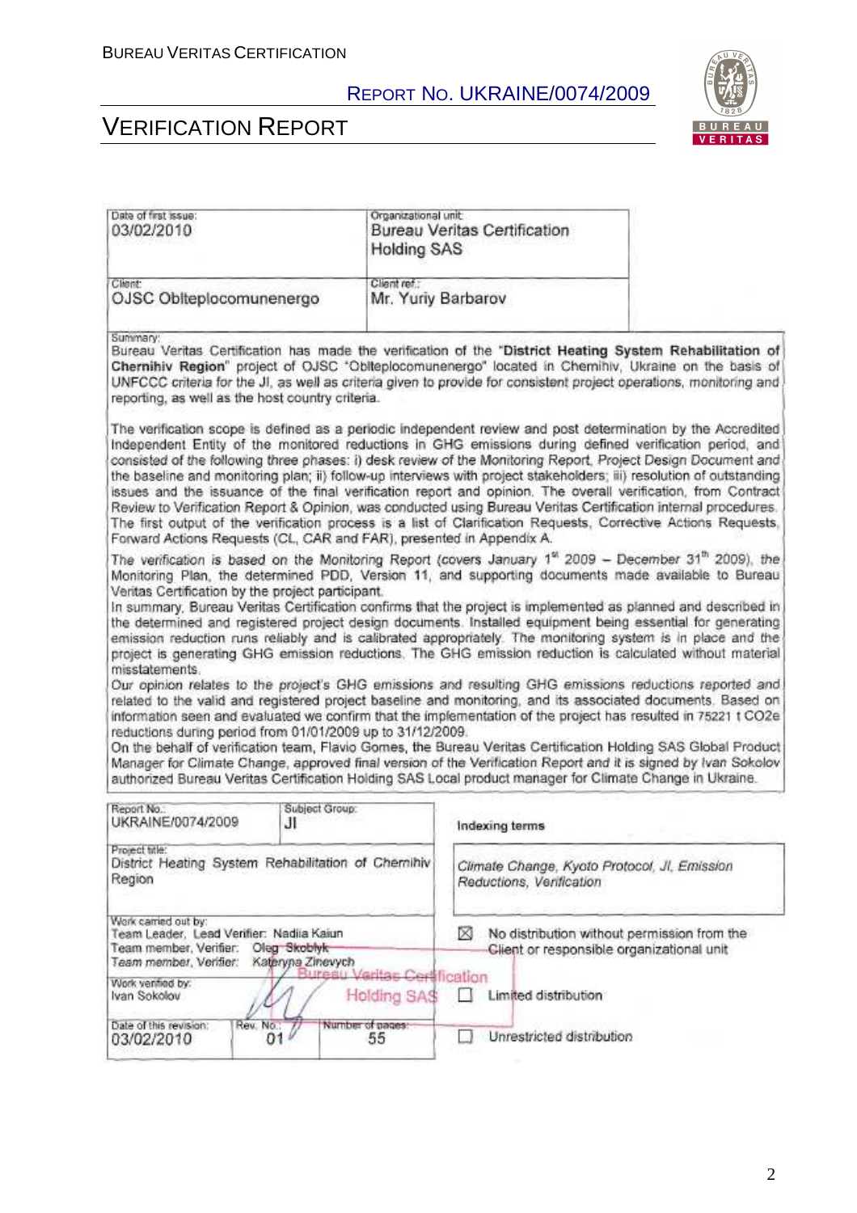| Date of first issue: | Organizational unit: |
| --- | --- |
| 03/02/2010 | Bureau Veritas Certification Holding SAS |
| Client: | Client ref.: |
| OJSC Oblteplocomunenergo | Mr. Yuriy Barbarov |

Summary:

Bureau Veritas Certification has made the verification of the "**District Heating System Rehabilitation of Chernihiv Region**" project of OJSC "Oblteplocomunenergo" located in Chernihiv, Ukraine on the basis of UNFCCC criteria for the JI, as well as criteria given to provide for consistent project operations, monitoring and reporting, as well as the host country criteria.

The verification scope is defined as a periodic independent review and post determination by the Accredited Independent Entity of the monitored reductions in GHG emissions during defined verification period, and consisted of the following three phases: i) desk review of the Monitoring Report, Project Design Document and the baseline and monitoring plan; ii) follow-up interviews with project stakeholders; iii) resolution of outstanding issues and the issuance of the final verification report and opinion. The overall verification, from Contract Review to Verification Report & Opinion, was conducted using Bureau Veritas Certification internal procedures. The first output of the verification process is a list of Clarification Requests, Corrective Actions Requests, Forward Actions Requests (CL, CAR and FAR), presented in Appendix A.

The verification is based on the Monitoring Report (covers January 1st 2009 – December 31th 2009), the Monitoring Plan, the determined PDD, Version 11, and supporting documents made available to Bureau Veritas Certification by the project participant.

In summary, Bureau Veritas Certification confirms that the project is implemented as planned and described in the determined and registered project design documents. Installed equipment being essential for generating emission reduction runs reliably and is calibrated appropriately. The monitoring system is in place and the project is generating GHG emission reductions. The GHG emission reduction is calculated without material misstatements.

Our opinion relates to the project's GHG emissions and resulting GHG emissions reductions reported and related to the valid and registered project baseline and monitoring, and its associated documents. Based on information seen and evaluated we confirm that the implementation of the project has resulted in 75221 t $CO_2e$ reductions during period from 01/01/2009 up to 31/12/2009.

On the behalf of verification team, Flavio Gomes, the Bureau Veritas Certification Holding SAS Global Product Manager for Climate Change, approved final version of the Verification Report and it is signed by Ivan Sokolov authorized Bureau Veritas Certification Holding SAS Local product manager for Climate Change in Ukraine.

| Report No.: | Subject Group: | |
| --- | --- | --- |
| UKRAINE/0074/2009 | JI | **Indexing terms** |
| Project title: District Heating System Rehabilitation of Chernihiv Region | | *Climate Change, Kyoto Protocol, JI, Emission Reductions, Verification* |
| Work carried out by: Team Leader, Lead Verifier: Nadiia Kaiun; Team member, Verifier: Oleg Skoblyk; Team member, Verifier: Kateryna Zinevych | | ☒ No distribution without permission from the Client or responsible organizational unit |
| Work verified by: Ivan Sokolov | | ☐ Limited distribution |
| Date of this revision: 03/02/2010 | Rev. No.: 01 / Number of pages: 55 | ☐ Unrestricted distribution |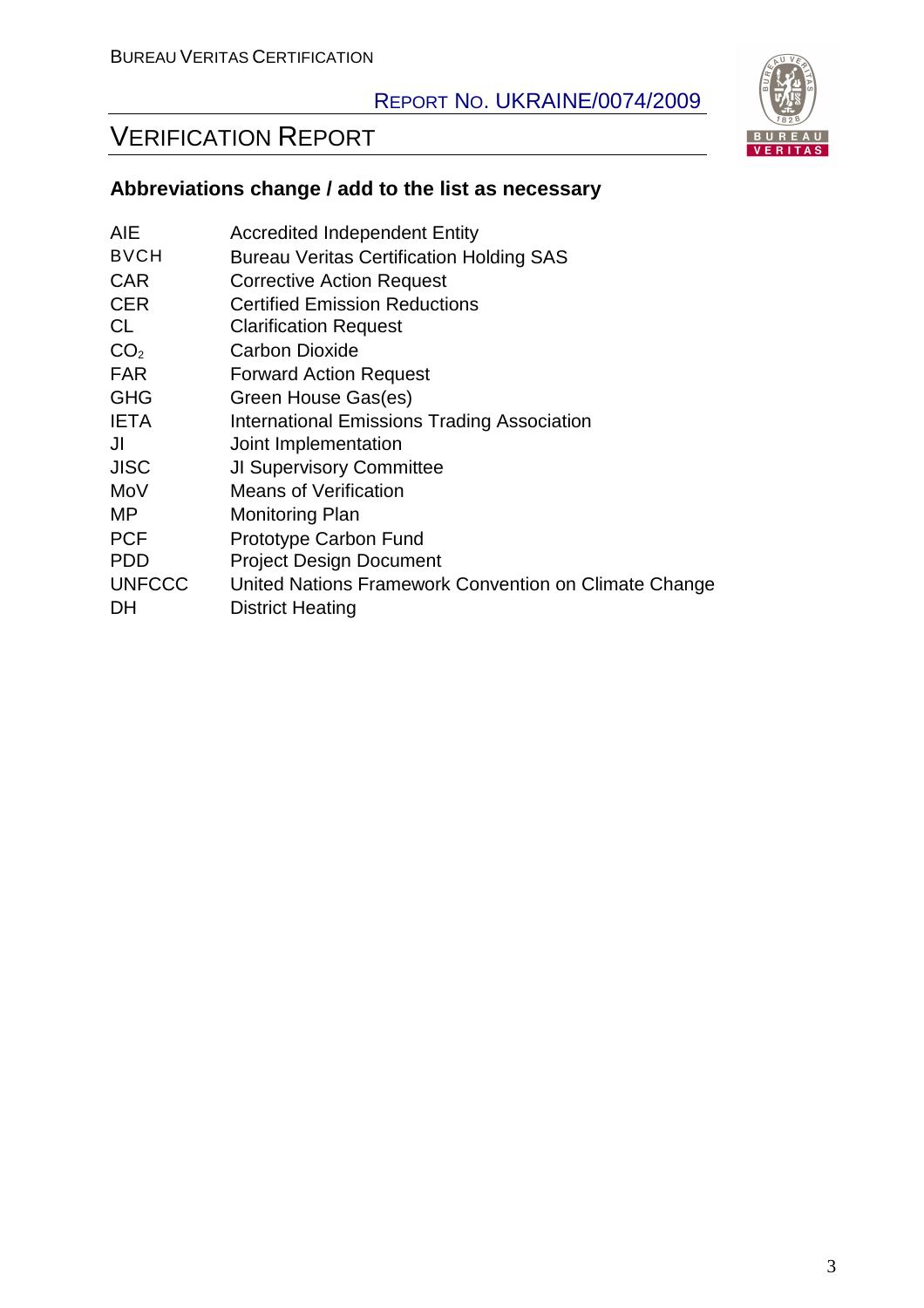**Abbreviations change / add to the list as necessary**

| | |
|---|---|
| AIE | Accredited Independent Entity |
| BVCH | Bureau Veritas Certification Holding SAS |
| CAR | Corrective Action Request |
| CER | Certified Emission Reductions |
| CL | Clarification Request |
| $CO_2$ | Carbon Dioxide |
| FAR | Forward Action Request |
| GHG | Green House Gas(es) |
| IETA | International Emissions Trading Association |
| JI | Joint Implementation |
| JISC | JI Supervisory Committee |
| MoV | Means of Verification |
| MP | Monitoring Plan |
| PCF | Prototype Carbon Fund |
| PDD | Project Design Document |
| UNFCCC | United Nations Framework Convention on Climate Change |
| DH | District Heating |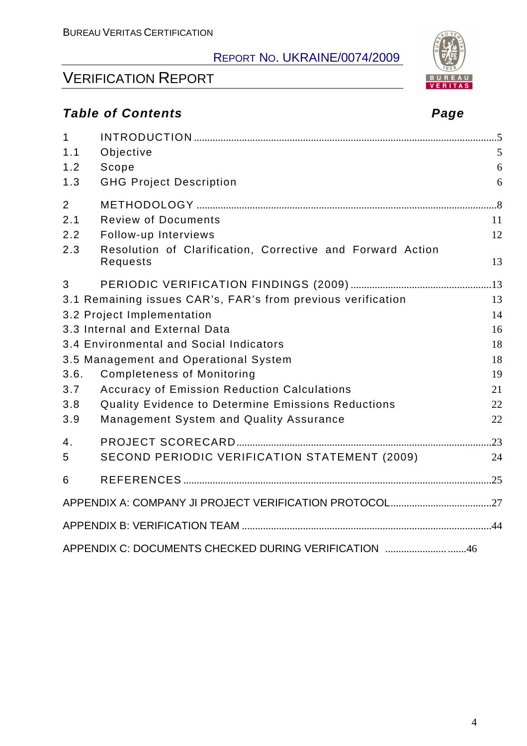## Table of Contents

| | | Page |
|---|---|---|
| 1 | INTRODUCTION | 5 |
| 1.1 | Objective | 5 |
| 1.2 | Scope | 6 |
| 1.3 | GHG Project Description | 6 |
| 2 | METHODOLOGY | 8 |
| 2.1 | Review of Documents | 11 |
| 2.2 | Follow-up Interviews | 12 |
| 2.3 | Resolution of Clarification, Corrective and Forward Action Requests | 13 |
| 3 | PERIODIC VERIFICATION FINDINGS (2009) | 13 |
| 3.1 | Remaining issues CAR's, FAR's from previous verification | 13 |
| 3.2 | Project Implementation | 14 |
| 3.3 | Internal and External Data | 16 |
| 3.4 | Environmental and Social Indicators | 18 |
| 3.5 | Management and Operational System | 18 |
| 3.6. | Completeness of Monitoring | 19 |
| 3.7 | Accuracy of Emission Reduction Calculations | 21 |
| 3.8 | Quality Evidence to Determine Emissions Reductions | 22 |
| 3.9 | Management System and Quality Assurance | 22 |
| 4. | PROJECT SCORECARD | 23 |
| 5 | SECOND PERIODIC VERIFICATION STATEMENT (2009) | 24 |
| 6 | REFERENCES | 25 |
| | APPENDIX A: COMPANY JI PROJECT VERIFICATION PROTOCOL | 27 |
| | APPENDIX B: VERIFICATION TEAM | 44 |
| | APPENDIX C: DOCUMENTS CHECKED DURING VERIFICATION | 46 |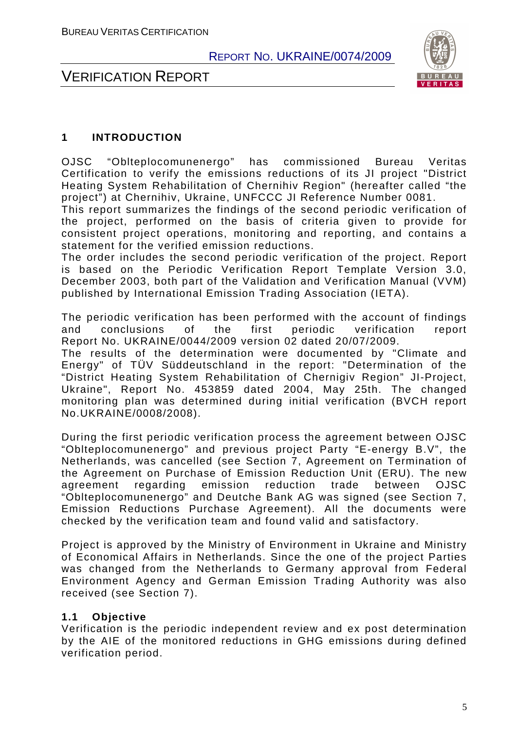# 1 INTRODUCTION

OJSC "Oblteplocomunenergo" has commissioned Bureau Veritas Certification to verify the emissions reductions of its JI project "District Heating System Rehabilitation of Chernihiv Region" (hereafter called "the project") at Chernihiv, Ukraine, UNFCCC JI Reference Number 0081.
This report summarizes the findings of the second periodic verification of the project, performed on the basis of criteria given to provide for consistent project operations, monitoring and reporting, and contains a statement for the verified emission reductions.
The order includes the second periodic verification of the project. Report is based on the Periodic Verification Report Template Version 3.0, December 2003, both part of the Validation and Verification Manual (VVM) published by International Emission Trading Association (IETA).

The periodic verification has been performed with the account of findings and conclusions of the first periodic verification report Report No. UKRAINE/0044/2009 version 02 dated 20/07/2009.
The results of the determination were documented by "Climate and Energy" of TÜV Süddeutschland in the report: "Determination of the "District Heating System Rehabilitation of Chernigiv Region" JI-Project, Ukraine", Report No. 453859 dated 2004, May 25th. The changed monitoring plan was determined during initial verification (BVCH report No.UKRAINE/0008/2008).

During the first periodic verification process the agreement between OJSC "Oblteplocomunenergo" and previous project Party "E-energy B.V", the Netherlands, was cancelled (see Section 7, Agreement on Termination of the Agreement on Purchase of Emission Reduction Unit (ERU). The new agreement regarding emission reduction trade between OJSC "Oblteplocomunenergo" and Deutche Bank AG was signed (see Section 7, Emission Reductions Purchase Agreement). All the documents were checked by the verification team and found valid and satisfactory.

Project is approved by the Ministry of Environment in Ukraine and Ministry of Economical Affairs in Netherlands. Since the one of the project Parties was changed from the Netherlands to Germany approval from Federal Environment Agency and German Emission Trading Authority was also received (see Section 7).

## 1.1 Objective

Verification is the periodic independent review and ex post determination by the AIE of the monitored reductions in GHG emissions during defined verification period.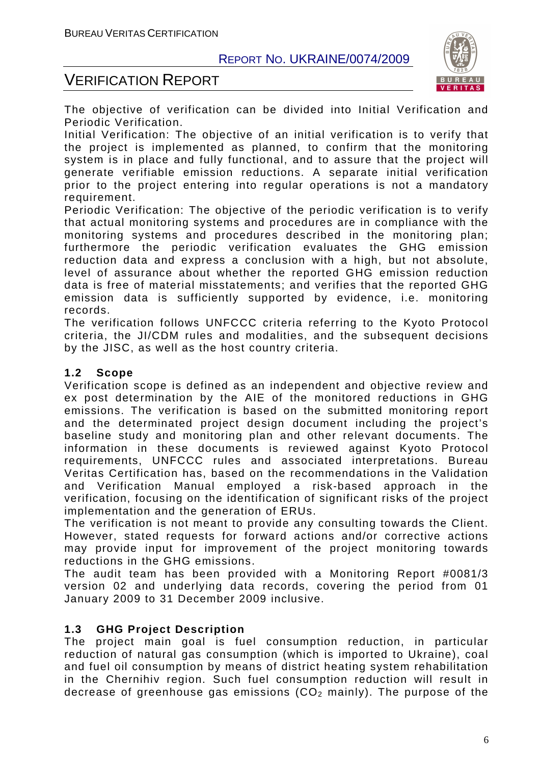The objective of verification can be divided into Initial Verification and Periodic Verification.
Initial Verification: The objective of an initial verification is to verify that the project is implemented as planned, to confirm that the monitoring system is in place and fully functional, and to assure that the project will generate verifiable emission reductions. A separate initial verification prior to the project entering into regular operations is not a mandatory requirement.
Periodic Verification: The objective of the periodic verification is to verify that actual monitoring systems and procedures are in compliance with the monitoring systems and procedures described in the monitoring plan; furthermore the periodic verification evaluates the GHG emission reduction data and express a conclusion with a high, but not absolute, level of assurance about whether the reported GHG emission reduction data is free of material misstatements; and verifies that the reported GHG emission data is sufficiently supported by evidence, i.e. monitoring records.
The verification follows UNFCCC criteria referring to the Kyoto Protocol criteria, the JI/CDM rules and modalities, and the subsequent decisions by the JISC, as well as the host country criteria.

### 1.2 Scope

Verification scope is defined as an independent and objective review and ex post determination by the AIE of the monitored reductions in GHG emissions. The verification is based on the submitted monitoring report and the determinated project design document including the project's baseline study and monitoring plan and other relevant documents. The information in these documents is reviewed against Kyoto Protocol requirements, UNFCCC rules and associated interpretations. Bureau Veritas Certification has, based on the recommendations in the Validation and Verification Manual employed a risk-based approach in the verification, focusing on the identification of significant risks of the project implementation and the generation of ERUs.
The verification is not meant to provide any consulting towards the Client. However, stated requests for forward actions and/or corrective actions may provide input for improvement of the project monitoring towards reductions in the GHG emissions.
The audit team has been provided with a Monitoring Report #0081/3 version 02 and underlying data records, covering the period from 01 January 2009 to 31 December 2009 inclusive.

### 1.3 GHG Project Description

The project main goal is fuel consumption reduction, in particular reduction of natural gas consumption (which is imported to Ukraine), coal and fuel oil consumption by means of district heating system rehabilitation in the Chernihiv region. Such fuel consumption reduction will result in decrease of greenhouse gas emissions ($CO_2$ mainly). The purpose of the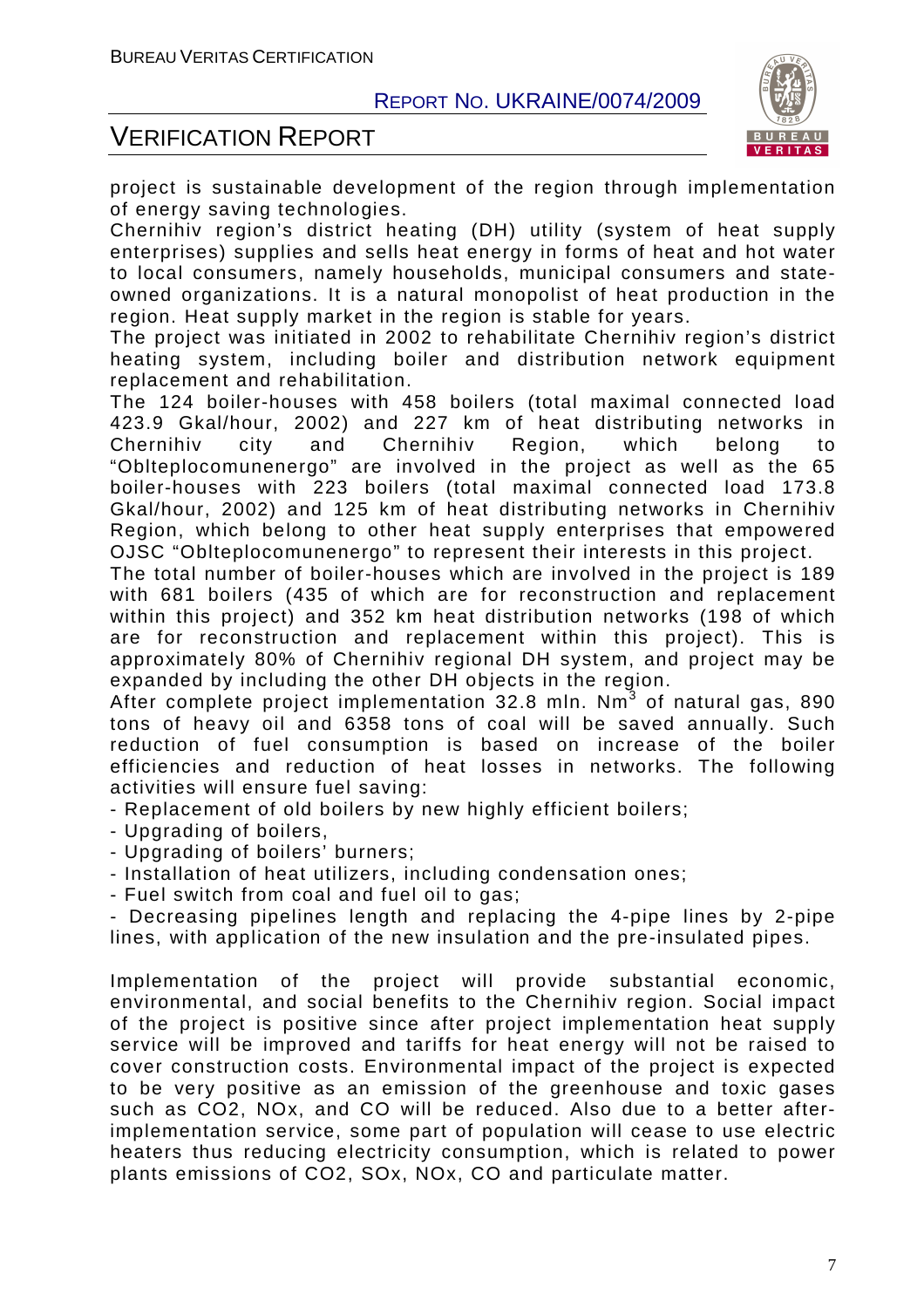project is sustainable development of the region through implementation of energy saving technologies.

Chernihiv region's district heating (DH) utility (system of heat supply enterprises) supplies and sells heat energy in forms of heat and hot water to local consumers, namely households, municipal consumers and state-owned organizations. It is a natural monopolist of heat production in the region. Heat supply market in the region is stable for years.

The project was initiated in 2002 to rehabilitate Chernihiv region's district heating system, including boiler and distribution network equipment replacement and rehabilitation.

The 124 boiler-houses with 458 boilers (total maximal connected load 423.9 Gkal/hour, 2002) and 227 km of heat distributing networks in Chernihiv city and Chernihiv Region, which belong to "Oblteplocomunenergo" are involved in the project as well as the 65 boiler-houses with 223 boilers (total maximal connected load 173.8 Gkal/hour, 2002) and 125 km of heat distributing networks in Chernihiv Region, which belong to other heat supply enterprises that empowered OJSC "Oblteplocomunenergo" to represent their interests in this project.

The total number of boiler-houses which are involved in the project is 189 with 681 boilers (435 of which are for reconstruction and replacement within this project) and 352 km heat distribution networks (198 of which are for reconstruction and replacement within this project). This is approximately 80% of Chernihiv regional DH system, and project may be expanded by including the other DH objects in the region.

After complete project implementation 32.8 mln. $Nm^3$ of natural gas, 890 tons of heavy oil and 6358 tons of coal will be saved annually. Such reduction of fuel consumption is based on increase of the boiler efficiencies and reduction of heat losses in networks. The following activities will ensure fuel saving:

- Replacement of old boilers by new highly efficient boilers;
- Upgrading of boilers,
- Upgrading of boilers' burners;
- Installation of heat utilizers, including condensation ones;
- Fuel switch from coal and fuel oil to gas;
- Decreasing pipelines length and replacing the 4-pipe lines by 2-pipe lines, with application of the new insulation and the pre-insulated pipes.

Implementation of the project will provide substantial economic, environmental, and social benefits to the Chernihiv region. Social impact of the project is positive since after project implementation heat supply service will be improved and tariffs for heat energy will not be raised to cover construction costs. Environmental impact of the project is expected to be very positive as an emission of the greenhouse and toxic gases such as $CO_2$, $NO_x$, and CO will be reduced. Also due to a better after-implementation service, some part of population will cease to use electric heaters thus reducing electricity consumption, which is related to power plants emissions of $CO_2$, $SO_x$, $NO_x$, CO and particulate matter.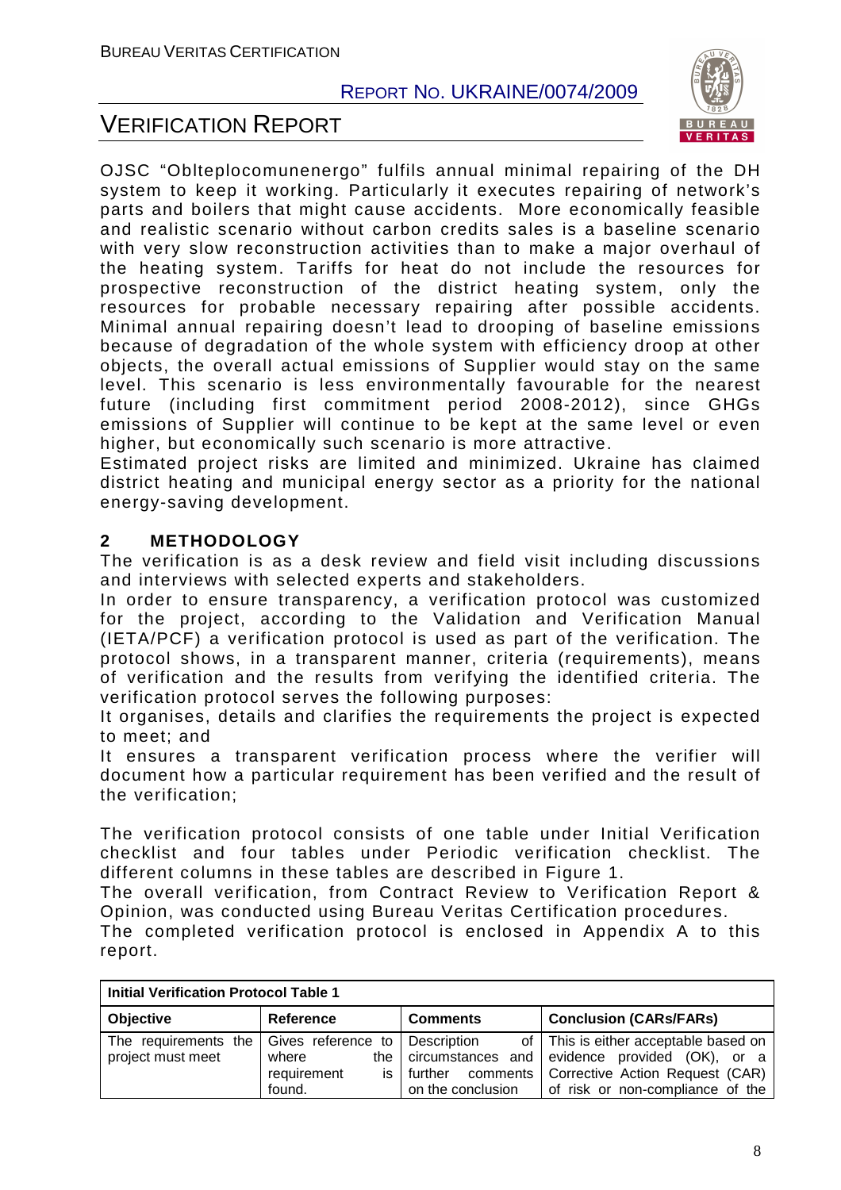OJSC "Oblteplocomunenergo" fulfils annual minimal repairing of the DH system to keep it working. Particularly it executes repairing of network's parts and boilers that might cause accidents. More economically feasible and realistic scenario without carbon credits sales is a baseline scenario with very slow reconstruction activities than to make a major overhaul of the heating system. Tariffs for heat do not include the resources for prospective reconstruction of the district heating system, only the resources for probable necessary repairing after possible accidents. Minimal annual repairing doesn't lead to drooping of baseline emissions because of degradation of the whole system with efficiency droop at other objects, the overall actual emissions of Supplier would stay on the same level. This scenario is less environmentally favourable for the nearest future (including first commitment period 2008-2012), since GHGs emissions of Supplier will continue to be kept at the same level or even higher, but economically such scenario is more attractive.
Estimated project risks are limited and minimized. Ukraine has claimed district heating and municipal energy sector as a priority for the national energy-saving development.

## 2 METHODOLOGY

The verification is as a desk review and field visit including discussions and interviews with selected experts and stakeholders.
In order to ensure transparency, a verification protocol was customized for the project, according to the Validation and Verification Manual (IETA/PCF) a verification protocol is used as part of the verification. The protocol shows, in a transparent manner, criteria (requirements), means of verification and the results from verifying the identified criteria. The verification protocol serves the following purposes:
It organises, details and clarifies the requirements the project is expected to meet; and
It ensures a transparent verification process where the verifier will document how a particular requirement has been verified and the result of the verification;

The verification protocol consists of one table under Initial Verification checklist and four tables under Periodic verification checklist. The different columns in these tables are described in Figure 1.
The overall verification, from Contract Review to Verification Report & Opinion, was conducted using Bureau Veritas Certification procedures.
The completed verification protocol is enclosed in Appendix A to this report.

| **Initial Verification Protocol Table 1** | | | |
|---|---|---|---|
| **Objective** | **Reference** | **Comments** | **Conclusion (CARs/FARs)** |
| The requirements the project must meet | Gives reference to where the requirement is found. | Description of circumstances and further comments on the conclusion | This is either acceptable based on evidence provided (OK), or a Corrective Action Request (CAR) of risk or non-compliance of the |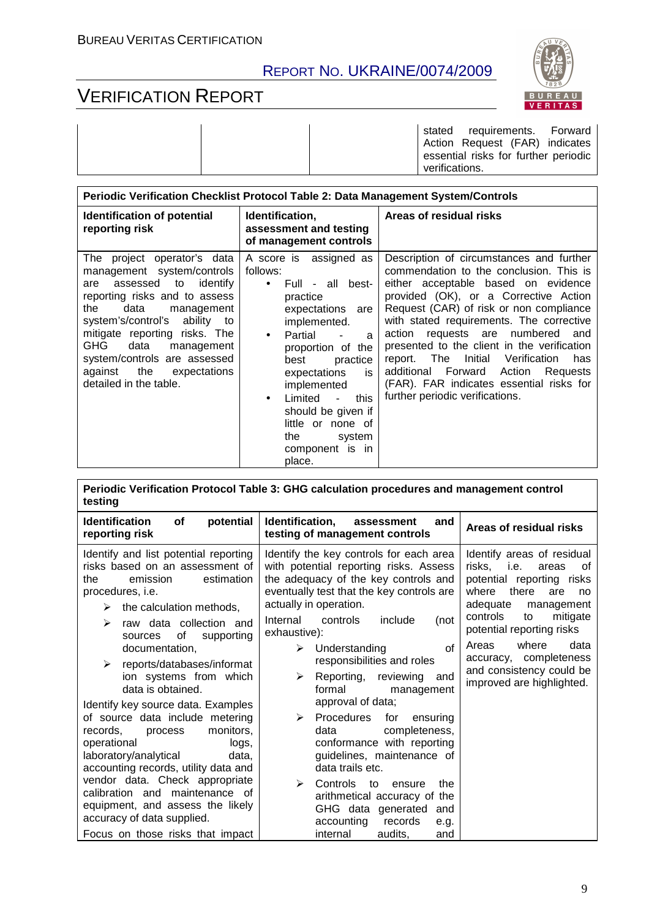| | | | stated requirements. Forward Action Request (FAR) indicates essential risks for further periodic verifications. |
|---|---|---|---|

| Periodic Verification Checklist Protocol Table 2: Data Management System/Controls | | |
|---|---|---|
| **Identification of potential reporting risk** | **Identification, assessment and testing of management controls** | **Areas of residual risks** |
| The project operator's data management system/controls are assessed to identify reporting risks and to assess the data management system's/control's ability to mitigate reporting risks. The GHG data management system/controls are assessed against the expectations detailed in the table. | A score is assigned as follows: <br>• Full - all best-practice expectations are implemented. <br>• Partial - a proportion of the best practice expectations is implemented <br>• Limited - this should be given if little or none of the system component is in place. | Description of circumstances and further commendation to the conclusion. This is either acceptable based on evidence provided (OK), or a Corrective Action Request (CAR) of risk or non compliance with stated requirements. The corrective action requests are numbered and presented to the client in the verification report. The Initial Verification has additional Forward Action Requests (FAR). FAR indicates essential risks for further periodic verifications. |

| Periodic Verification Protocol Table 3: GHG calculation procedures and management control testing | | |
|---|---|---|
| **Identification of potential reporting risk** | **Identification, assessment and testing of management controls** | **Areas of residual risks** |
| Identify and list potential reporting risks based on an assessment of the emission estimation procedures, i.e. <br>➢ the calculation methods, <br>➢ raw data collection and sources of supporting documentation, <br>➢ reports/databases/information systems from which data is obtained. <br>Identify key source data. Examples of source data include metering records, process monitors, operational logs, laboratory/analytical data, accounting records, utility data and vendor data. Check appropriate calibration and maintenance of equipment, and assess the likely accuracy of data supplied. <br>Focus on those risks that impact | Identify the key controls for each area with potential reporting risks. Assess the adequacy of the key controls and eventually test that the key controls are actually in operation. <br>Internal controls include (not exhaustive): <br>➢ Understanding of responsibilities and roles <br>➢ Reporting, reviewing and formal management approval of data; <br>➢ Procedures for ensuring data completeness, conformance with reporting guidelines, maintenance of data trails etc. <br>➢ Controls to ensure the arithmetical accuracy of the GHG data generated and accounting records e.g. internal audits, and | Identify areas of residual risks, i.e. areas of potential reporting risks where there are no adequate management controls to mitigate potential reporting risks <br>Areas where data accuracy, completeness and consistency could be improved are highlighted. |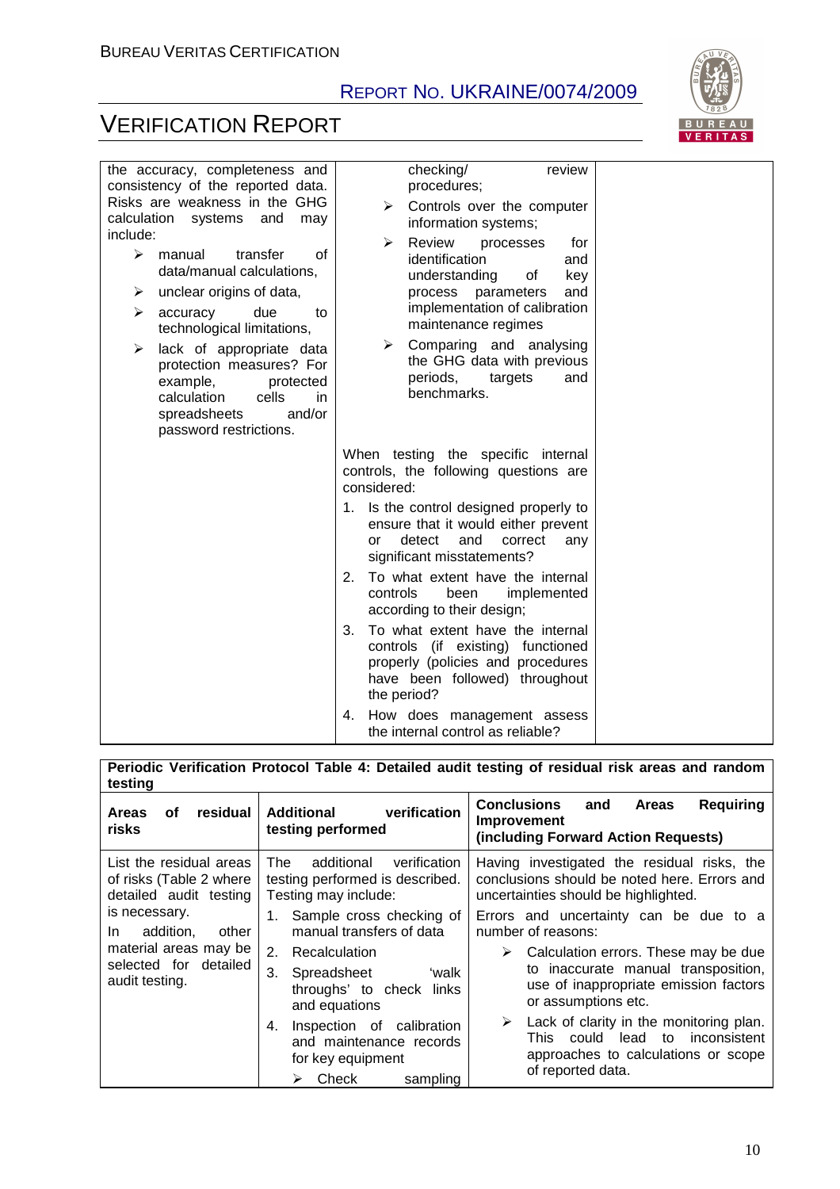| | | |
|---|---|---|
| the accuracy, completeness and consistency of the reported data. Risks are weakness in the GHG calculation systems and may include:<br>➢ manual transfer of data/manual calculations,<br>➢ unclear origins of data,<br>➢ accuracy due to technological limitations,<br>➢ lack of appropriate data protection measures? For example, protected calculation cells in spreadsheets and/or password restrictions. | checking/ review procedures;<br>➢ Controls over the computer information systems;<br>➢ Review processes for identification and understanding of key process parameters and implementation of calibration maintenance regimes<br>➢ Comparing and analysing the GHG data with previous periods, targets and benchmarks.<br><br>When testing the specific internal controls, the following questions are considered:<br>1. Is the control designed properly to ensure that it would either prevent or detect and correct any significant misstatements?<br>2. To what extent have the internal controls been implemented according to their design;<br>3. To what extent have the internal controls (if existing) functioned properly (policies and procedures have been followed) throughout the period?<br>4. How does management assess the internal control as reliable? | |

**Periodic Verification Protocol Table 4: Detailed audit testing of residual risk areas and random testing**

| Areas of residual risks | Additional verification testing performed | Conclusions and Areas Requiring Improvement (including Forward Action Requests) |
|---|---|---|
| List the residual areas of risks (Table 2 where detailed audit testing is necessary.<br>In addition, other material areas may be selected for detailed audit testing. | The additional verification testing performed is described. Testing may include:<br>1. Sample cross checking of manual transfers of data<br>2. Recalculation<br>3. Spreadsheet 'walk throughs' to check links and equations<br>4. Inspection of calibration and maintenance records for key equipment<br>➢ Check sampling | Having investigated the residual risks, the conclusions should be noted here. Errors and uncertainties should be highlighted.<br>Errors and uncertainty can be due to a number of reasons:<br>➢ Calculation errors. These may be due to inaccurate manual transposition, use of inappropriate emission factors or assumptions etc.<br>➢ Lack of clarity in the monitoring plan. This could lead to inconsistent approaches to calculations or scope of reported data. |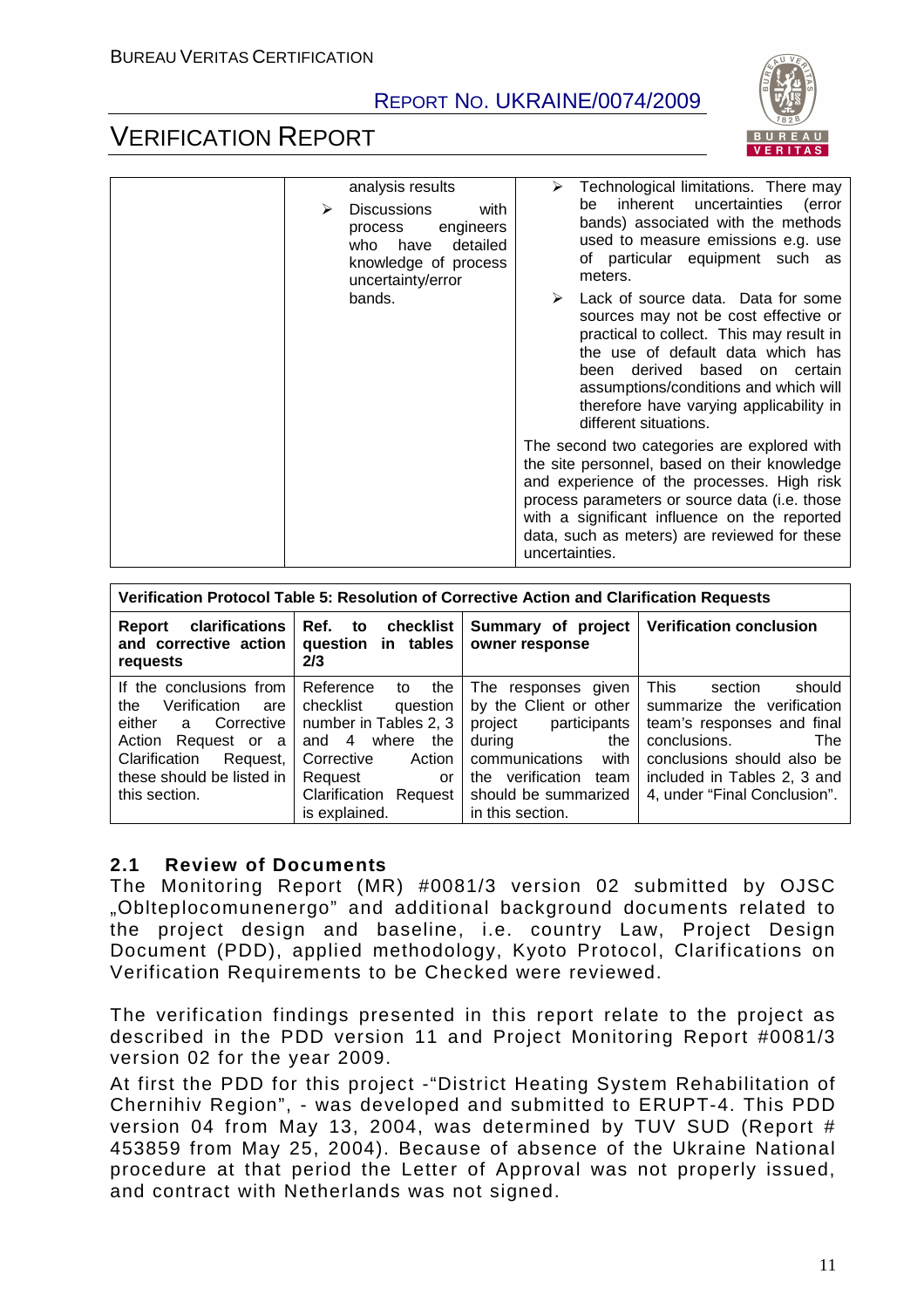| | analysis results<br>➢ Discussions with process engineers who have detailed knowledge of process uncertainty/error bands. | ➢ Technological limitations. There may be inherent uncertainties (error bands) associated with the methods used to measure emissions e.g. use of particular equipment such as meters.<br>➢ Lack of source data. Data for some sources may not be cost effective or practical to collect. This may result in the use of default data which has been derived based on certain assumptions/conditions and which will therefore have varying applicability in different situations.<br>The second two categories are explored with the site personnel, based on their knowledge and experience of the processes. High risk process parameters or source data (i.e. those with a significant influence on the reported data, such as meters) are reviewed for these uncertainties. |
|---|---|---|

**Verification Protocol Table 5: Resolution of Corrective Action and Clarification Requests**

| Report clarifications and corrective action requests | Ref. to checklist question in tables 2/3 | Summary of project owner response | Verification conclusion |
|---|---|---|---|
| If the conclusions from the Verification are either a Corrective Action Request or a Clarification Request, these should be listed in this section. | Reference to the checklist question number in Tables 2, 3 and 4 where the Corrective Action Request or Clarification Request is explained. | The responses given by the Client or other project participants during the communications with the verification team should be summarized in this section. | This section should summarize the verification team's responses and final conclusions. The conclusions should also be included in Tables 2, 3 and 4, under "Final Conclusion". |

## 2.1 Review of Documents

The Monitoring Report (MR) #0081/3 version 02 submitted by OJSC „Oblteplocomunenergo" and additional background documents related to the project design and baseline, i.e. country Law, Project Design Document (PDD), applied methodology, Kyoto Protocol, Clarifications on Verification Requirements to be Checked were reviewed.

The verification findings presented in this report relate to the project as described in the PDD version 11 and Project Monitoring Report #0081/3 version 02 for the year 2009.

At first the PDD for this project -"District Heating System Rehabilitation of Chernihiv Region", - was developed and submitted to ERUPT-4. This PDD version 04 from May 13, 2004, was determined by TUV SUD (Report # 453859 from May 25, 2004). Because of absence of the Ukraine National procedure at that period the Letter of Approval was not properly issued, and contract with Netherlands was not signed.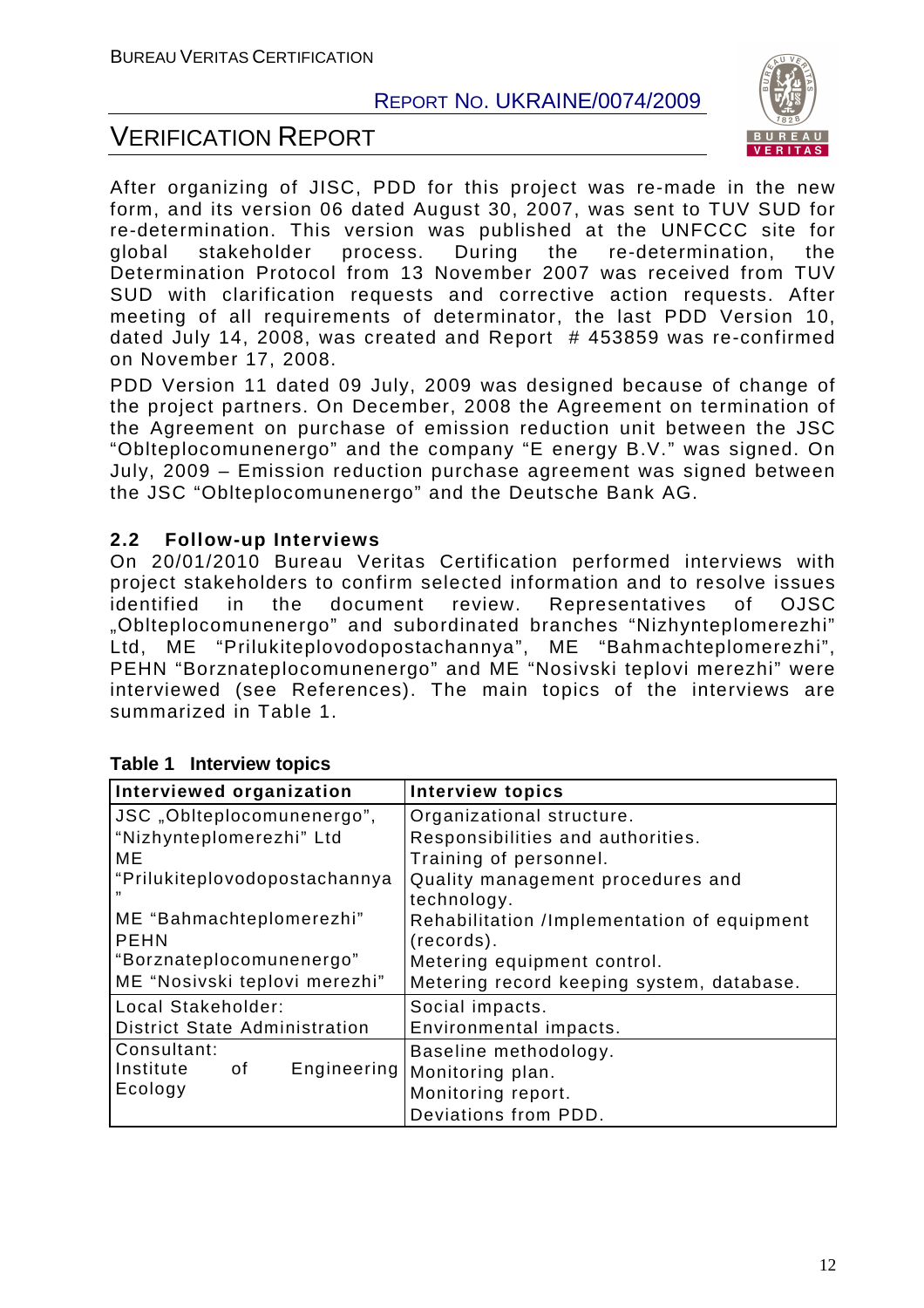After organizing of JISC, PDD for this project was re-made in the new form, and its version 06 dated August 30, 2007, was sent to TUV SUD for re-determination. This version was published at the UNFCCC site for global stakeholder process. During the re-determination, the Determination Protocol from 13 November 2007 was received from TUV SUD with clarification requests and corrective action requests. After meeting of all requirements of determinator, the last PDD Version 10, dated July 14, 2008, was created and Report # 453859 was re-confirmed on November 17, 2008.

PDD Version 11 dated 09 July, 2009 was designed because of change of the project partners. On December, 2008 the Agreement on termination of the Agreement on purchase of emission reduction unit between the JSC "Oblteplocomunenergo" and the company "E energy B.V." was signed. On July, 2009 – Emission reduction purchase agreement was signed between the JSC "Oblteplocomunenergo" and the Deutsche Bank AG.

## 2.2 Follow-up Interviews

On 20/01/2010 Bureau Veritas Certification performed interviews with project stakeholders to confirm selected information and to resolve issues identified in the document review. Representatives of OJSC „Oblteplocomunenergo" and subordinated branches "Nizhynteplomerezhi" Ltd, ME "Prilukiteplovodopostachannya", ME "Bahmachteplomerezhi", PEHN "Borznateplocomunenergo" and ME "Nosivski teplovi merezhi" were interviewed (see References). The main topics of the interviews are summarized in Table 1.

**Table 1 Interview topics**

| Interviewed organization | Interview topics |
|---|---|
| JSC „Oblteplocomunenergo",<br>"Nizhynteplomerezhi" Ltd<br>ME "Prilukiteplovodopostachannya"<br>ME "Bahmachteplomerezhi"<br>PEHN "Borznateplocomunenergo"<br>ME "Nosivski teplovi merezhi" | Organizational structure.<br>Responsibilities and authorities.<br>Training of personnel.<br>Quality management procedures and technology.<br>Rehabilitation /Implementation of equipment (records).<br>Metering equipment control.<br>Metering record keeping system, database. |
| Local Stakeholder:<br>District State Administration | Social impacts.<br>Environmental impacts. |
| Consultant:<br>Institute of Engineering Ecology | Baseline methodology.<br>Monitoring plan.<br>Monitoring report.<br>Deviations from PDD. |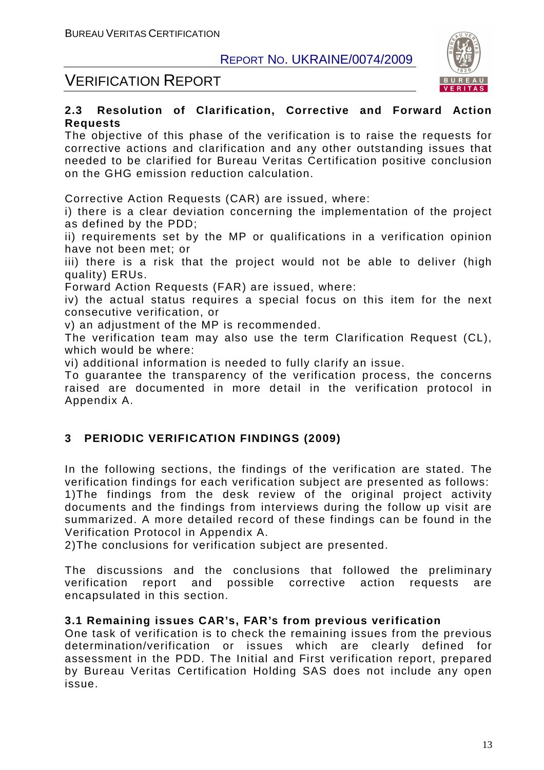### 2.3 Resolution of Clarification, Corrective and Forward Action Requests

The objective of this phase of the verification is to raise the requests for corrective actions and clarification and any other outstanding issues that needed to be clarified for Bureau Veritas Certification positive conclusion on the GHG emission reduction calculation.

Corrective Action Requests (CAR) are issued, where:
i) there is a clear deviation concerning the implementation of the project as defined by the PDD;
ii) requirements set by the MP or qualifications in a verification opinion have not been met; or
iii) there is a risk that the project would not be able to deliver (high quality) ERUs.
Forward Action Requests (FAR) are issued, where:
iv) the actual status requires a special focus on this item for the next consecutive verification, or
v) an adjustment of the MP is recommended.
The verification team may also use the term Clarification Request (CL), which would be where:
vi) additional information is needed to fully clarify an issue.
To guarantee the transparency of the verification process, the concerns raised are documented in more detail in the verification protocol in Appendix A.

## 3 PERIODIC VERIFICATION FINDINGS (2009)

In the following sections, the findings of the verification are stated. The verification findings for each verification subject are presented as follows:
1)The findings from the desk review of the original project activity documents and the findings from interviews during the follow up visit are summarized. A more detailed record of these findings can be found in the Verification Protocol in Appendix A.
2)The conclusions for verification subject are presented.

The discussions and the conclusions that followed the preliminary verification report and possible corrective action requests are encapsulated in this section.

### 3.1 Remaining issues CAR's, FAR's from previous verification

One task of verification is to check the remaining issues from the previous determination/verification or issues which are clearly defined for assessment in the PDD. The Initial and First verification report, prepared by Bureau Veritas Certification Holding SAS does not include any open issue.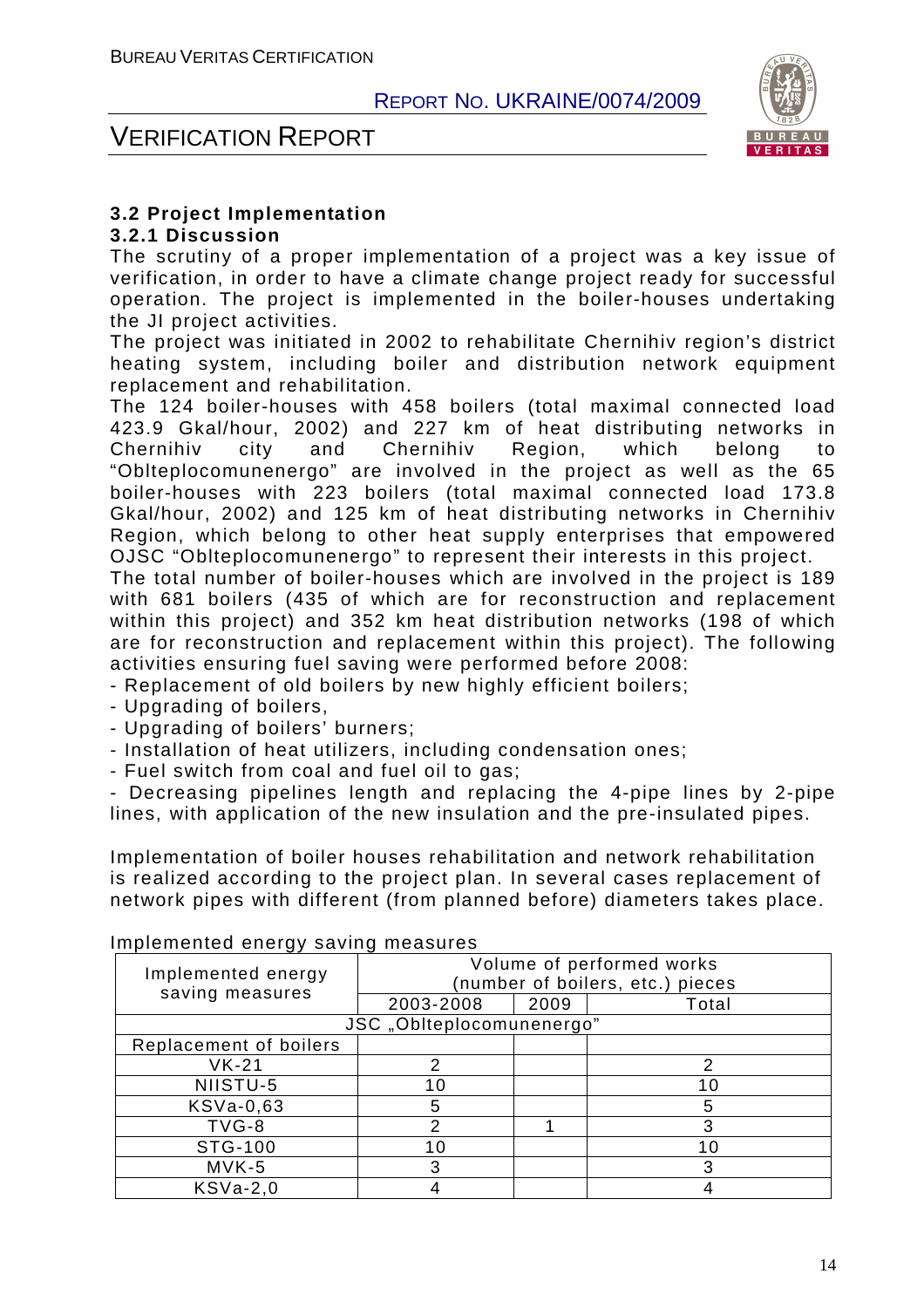### 3.2 Project Implementation

#### 3.2.1 Discussion

The scrutiny of a proper implementation of a project was a key issue of verification, in order to have a climate change project ready for successful operation. The project is implemented in the boiler-houses undertaking the JI project activities.

The project was initiated in 2002 to rehabilitate Chernihiv region's district heating system, including boiler and distribution network equipment replacement and rehabilitation.

The 124 boiler-houses with 458 boilers (total maximal connected load 423.9 Gkal/hour, 2002) and 227 km of heat distributing networks in Chernihiv city and Chernihiv Region, which belong to "Oblteplocomunenergo" are involved in the project as well as the 65 boiler-houses with 223 boilers (total maximal connected load 173.8 Gkal/hour, 2002) and 125 km of heat distributing networks in Chernihiv Region, which belong to other heat supply enterprises that empowered OJSC "Oblteplocomunenergo" to represent their interests in this project.

The total number of boiler-houses which are involved in the project is 189 with 681 boilers (435 of which are for reconstruction and replacement within this project) and 352 km heat distribution networks (198 of which are for reconstruction and replacement within this project). The following activities ensuring fuel saving were performed before 2008:

- Replacement of old boilers by new highly efficient boilers;
- Upgrading of boilers,
- Upgrading of boilers' burners;
- Installation of heat utilizers, including condensation ones;
- Fuel switch from coal and fuel oil to gas;
- Decreasing pipelines length and replacing the 4-pipe lines by 2-pipe lines, with application of the new insulation and the pre-insulated pipes.

Implementation of boiler houses rehabilitation and network rehabilitation is realized according to the project plan. In several cases replacement of network pipes with different (from planned before) diameters takes place.

Implemented energy saving measures

| Implemented energy saving measures | Volume of performed works (number of boilers, etc.) pieces | | |
|---|---|---|---|
| | 2003-2008 | 2009 | Total |
| JSC „Oblteplocomunenergo" | | | |
| Replacement of boilers | | | |
| VK-21 | 2 | | 2 |
| NIISTU-5 | 10 | | 10 |
| KSVa-0,63 | 5 | | 5 |
| TVG-8 | 2 | 1 | 3 |
| STG-100 | 10 | | 10 |
| MVK-5 | 3 | | 3 |
| KSVa-2,0 | 4 | | 4 |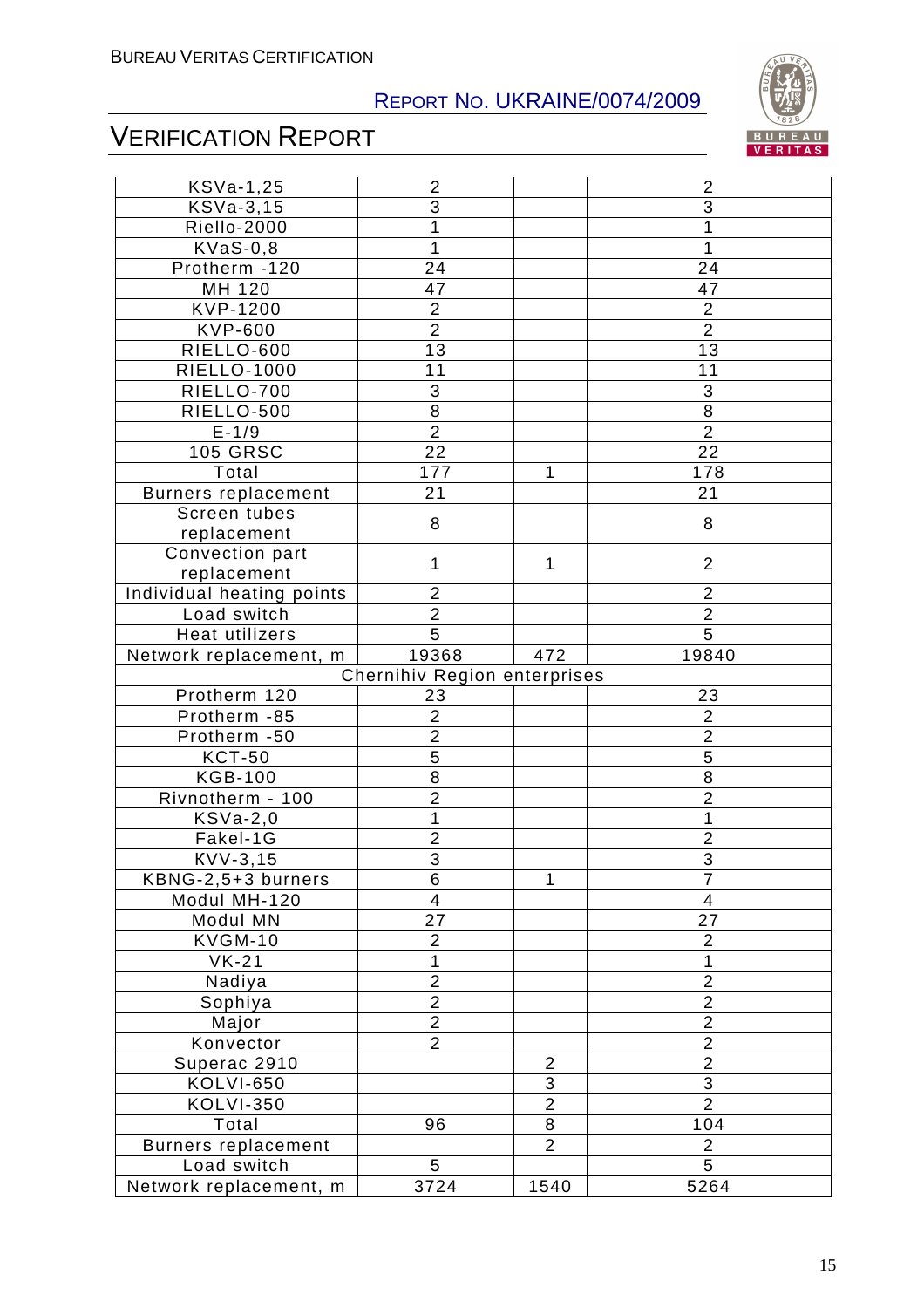| | | | |
|---|---|---|---|
| KSVa-1,25 | 2 | | 2 |
| KSVa-3,15 | 3 | | 3 |
| Riello-2000 | 1 | | 1 |
| KVaS-0,8 | 1 | | 1 |
| Protherm -120 | 24 | | 24 |
| MH 120 | 47 | | 47 |
| KVP-1200 | 2 | | 2 |
| KVP-600 | 2 | | 2 |
| RIELLO-600 | 13 | | 13 |
| RIELLO-1000 | 11 | | 11 |
| RIELLO-700 | 3 | | 3 |
| RIELLO-500 | 8 | | 8 |
| E-1/9 | 2 | | 2 |
| 105 GRSC | 22 | | 22 |
| Total | 177 | 1 | 178 |
| Burners replacement | 21 | | 21 |
| Screen tubes replacement | 8 | | 8 |
| Convection part replacement | 1 | 1 | 2 |
| Individual heating points | 2 | | 2 |
| Load switch | 2 | | 2 |
| Heat utilizers | 5 | | 5 |
| Network replacement, m | 19368 | 472 | 19840 |
| Chernihiv Region enterprises | | | |
| Protherm 120 | 23 | | 23 |
| Protherm -85 | 2 | | 2 |
| Protherm -50 | 2 | | 2 |
| KCT-50 | 5 | | 5 |
| KGB-100 | 8 | | 8 |
| Rivnotherm - 100 | 2 | | 2 |
| KSVa-2,0 | 1 | | 1 |
| Fakel-1G | 2 | | 2 |
| KVV-3,15 | 3 | | 3 |
| KBNG-2,5+3 burners | 6 | 1 | 7 |
| Modul MH-120 | 4 | | 4 |
| Modul MN | 27 | | 27 |
| KVGM-10 | 2 | | 2 |
| VK-21 | 1 | | 1 |
| Nadiya | 2 | | 2 |
| Sophiya | 2 | | 2 |
| Major | 2 | | 2 |
| Konvector | 2 | | 2 |
| Superac 2910 | | 2 | 2 |
| KOLVI-650 | | 3 | 3 |
| KOLVI-350 | | 2 | 2 |
| Total | 96 | 8 | 104 |
| Burners replacement | | 2 | 2 |
| Load switch | 5 | | 5 |
| Network replacement, m | 3724 | 1540 | 5264 |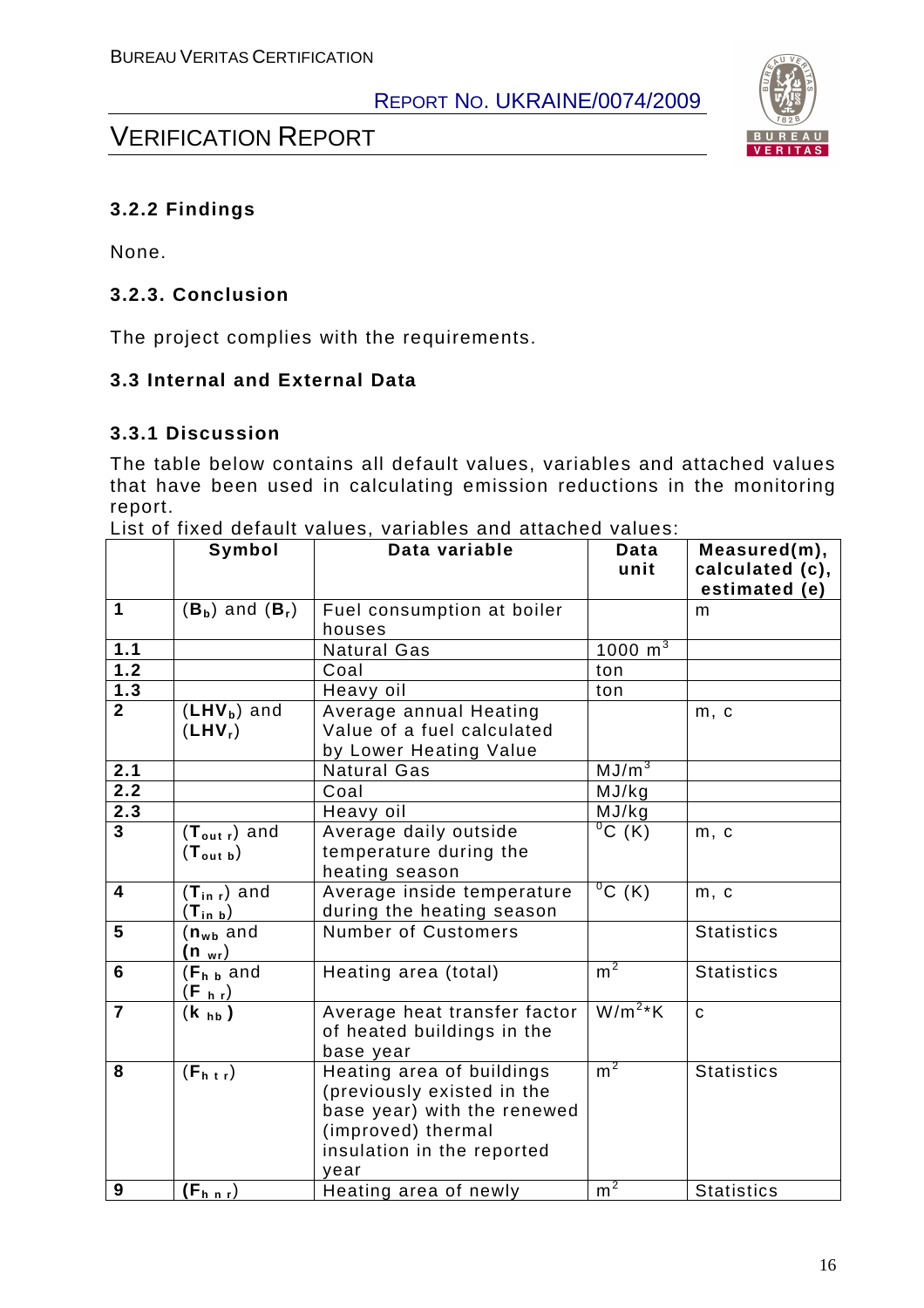### 3.2.2 Findings

None.

### 3.2.3. Conclusion

The project complies with the requirements.

### 3.3 Internal and External Data

### 3.3.1 Discussion

The table below contains all default values, variables and attached values that have been used in calculating emission reductions in the monitoring report.

List of fixed default values, variables and attached values:

| | Symbol | Data variable | Data unit | Measured(m), calculated (c), estimated (e) |
|---|---|---|---|---|
| **1** | (**$B_b$**) and (**$B_r$**) | Fuel consumption at boiler houses | | m |
| **1.1** | | Natural Gas | 1000 $m^3$ | |
| **1.2** | | Coal | ton | |
| **1.3** | | Heavy oil | ton | |
| **2** | (**$LHV_b$**) and (**$LHV_r$**) | Average annual Heating Value of a fuel calculated by Lower Heating Value | | m, c |
| **2.1** | | Natural Gas | $MJ/m^3$ | |
| **2.2** | | Coal | MJ/kg | |
| **2.3** | | Heavy oil | MJ/kg | |
| **3** | (**$T_{out\ r}$**) and (**$T_{out\ b}$**) | Average daily outside temperature during the heating season | $^0C$ (K) | m, c |
| **4** | (**$T_{in\ r}$**) and (**$T_{in\ b}$**) | Average inside temperature during the heating season | $^0C$ (K) | m, c |
| **5** | (**$n_{wb}$** and **$n_{wr}$**) | Number of Customers | | Statistics |
| **6** | (**$F_{h\ b}$** and **$F_{h\ r}$**) | Heating area (total) | $m^2$ | Statistics |
| **7** | (**$k_{hb}$**) | Average heat transfer factor of heated buildings in the base year | $W/m^2$*K | c |
| **8** | (**$F_{h\ t\ r}$**) | Heating area of buildings (previously existed in the base year) with the renewed (improved) thermal insulation in the reported year | $m^2$ | Statistics |
| **9** | (**$F_{h\ n\ r}$**) | Heating area of newly | $m^2$ | Statistics |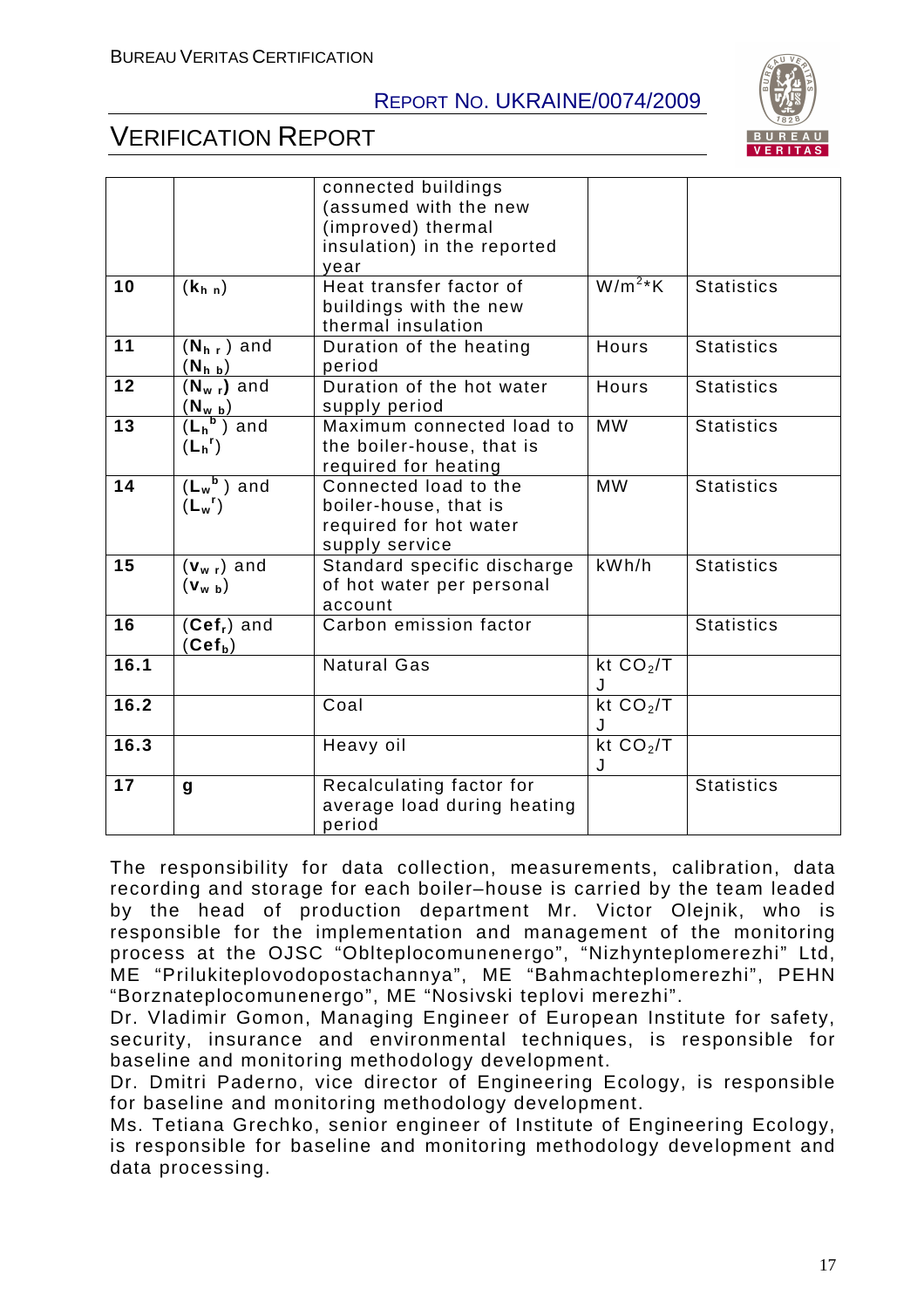| | | connected buildings (assumed with the new (improved) thermal insulation) in the reported year | | |
|---|---|---|---|---|
| **10** | **($k_{h\ n}$)** | Heat transfer factor of buildings with the new thermal insulation | $W/m^2*K$ | Statistics |
| **11** | **($N_{h\ r}$)** and **($N_{h\ b}$)** | Duration of the heating period | Hours | Statistics |
| **12** | **($N_{w\ r}$)** and **($N_{w\ b}$)** | Duration of the hot water supply period | Hours | Statistics |
| **13** | **($L_h^b$)** and **($L_h^r$)** | Maximum connected load to the boiler-house, that is required for heating | MW | Statistics |
| **14** | **($L_w^b$)** and **($L_w^r$)** | Connected load to the boiler-house, that is required for hot water supply service | MW | Statistics |
| **15** | **($v_{w\ r}$)** and **($v_{w\ b}$)** | Standard specific discharge of hot water per personal account | kWh/h | Statistics |
| **16** | **($Cef_r$)** and **($Cef_b$)** | Carbon emission factor | | Statistics |
| **16.1** | | Natural Gas | kt $CO_2$/TJ | |
| **16.2** | | Coal | kt $CO_2$/TJ | |
| **16.3** | | Heavy oil | kt $CO_2$/TJ | |
| **17** | **g** | Recalculating factor for average load during heating period | | Statistics |

The responsibility for data collection, measurements, calibration, data recording and storage for each boiler–house is carried by the team leaded by the head of production department Mr. Victor Olejnik, who is responsible for the implementation and management of the monitoring process at the OJSC "Oblteplocomunenergo", "Nizhynteplomerezhi" Ltd, ME "Prilukiteplovodopostachannya", ME "Bahmachteplomerezhi", PEHN "Borznateplocomunenergo", ME "Nosivski teplovi merezhi".

Dr. Vladimir Gomon, Managing Engineer of European Institute for safety, security, insurance and environmental techniques, is responsible for baseline and monitoring methodology development.

Dr. Dmitri Paderno, vice director of Engineering Ecology, is responsible for baseline and monitoring methodology development.

Ms. Tetiana Grechko, senior engineer of Institute of Engineering Ecology, is responsible for baseline and monitoring methodology development and data processing.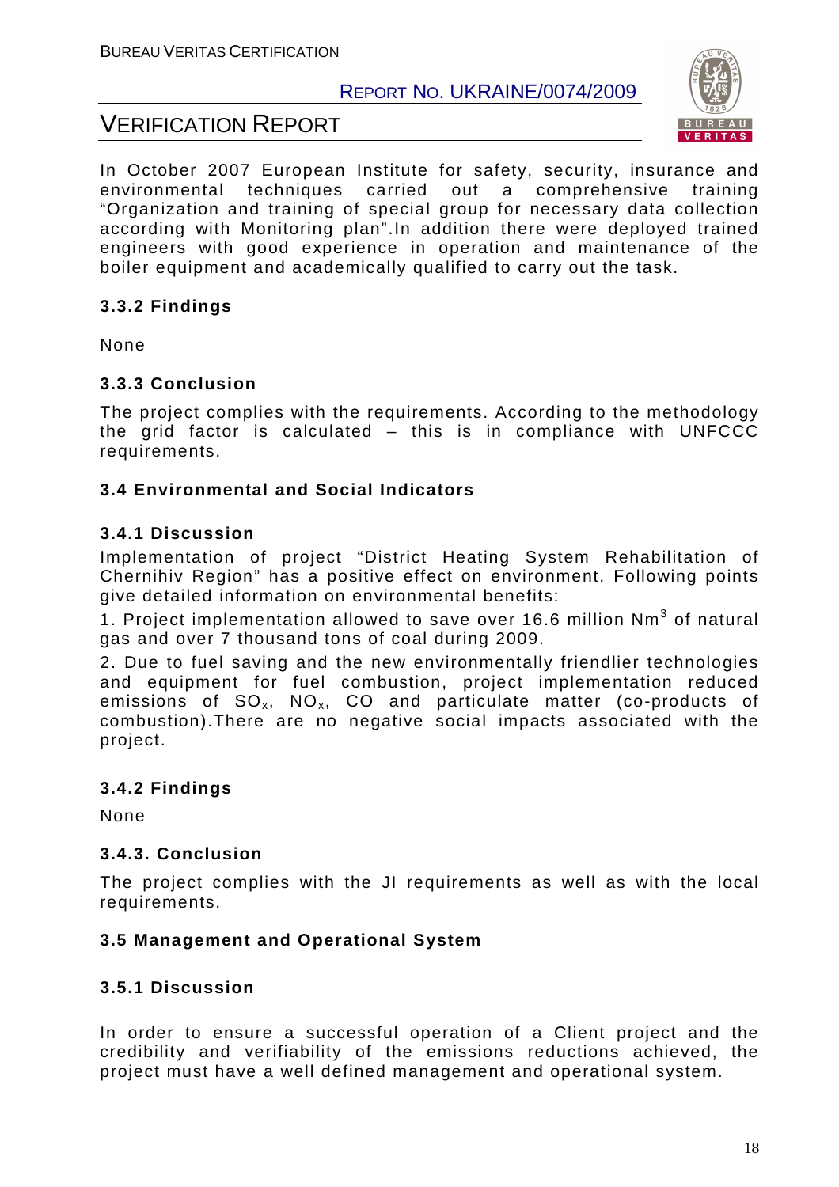In October 2007 European Institute for safety, security, insurance and environmental techniques carried out a comprehensive training "Organization and training of special group for necessary data collection according with Monitoring plan".In addition there were deployed trained engineers with good experience in operation and maintenance of the boiler equipment and academically qualified to carry out the task.

### 3.3.2 Findings

None

### 3.3.3 Conclusion

The project complies with the requirements. According to the methodology the grid factor is calculated – this is in compliance with UNFCCC requirements.

## 3.4 Environmental and Social Indicators

### 3.4.1 Discussion

Implementation of project "District Heating System Rehabilitation of Chernihiv Region" has a positive effect on environment. Following points give detailed information on environmental benefits:

1. Project implementation allowed to save over 16.6 million $Nm^3$ of natural gas and over 7 thousand tons of coal during 2009.
2. Due to fuel saving and the new environmentally friendlier technologies and equipment for fuel combustion, project implementation reduced emissions of $SO_x$, $NO_x$, CO and particulate matter (co-products of combustion).There are no negative social impacts associated with the project.

### 3.4.2 Findings

None

### 3.4.3. Conclusion

The project complies with the JI requirements as well as with the local requirements.

## 3.5 Management and Operational System

### 3.5.1 Discussion

In order to ensure a successful operation of a Client project and the credibility and verifiability of the emissions reductions achieved, the project must have a well defined management and operational system.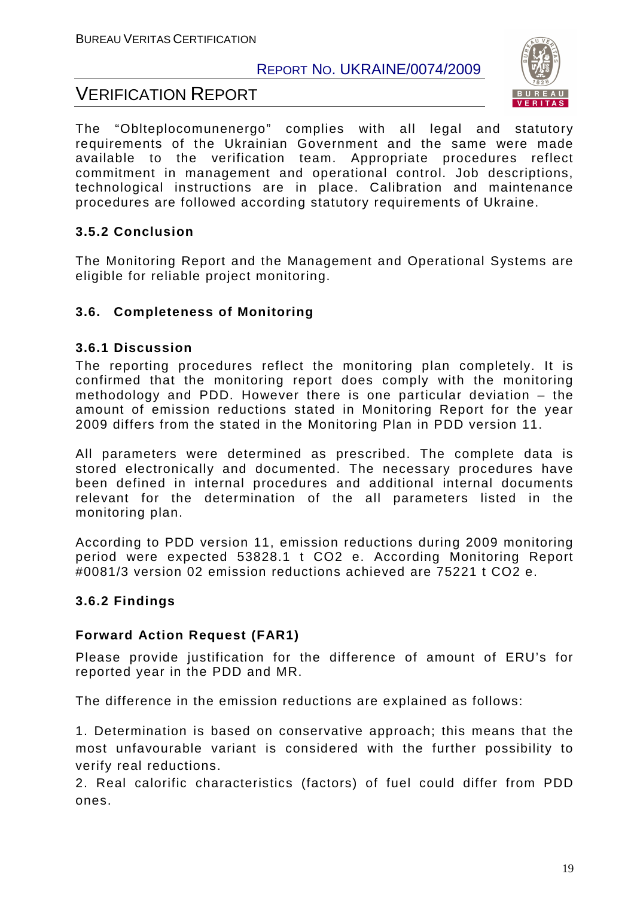The "Oblteplocomunenergo" complies with all legal and statutory requirements of the Ukrainian Government and the same were made available to the verification team. Appropriate procedures reflect commitment in management and operational control. Job descriptions, technological instructions are in place. Calibration and maintenance procedures are followed according statutory requirements of Ukraine.

### 3.5.2 Conclusion

The Monitoring Report and the Management and Operational Systems are eligible for reliable project monitoring.

## 3.6. Completeness of Monitoring

### 3.6.1 Discussion

The reporting procedures reflect the monitoring plan completely. It is confirmed that the monitoring report does comply with the monitoring methodology and PDD. However there is one particular deviation – the amount of emission reductions stated in Monitoring Report for the year 2009 differs from the stated in the Monitoring Plan in PDD version 11.

All parameters were determined as prescribed. The complete data is stored electronically and documented. The necessary procedures have been defined in internal procedures and additional internal documents relevant for the determination of the all parameters listed in the monitoring plan.

According to PDD version 11, emission reductions during 2009 monitoring period were expected 53828.1 t $CO_2$ e. According Monitoring Report #0081/3 version 02 emission reductions achieved are 75221 t $CO_2$ e.

### 3.6.2 Findings

**Forward Action Request (FAR1)**

Please provide justification for the difference of amount of ERU's for reported year in the PDD and MR.

The difference in the emission reductions are explained as follows:

1. Determination is based on conservative approach; this means that the most unfavourable variant is considered with the further possibility to verify real reductions.
2. Real calorific characteristics (factors) of fuel could differ from PDD ones.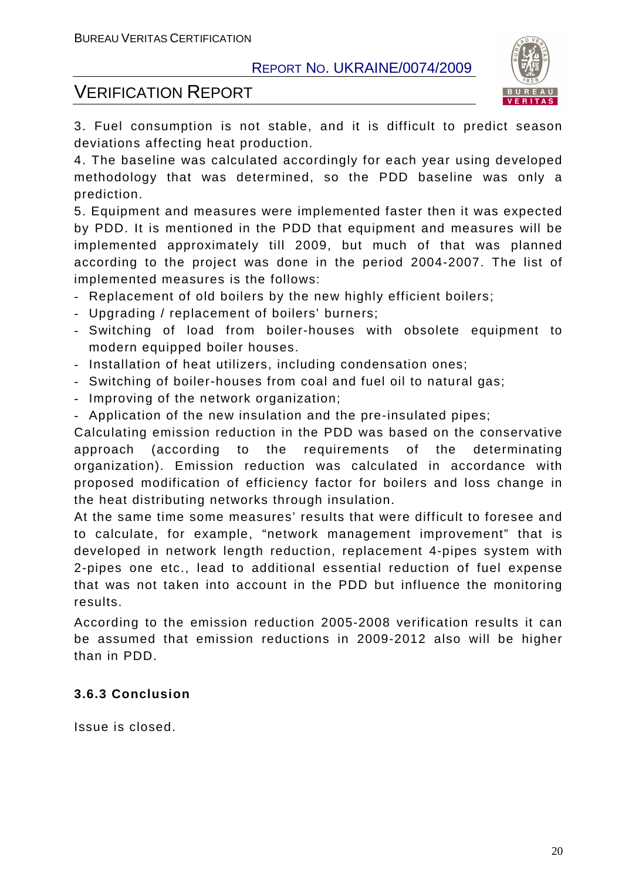3. Fuel consumption is not stable, and it is difficult to predict season deviations affecting heat production.

4. The baseline was calculated accordingly for each year using developed methodology that was determined, so the PDD baseline was only a prediction.

5. Equipment and measures were implemented faster then it was expected by PDD. It is mentioned in the PDD that equipment and measures will be implemented approximately till 2009, but much of that was planned according to the project was done in the period 2004-2007. The list of implemented measures is the follows:

- Replacement of old boilers by the new highly efficient boilers;
- Upgrading / replacement of boilers' burners;
- Switching of load from boiler-houses with obsolete equipment to modern equipped boiler houses.
- Installation of heat utilizers, including condensation ones;
- Switching of boiler-houses from coal and fuel oil to natural gas;
- Improving of the network organization;
- Application of the new insulation and the pre-insulated pipes;

Calculating emission reduction in the PDD was based on the conservative approach (according to the requirements of the determinating organization). Emission reduction was calculated in accordance with proposed modification of efficiency factor for boilers and loss change in the heat distributing networks through insulation.

At the same time some measures' results that were difficult to foresee and to calculate, for example, "network management improvement" that is developed in network length reduction, replacement 4-pipes system with 2-pipes one etc., lead to additional essential reduction of fuel expense that was not taken into account in the PDD but influence the monitoring results.

According to the emission reduction 2005-2008 verification results it can be assumed that emission reductions in 2009-2012 also will be higher than in PDD.

### 3.6.3 Conclusion

Issue is closed.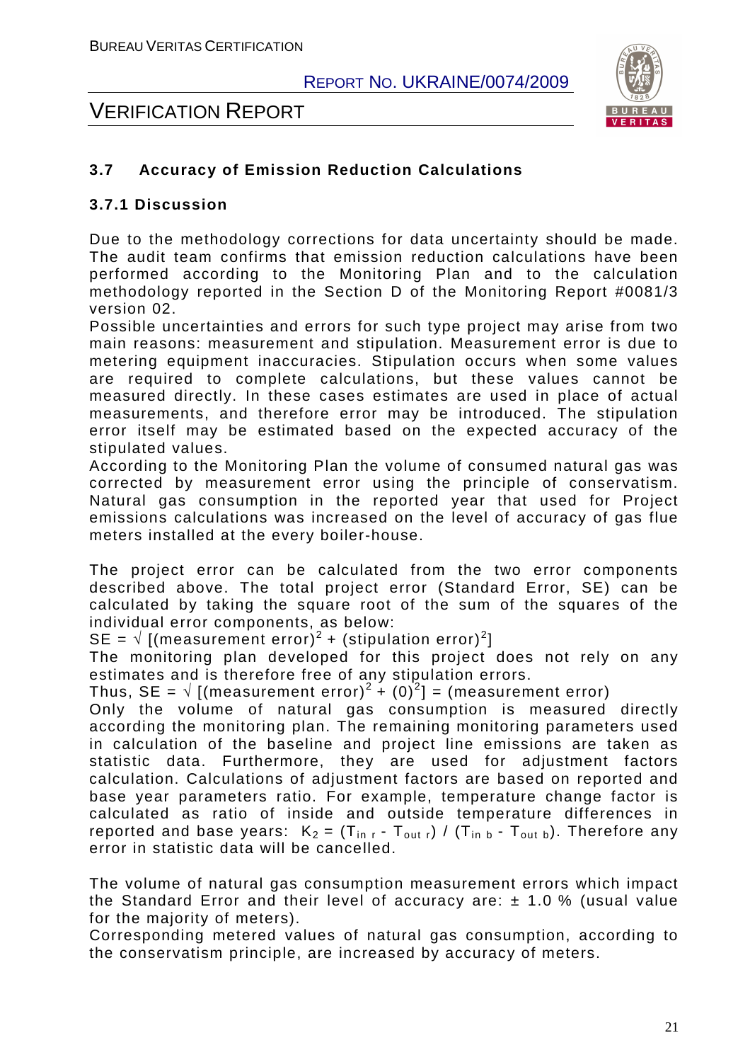### 3.7 Accuracy of Emission Reduction Calculations

#### 3.7.1 Discussion

Due to the methodology corrections for data uncertainty should be made. The audit team confirms that emission reduction calculations have been performed according to the Monitoring Plan and to the calculation methodology reported in the Section D of the Monitoring Report #0081/3 version 02.

Possible uncertainties and errors for such type project may arise from two main reasons: measurement and stipulation. Measurement error is due to metering equipment inaccuracies. Stipulation occurs when some values are required to complete calculations, but these values cannot be measured directly. In these cases estimates are used in place of actual measurements, and therefore error may be introduced. The stipulation error itself may be estimated based on the expected accuracy of the stipulated values.

According to the Monitoring Plan the volume of consumed natural gas was corrected by measurement error using the principle of conservatism. Natural gas consumption in the reported year that used for Project emissions calculations was increased on the level of accuracy of gas flue meters installed at the every boiler-house.

The project error can be calculated from the two error components described above. The total project error (Standard Error, SE) can be calculated by taking the square root of the sum of the squares of the individual error components, as below:

$SE = \sqrt{[(\text{measurement error})^2 + (\text{stipulation error})^2]}$

The monitoring plan developed for this project does not rely on any estimates and is therefore free of any stipulation errors.

Thus, $SE = \sqrt{[(\text{measurement error})^2 + (0)^2]} = (\text{measurement error})$

Only the volume of natural gas consumption is measured directly according the monitoring plan. The remaining monitoring parameters used in calculation of the baseline and project line emissions are taken as statistic data. Furthermore, they are used for adjustment factors calculation. Calculations of adjustment factors are based on reported and base year parameters ratio. For example, temperature change factor is calculated as ratio of inside and outside temperature differences in reported and base years: $K_2 = (T_{in\ r} - T_{out\ r}) / (T_{in\ b} - T_{out\ b})$. Therefore any error in statistic data will be cancelled.

The volume of natural gas consumption measurement errors which impact the Standard Error and their level of accuracy are: ± 1.0 % (usual value for the majority of meters).

Corresponding metered values of natural gas consumption, according to the conservatism principle, are increased by accuracy of meters.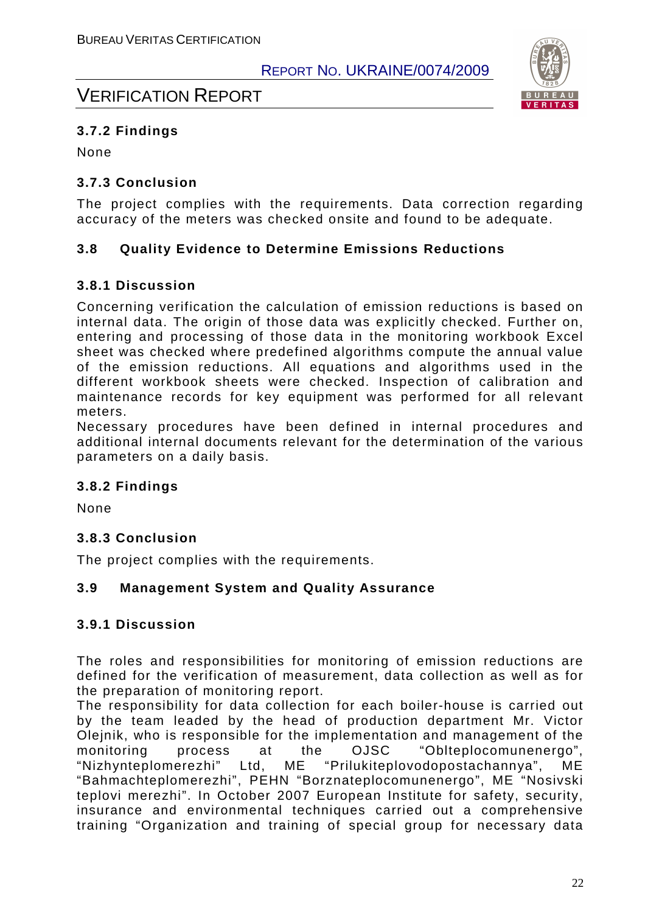### 3.7.2 Findings

None

### 3.7.3 Conclusion

The project complies with the requirements. Data correction regarding accuracy of the meters was checked onsite and found to be adequate.

## 3.8 Quality Evidence to Determine Emissions Reductions

### 3.8.1 Discussion

Concerning verification the calculation of emission reductions is based on internal data. The origin of those data was explicitly checked. Further on, entering and processing of those data in the monitoring workbook Excel sheet was checked where predefined algorithms compute the annual value of the emission reductions. All equations and algorithms used in the different workbook sheets were checked. Inspection of calibration and maintenance records for key equipment was performed for all relevant meters.
Necessary procedures have been defined in internal procedures and additional internal documents relevant for the determination of the various parameters on a daily basis.

### 3.8.2 Findings

None

### 3.8.3 Conclusion

The project complies with the requirements.

## 3.9 Management System and Quality Assurance

### 3.9.1 Discussion

The roles and responsibilities for monitoring of emission reductions are defined for the verification of measurement, data collection as well as for the preparation of monitoring report.
The responsibility for data collection for each boiler-house is carried out by the team leaded by the head of production department Mr. Victor Olejnik, who is responsible for the implementation and management of the monitoring process at the OJSC "Oblteplocomunenergo", "Nizhynteplomerezhi" Ltd, ME "Prilukiteplovodopostachannya", ME "Bahmachteplomerezhi", PEHN "Borznateplocomunenergo", ME "Nosivski teplovi merezhi". In October 2007 European Institute for safety, security, insurance and environmental techniques carried out a comprehensive training "Organization and training of special group for necessary data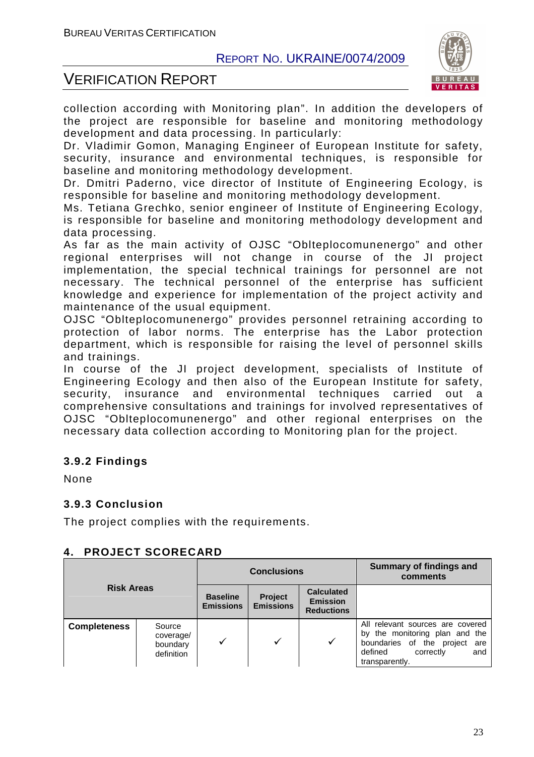collection according with Monitoring plan". In addition the developers of the project are responsible for baseline and monitoring methodology development and data processing. In particularly:

Dr. Vladimir Gomon, Managing Engineer of European Institute for safety, security, insurance and environmental techniques, is responsible for baseline and monitoring methodology development.

Dr. Dmitri Paderno, vice director of Institute of Engineering Ecology, is responsible for baseline and monitoring methodology development.

Ms. Tetiana Grechko, senior engineer of Institute of Engineering Ecology, is responsible for baseline and monitoring methodology development and data processing.

As far as the main activity of OJSC "Oblteplocomunenergo" and other regional enterprises will not change in course of the JI project implementation, the special technical trainings for personnel are not necessary. The technical personnel of the enterprise has sufficient knowledge and experience for implementation of the project activity and maintenance of the usual equipment.

OJSC "Oblteplocomunenergo" provides personnel retraining according to protection of labor norms. The enterprise has the Labor protection department, which is responsible for raising the level of personnel skills and trainings.

In course of the JI project development, specialists of Institute of Engineering Ecology and then also of the European Institute for safety, security, insurance and environmental techniques carried out a comprehensive consultations and trainings for involved representatives of OJSC "Oblteplocomunenergo" and other regional enterprises on the necessary data collection according to Monitoring plan for the project.

### 3.9.2 Findings

None

### 3.9.3 Conclusion

The project complies with the requirements.

## 4. PROJECT SCORECARD

| Risk Areas | | Conclusions | | | Summary of findings and comments |
|---|---|---|---|---|---|
| | | Baseline Emissions | Project Emissions | Calculated Emission Reductions | |
| **Completeness** | Source coverage/ boundary definition | ✓ | ✓ | ✓ | All relevant sources are covered by the monitoring plan and the boundaries of the project are defined correctly and transparently. |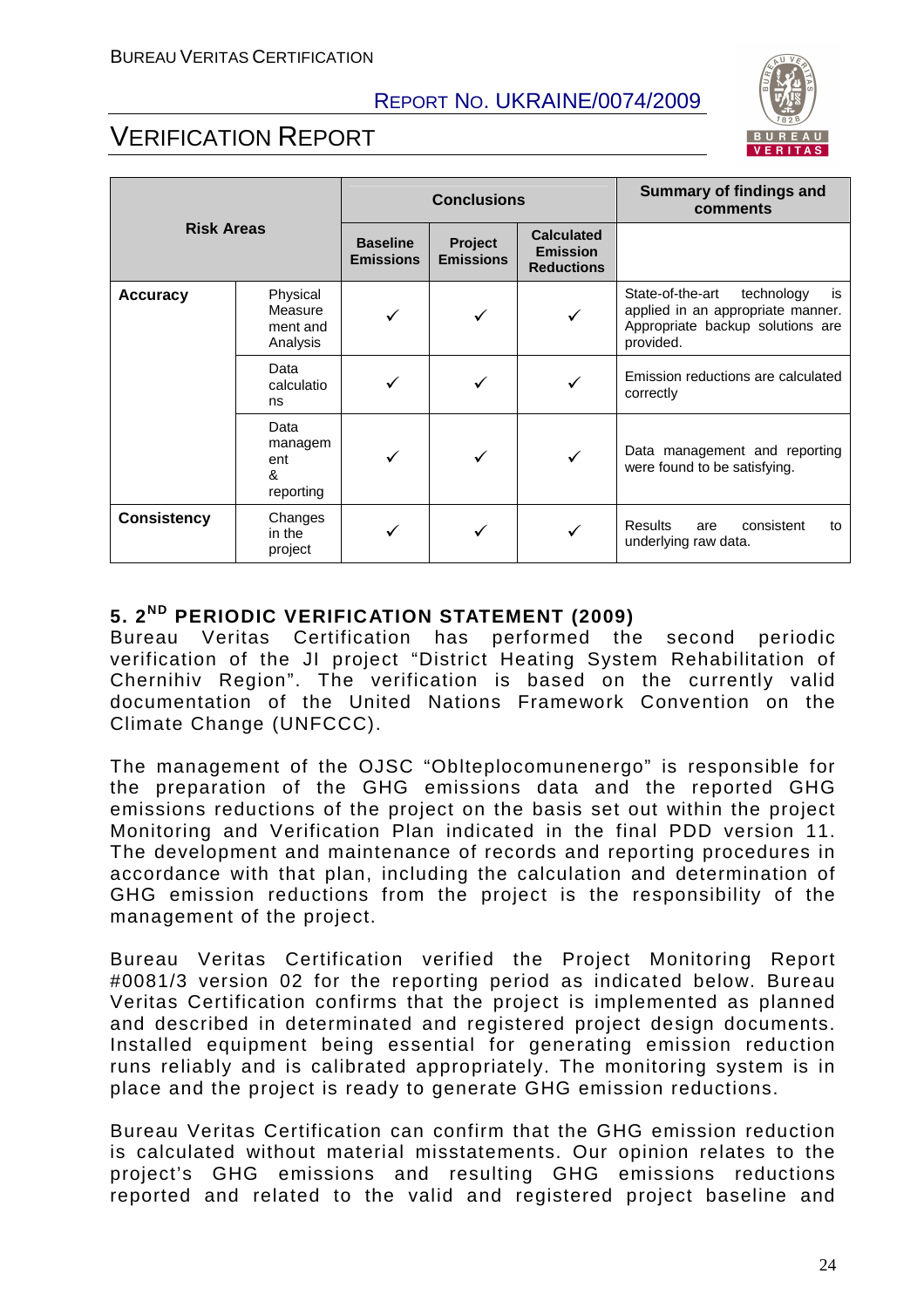| Risk Areas | | Conclusions | | | Summary of findings and comments |
|---|---|---|---|---|---|
| | | Baseline Emissions | Project Emissions | Calculated Emission Reductions | |
| **Accuracy** | Physical Measurement and Analysis | ✓ | ✓ | ✓ | State-of-the-art technology is applied in an appropriate manner. Appropriate backup solutions are provided. |
| | Data calculations | ✓ | ✓ | ✓ | Emission reductions are calculated correctly |
| | Data management & reporting | ✓ | ✓ | ✓ | Data management and reporting were found to be satisfying. |
| **Consistency** | Changes in the project | ✓ | ✓ | ✓ | Results are consistent to underlying raw data. |

## 5. 2ND PERIODIC VERIFICATION STATEMENT (2009)

Bureau Veritas Certification has performed the second periodic verification of the JI project "District Heating System Rehabilitation of Chernihiv Region". The verification is based on the currently valid documentation of the United Nations Framework Convention on the Climate Change (UNFCCC).

The management of the OJSC "Oblteplocomunenergo" is responsible for the preparation of the GHG emissions data and the reported GHG emissions reductions of the project on the basis set out within the project Monitoring and Verification Plan indicated in the final PDD version 11. The development and maintenance of records and reporting procedures in accordance with that plan, including the calculation and determination of GHG emission reductions from the project is the responsibility of the management of the project.

Bureau Veritas Certification verified the Project Monitoring Report #0081/3 version 02 for the reporting period as indicated below. Bureau Veritas Certification confirms that the project is implemented as planned and described in determinated and registered project design documents. Installed equipment being essential for generating emission reduction runs reliably and is calibrated appropriately. The monitoring system is in place and the project is ready to generate GHG emission reductions.

Bureau Veritas Certification can confirm that the GHG emission reduction is calculated without material misstatements. Our opinion relates to the project's GHG emissions and resulting GHG emissions reductions reported and related to the valid and registered project baseline and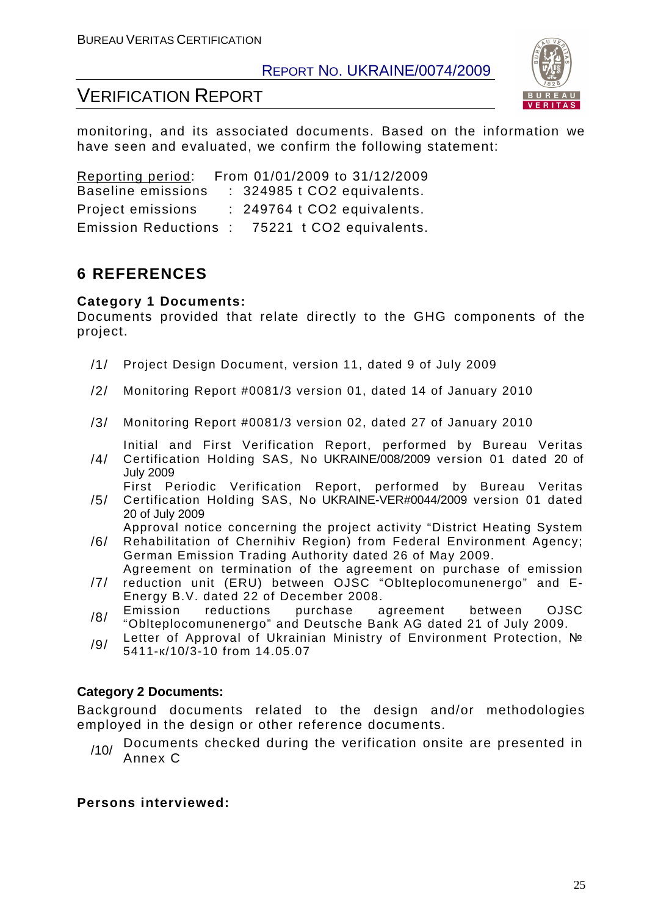monitoring, and its associated documents. Based on the information we have seen and evaluated, we confirm the following statement:

Reporting period: From 01/01/2009 to 31/12/2009
Baseline emissions : 324985 t CO2 equivalents.
Project emissions : 249764 t CO2 equivalents.
Emission Reductions : 75221 t CO2 equivalents.

## 6 REFERENCES

**Category 1 Documents:**
Documents provided that relate directly to the GHG components of the project.

/1/ Project Design Document, version 11, dated 9 of July 2009

/2/ Monitoring Report #0081/3 version 01, dated 14 of January 2010

/3/ Monitoring Report #0081/3 version 02, dated 27 of January 2010

/4/ Initial and First Verification Report, performed by Bureau Veritas Certification Holding SAS, No UKRAINE/008/2009 version 01 dated 20 of July 2009

/5/ First Periodic Verification Report, performed by Bureau Veritas Certification Holding SAS, No UKRAINE-VER#0044/2009 version 01 dated 20 of July 2009

/6/ Approval notice concerning the project activity "District Heating System Rehabilitation of Chernihiv Region) from Federal Environment Agency; German Emission Trading Authority dated 26 of May 2009.

/7/ Agreement on termination of the agreement on purchase of emission reduction unit (ERU) between OJSC "Oblteplocomunenergo" and E-Energy B.V. dated 22 of December 2008.

/8/ Emission reductions purchase agreement between OJSC "Oblteplocomunenergo" and Deutsche Bank AG dated 21 of July 2009.

/9/ Letter of Approval of Ukrainian Ministry of Environment Protection, № 5411-к/10/3-10 from 14.05.07

**Category 2 Documents:**
Background documents related to the design and/or methodologies employed in the design or other reference documents.

/10/ Documents checked during the verification onsite are presented in Annex C

**Persons interviewed:**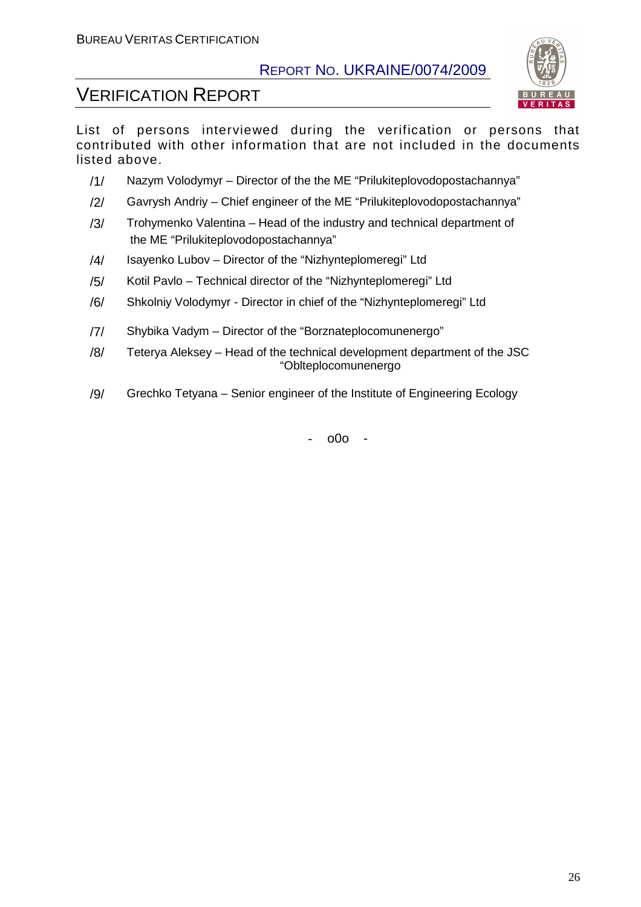List of persons interviewed during the verification or persons that contributed with other information that are not included in the documents listed above.

/1/ Nazym Volodymyr – Director of the the ME "Prilukiteplovodopostachannya"

/2/ Gavrysh Andriy – Chief engineer of the ME "Prilukiteplovodopostachannya"

/3/ Trohymenko Valentina – Head of the industry and technical department of the ME "Prilukiteplovodopostachannya"

/4/ Isayenko Lubov – Director of the "Nizhynteplomeregi" Ltd

/5/ Kotil Pavlo – Technical director of the "Nizhynteplomeregi" Ltd

/6/ Shkolniy Volodymyr - Director in chief of the "Nizhynteplomeregi" Ltd

/7/ Shybika Vadym – Director of the "Borznateplocomunenergo"

/8/ Teterya Aleksey – Head of the technical development department of the JSC "Oblteplocomunenergo

/9/ Grechko Tetyana – Senior engineer of the Institute of Engineering Ecology

- o0o -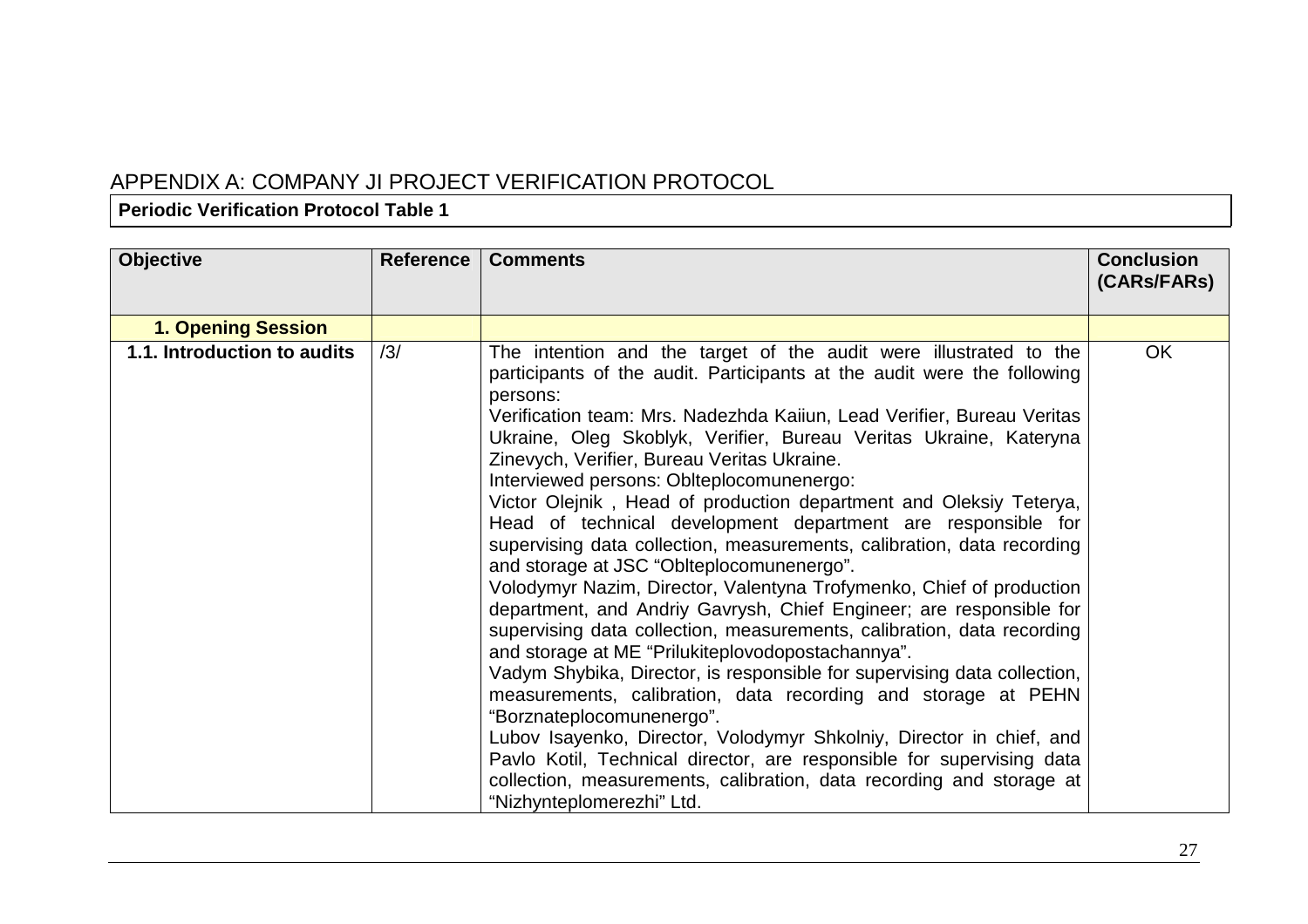## APPENDIX A: COMPANY JI PROJECT VERIFICATION PROTOCOL

**Periodic Verification Protocol Table 1**

| **Objective** | **Reference** | **Comments** | **Conclusion (CARs/FARs)** |
|---|---|---|---|
| **1. Opening Session** | | | |
| **1.1. Introduction to audits** | /3/ | The intention and the target of the audit were illustrated to the participants of the audit. Participants at the audit were the following persons:<br>Verification team: Mrs. Nadezhda Kaiiun, Lead Verifier, Bureau Veritas Ukraine, Oleg Skoblyk, Verifier, Bureau Veritas Ukraine, Kateryna Zinevych, Verifier, Bureau Veritas Ukraine.<br>Interviewed persons: Oblteplocomunenergo:<br>Victor Olejnik , Head of production department and Oleksiy Teterya, Head of technical development department are responsible for supervising data collection, measurements, calibration, data recording and storage at JSC "Oblteplocomunenergo".<br>Volodymyr Nazim, Director, Valentyna Trofymenko, Chief of production department, and Andriy Gavrysh, Chief Engineer; are responsible for supervising data collection, measurements, calibration, data recording and storage at ME "Prilukiteplovodopostachannya".<br>Vadym Shybika, Director, is responsible for supervising data collection, measurements, calibration, data recording and storage at PEHN "Borznateplocomunenergo".<br>Lubov Isayenko, Director, Volodymyr Shkolniy, Director in chief, and Pavlo Kotil, Technical director, are responsible for supervising data collection, measurements, calibration, data recording and storage at "Nizhynteplomerezhi" Ltd. | OK |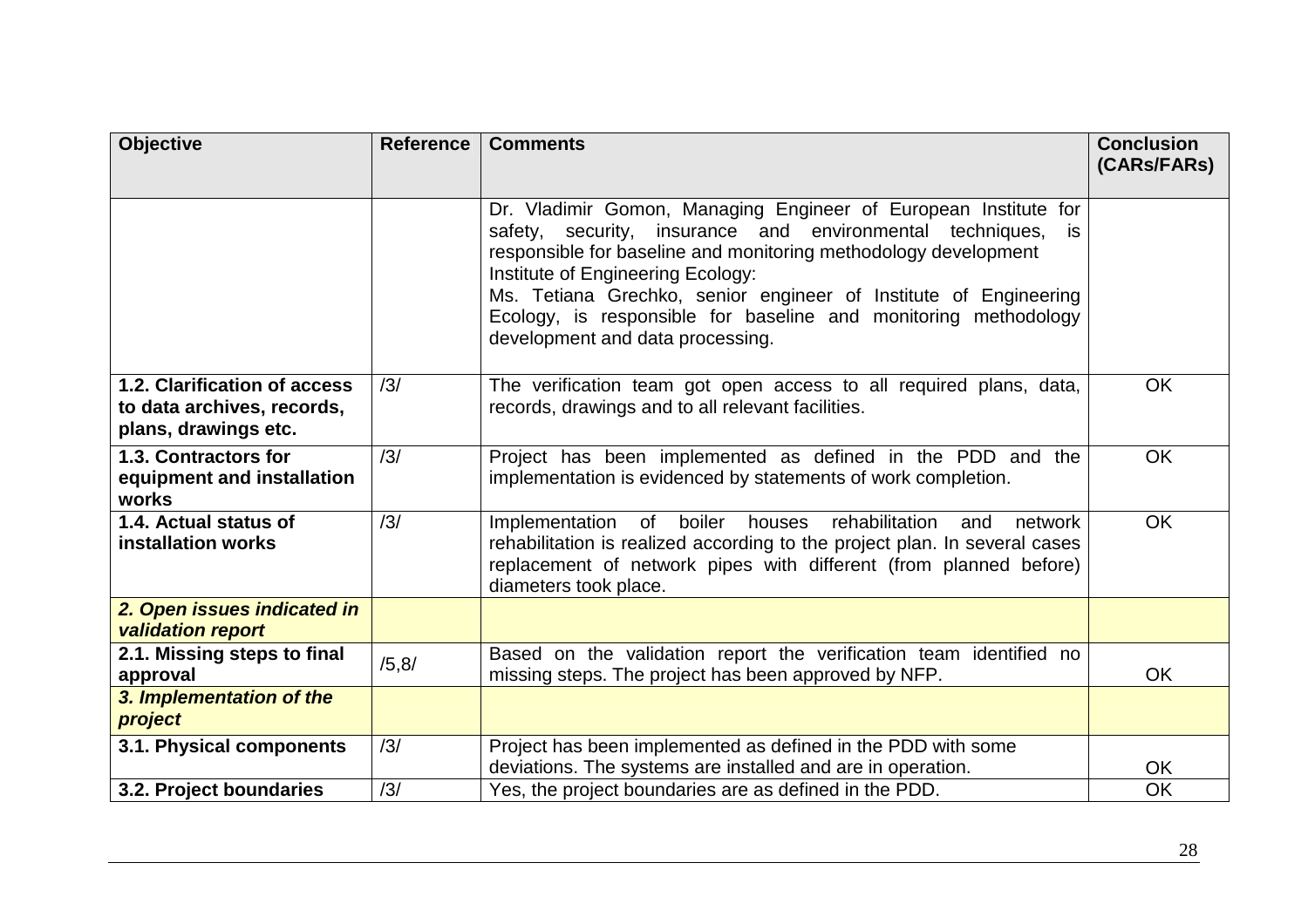| Objective | Reference | Comments | Conclusion (CARs/FARs) |
|---|---|---|---|
| | | Dr. Vladimir Gomon, Managing Engineer of European Institute for safety, security, insurance and environmental techniques, is responsible for baseline and monitoring methodology development Institute of Engineering Ecology: Ms. Tetiana Grechko, senior engineer of Institute of Engineering Ecology, is responsible for baseline and monitoring methodology development and data processing. | |
| **1.2. Clarification of access to data archives, records, plans, drawings etc.** | /3/ | The verification team got open access to all required plans, data, records, drawings and to all relevant facilities. | OK |
| **1.3. Contractors for equipment and installation works** | /3/ | Project has been implemented as defined in the PDD and the implementation is evidenced by statements of work completion. | OK |
| **1.4. Actual status of installation works** | /3/ | Implementation of boiler houses rehabilitation and network rehabilitation is realized according to the project plan. In several cases replacement of network pipes with different (from planned before) diameters took place. | OK |
| ***2. Open issues indicated in validation report*** | | | |
| **2.1. Missing steps to final approval** | /5,8/ | Based on the validation report the verification team identified no missing steps. The project has been approved by NFP. | OK |
| ***3. Implementation of the project*** | | | |
| **3.1. Physical components** | /3/ | Project has been implemented as defined in the PDD with some deviations. The systems are installed and are in operation. | OK |
| **3.2. Project boundaries** | /3/ | Yes, the project boundaries are as defined in the PDD. | OK |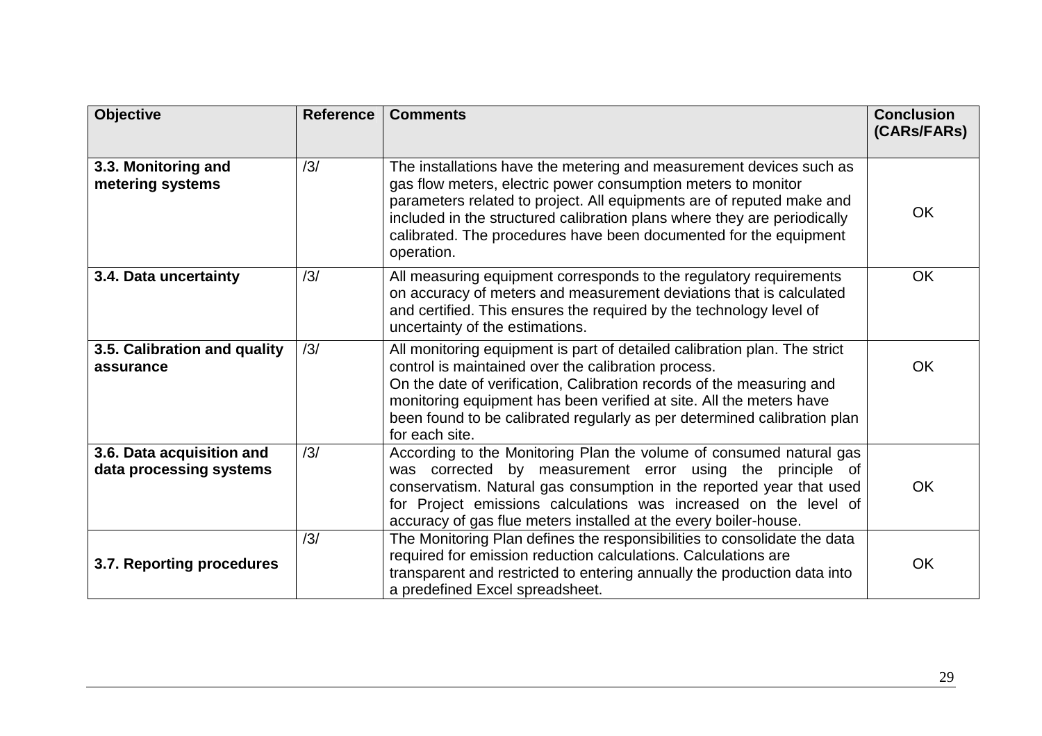| Objective | Reference | Comments | Conclusion (CARs/FARs) |
|---|---|---|---|
| **3.3. Monitoring and metering systems** | /3/ | The installations have the metering and measurement devices such as gas flow meters, electric power consumption meters to monitor parameters related to project. All equipments are of reputed make and included in the structured calibration plans where they are periodically calibrated. The procedures have been documented for the equipment operation. | OK |
| **3.4. Data uncertainty** | /3/ | All measuring equipment corresponds to the regulatory requirements on accuracy of meters and measurement deviations that is calculated and certified. This ensures the required by the technology level of uncertainty of the estimations. | OK |
| **3.5. Calibration and quality assurance** | /3/ | All monitoring equipment is part of detailed calibration plan. The strict control is maintained over the calibration process.<br>On the date of verification, Calibration records of the measuring and monitoring equipment has been verified at site. All the meters have been found to be calibrated regularly as per determined calibration plan for each site. | OK |
| **3.6. Data acquisition and data processing systems** | /3/ | According to the Monitoring Plan the volume of consumed natural gas was corrected by measurement error using the principle of conservatism. Natural gas consumption in the reported year that used for Project emissions calculations was increased on the level of accuracy of gas flue meters installed at the every boiler-house. | OK |
| **3.7. Reporting procedures** | /3/ | The Monitoring Plan defines the responsibilities to consolidate the data required for emission reduction calculations. Calculations are transparent and restricted to entering annually the production data into a predefined Excel spreadsheet. | OK |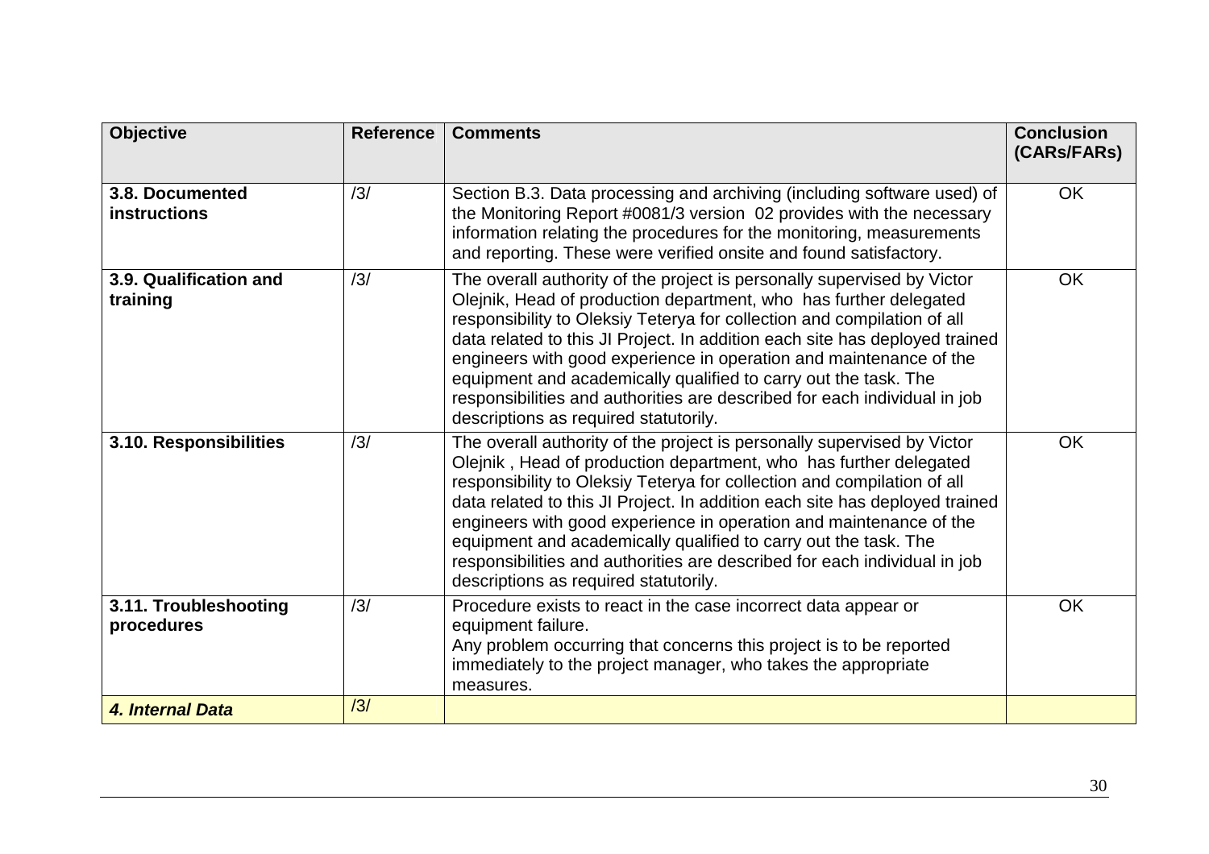| Objective | Reference | Comments | Conclusion (CARs/FARs) |
|---|---|---|---|
| **3.8. Documented instructions** | /3/ | Section B.3. Data processing and archiving (including software used) of the Monitoring Report #0081/3 version 02 provides with the necessary information relating the procedures for the monitoring, measurements and reporting. These were verified onsite and found satisfactory. | OK |
| **3.9. Qualification and training** | /3/ | The overall authority of the project is personally supervised by Victor Olejnik, Head of production department, who has further delegated responsibility to Oleksiy Teterya for collection and compilation of all data related to this JI Project. In addition each site has deployed trained engineers with good experience in operation and maintenance of the equipment and academically qualified to carry out the task. The responsibilities and authorities are described for each individual in job descriptions as required statutorily. | OK |
| **3.10. Responsibilities** | /3/ | The overall authority of the project is personally supervised by Victor Olejnik , Head of production department, who has further delegated responsibility to Oleksiy Teterya for collection and compilation of all data related to this JI Project. In addition each site has deployed trained engineers with good experience in operation and maintenance of the equipment and academically qualified to carry out the task. The responsibilities and authorities are described for each individual in job descriptions as required statutorily. | OK |
| **3.11. Troubleshooting procedures** | /3/ | Procedure exists to react in the case incorrect data appear or equipment failure.<br>Any problem occurring that concerns this project is to be reported immediately to the project manager, who takes the appropriate measures. | OK |
| ***4. Internal Data*** | /3/ | | |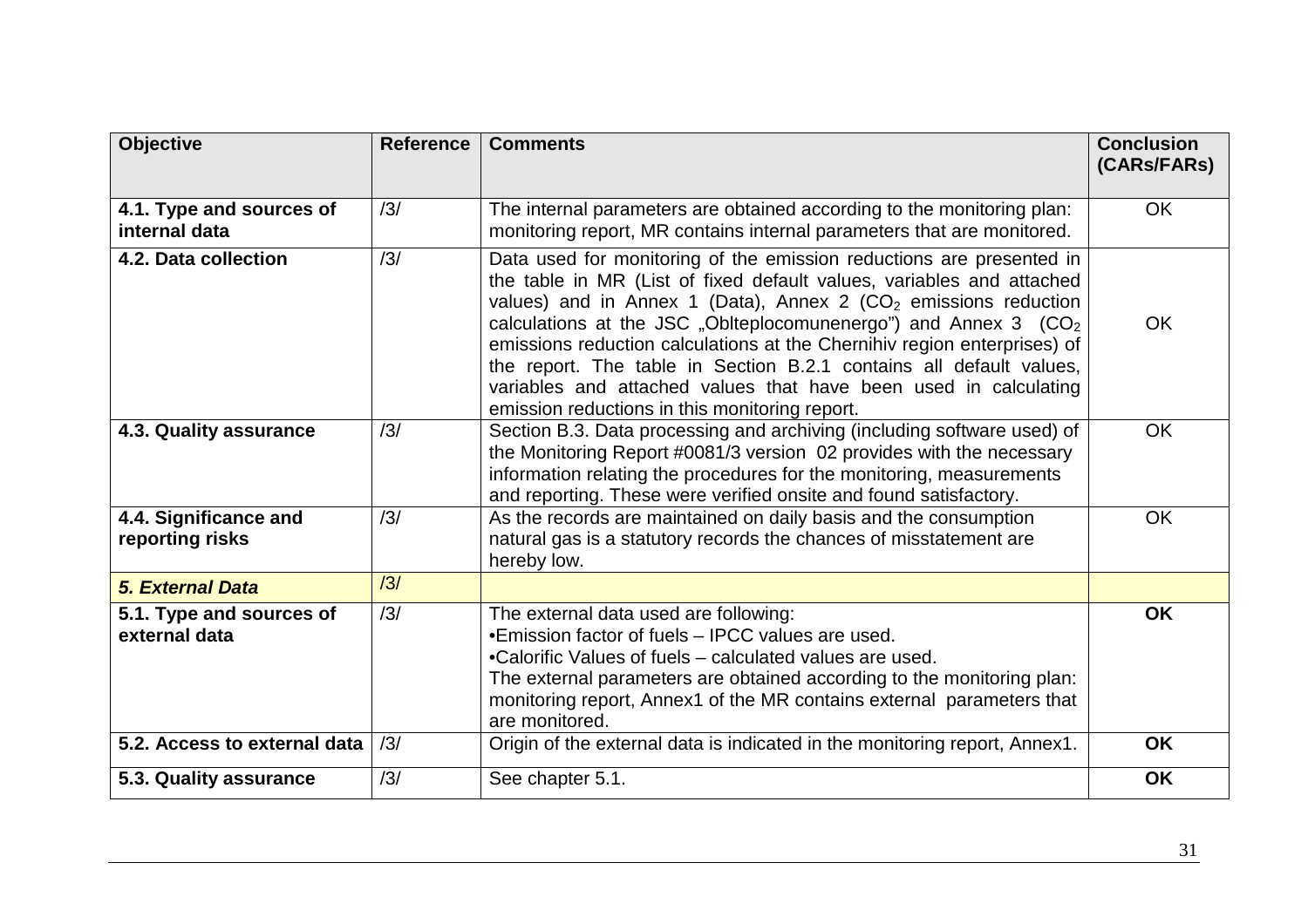| Objective | Reference | Comments | Conclusion (CARs/FARs) |
|---|---|---|---|
| **4.1. Type and sources of internal data** | /3/ | The internal parameters are obtained according to the monitoring plan: monitoring report, MR contains internal parameters that are monitored. | OK |
| **4.2. Data collection** | /3/ | Data used for monitoring of the emission reductions are presented in the table in MR (List of fixed default values, variables and attached values) and in Annex 1 (Data), Annex 2 ($CO_2$ emissions reduction calculations at the JSC „Oblteplocomunenergo") and Annex 3 ($CO_2$ emissions reduction calculations at the Chernihiv region enterprises) of the report. The table in Section B.2.1 contains all default values, variables and attached values that have been used in calculating emission reductions in this monitoring report. | OK |
| **4.3. Quality assurance** | /3/ | Section B.3. Data processing and archiving (including software used) of the Monitoring Report #0081/3 version 02 provides with the necessary information relating the procedures for the monitoring, measurements and reporting. These were verified onsite and found satisfactory. | OK |
| **4.4. Significance and reporting risks** | /3/ | As the records are maintained on daily basis and the consumption natural gas is a statutory records the chances of misstatement are hereby low. | OK |
| ***5. External Data*** | /3/ | | |
| **5.1. Type and sources of external data** | /3/ | The external data used are following:<br>•Emission factor of fuels – IPCC values are used.<br>•Calorific Values of fuels – calculated values are used.<br>The external parameters are obtained according to the monitoring plan: monitoring report, Annex1 of the MR contains external parameters that are monitored. | **OK** |
| **5.2. Access to external data** | /3/ | Origin of the external data is indicated in the monitoring report, Annex1. | **OK** |
| **5.3. Quality assurance** | /3/ | See chapter 5.1. | **OK** |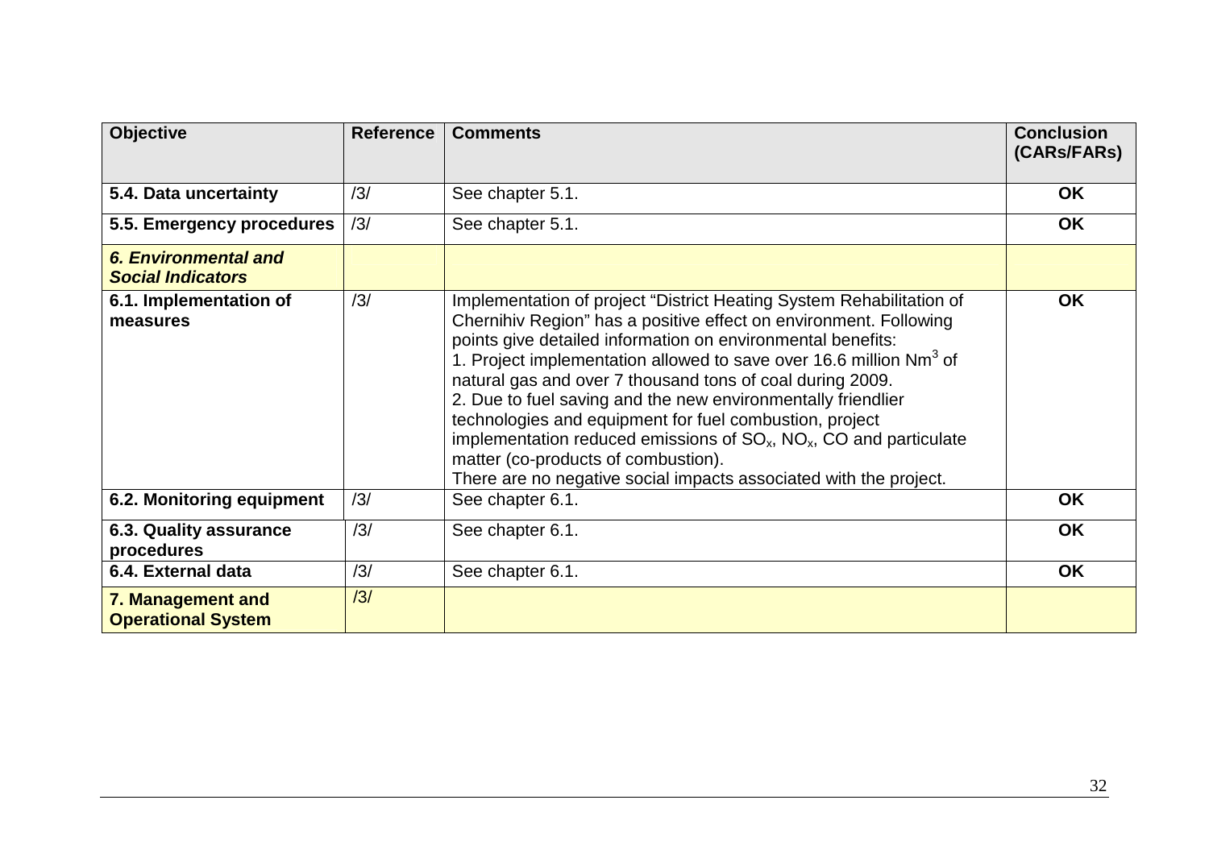| **Objective** | **Reference** | **Comments** | **Conclusion (CARs/FARs)** |
|---|---|---|---|
| **5.4. Data uncertainty** | /3/ | See chapter 5.1. | **OK** |
| **5.5. Emergency procedures** | /3/ | See chapter 5.1. | **OK** |
| ***6. Environmental and Social Indicators*** | | | |
| **6.1. Implementation of measures** | /3/ | Implementation of project "District Heating System Rehabilitation of Chernihiv Region" has a positive effect on environment. Following points give detailed information on environmental benefits:<br>1. Project implementation allowed to save over 16.6 million $Nm^3$ of natural gas and over 7 thousand tons of coal during 2009.<br>2. Due to fuel saving and the new environmentally friendlier technologies and equipment for fuel combustion, project implementation reduced emissions of $SO_x$, $NO_x$, CO and particulate matter (co-products of combustion).<br>There are no negative social impacts associated with the project. | **OK** |
| **6.2. Monitoring equipment** | /3/ | See chapter 6.1. | **OK** |
| **6.3. Quality assurance procedures** | /3/ | See chapter 6.1. | **OK** |
| **6.4. External data** | /3/ | See chapter 6.1. | **OK** |
| **7. Management and Operational System** | /3/ | | |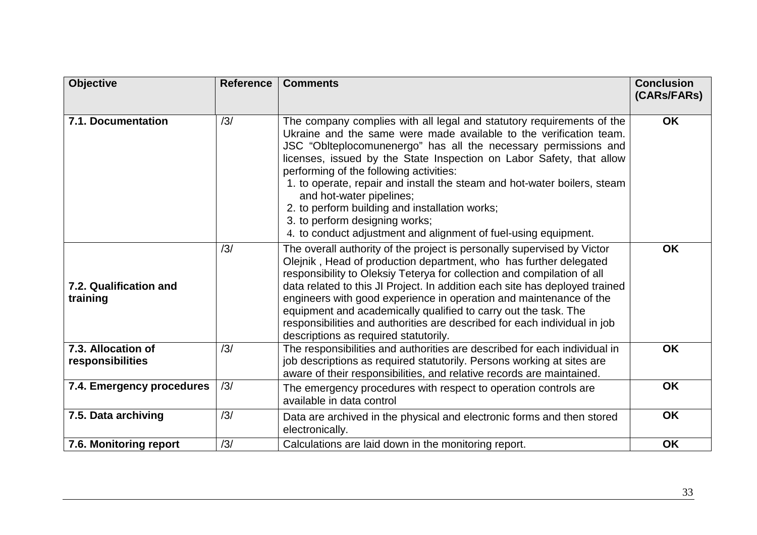| **Objective** | **Reference** | **Comments** | **Conclusion (CARs/FARs)** |
|---|---|---|---|
| **7.1. Documentation** | /3/ | The company complies with all legal and statutory requirements of the Ukraine and the same were made available to the verification team. JSC “Oblteplocomunenergo” has all the necessary permissions and licenses, issued by the State Inspection on Labor Safety, that allow performing of the following activities:<br>1. to operate, repair and install the steam and hot-water boilers, steam and hot-water pipelines;<br>2. to perform building and installation works;<br>3. to perform designing works;<br>4. to conduct adjustment and alignment of fuel-using equipment. | **OK** |
| **7.2. Qualification and training** | /3/ | The overall authority of the project is personally supervised by Victor Olejnik , Head of production department, who has further delegated responsibility to Oleksiy Teterya for collection and compilation of all data related to this JI Project. In addition each site has deployed trained engineers with good experience in operation and maintenance of the equipment and academically qualified to carry out the task. The responsibilities and authorities are described for each individual in job descriptions as required statutorily. | **OK** |
| **7.3. Allocation of responsibilities** | /3/ | The responsibilities and authorities are described for each individual in job descriptions as required statutorily. Persons working at sites are aware of their responsibilities, and relative records are maintained. | **OK** |
| **7.4. Emergency procedures** | /3/ | The emergency procedures with respect to operation controls are available in data control | **OK** |
| **7.5. Data archiving** | /3/ | Data are archived in the physical and electronic forms and then stored electronically. | **OK** |
| **7.6. Monitoring report** | /3/ | Calculations are laid down in the monitoring report. | **OK** |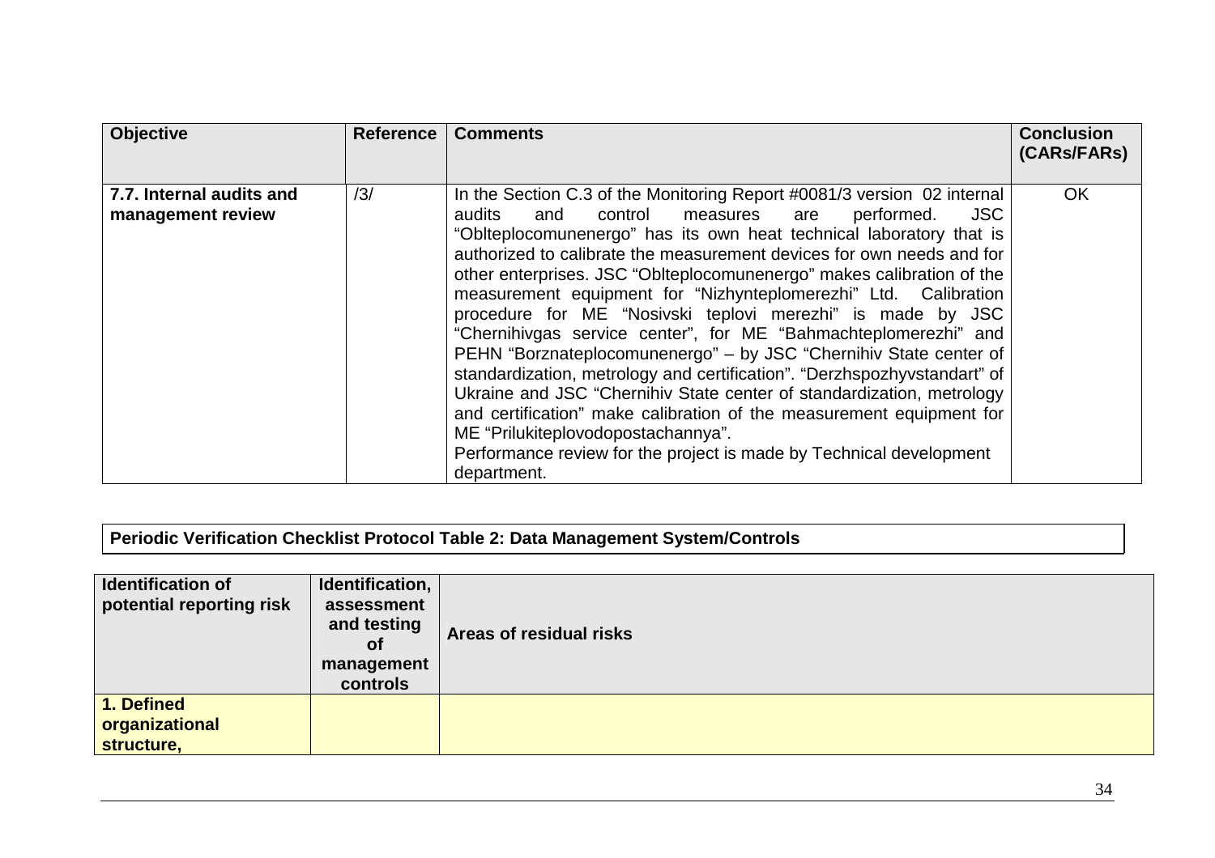| Objective | Reference | Comments | Conclusion (CARs/FARs) |
|---|---|---|---|
| **7.7. Internal audits and management review** | /3/ | In the Section C.3 of the Monitoring Report #0081/3 version 02 internal audits and control measures are performed. JSC "Oblteplocomunenergo" has its own heat technical laboratory that is authorized to calibrate the measurement devices for own needs and for other enterprises. JSC "Oblteplocomunenergo" makes calibration of the measurement equipment for "Nizhynteplomerezhi" Ltd. Calibration procedure for ME "Nosivski teplovi merezhi" is made by JSC "Chernihivgas service center", for ME "Bahmachteplomerezhi" and PEHN "Borznateplocomunenergo" – by JSC "Chernihiv State center of standardization, metrology and certification". "Derzhspozhyvstandart" of Ukraine and JSC "Chernihiv State center of standardization, metrology and certification" make calibration of the measurement equipment for ME "Prilukiteplovodopostachannya".<br>Performance review for the project is made by Technical development department. | OK |

**Periodic Verification Checklist Protocol Table 2: Data Management System/Controls**

| Identification of potential reporting risk | Identification, assessment and testing of management controls | Areas of residual risks |
|---|---|---|
| **1. Defined organizational structure,** | | |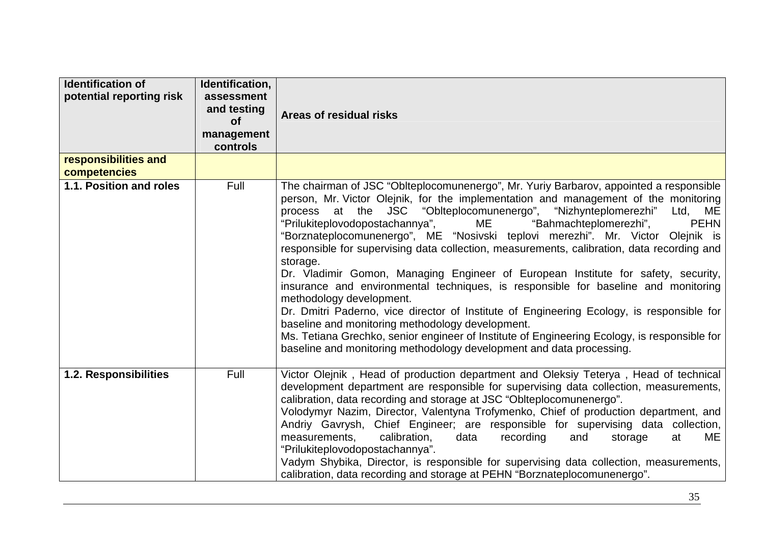| Identification of potential reporting risk | Identification, assessment and testing of management controls | Areas of residual risks |
|---|---|---|
| **responsibilities and competencies** | | |
| **1.1. Position and roles** | Full | The chairman of JSC "Oblteplocomunenergo", Mr. Yuriy Barbarov, appointed a responsible person, Mr. Victor Olejnik, for the implementation and management of the monitoring process at the JSC "Oblteplocomunenergo", "Nizhynteplomerezhi" Ltd, ME "Prilukiteplovodopostachannya", ME "Bahmachteplomerezhi", PEHN "Borznateplocomunenergo", ME "Nosivski teplovi merezhi". Mr. Victor Olejnik is responsible for supervising data collection, measurements, calibration, data recording and storage.<br>Dr. Vladimir Gomon, Managing Engineer of European Institute for safety, security, insurance and environmental techniques, is responsible for baseline and monitoring methodology development.<br>Dr. Dmitri Paderno, vice director of Institute of Engineering Ecology, is responsible for baseline and monitoring methodology development.<br>Ms. Tetiana Grechko, senior engineer of Institute of Engineering Ecology, is responsible for baseline and monitoring methodology development and data processing. |
| **1.2. Responsibilities** | Full | Victor Olejnik , Head of production department and Oleksiy Teterya , Head of technical development department are responsible for supervising data collection, measurements, calibration, data recording and storage at JSC "Oblteplocomunenergo".<br>Volodymyr Nazim, Director, Valentyna Trofymenko, Chief of production department, and Andriy Gavrysh, Chief Engineer; are responsible for supervising data collection, measurements, calibration, data recording and storage at ME "Prilukiteplovodopostachannya".<br>Vadym Shybika, Director, is responsible for supervising data collection, measurements, calibration, data recording and storage at PEHN "Borznateplocomunenergo". |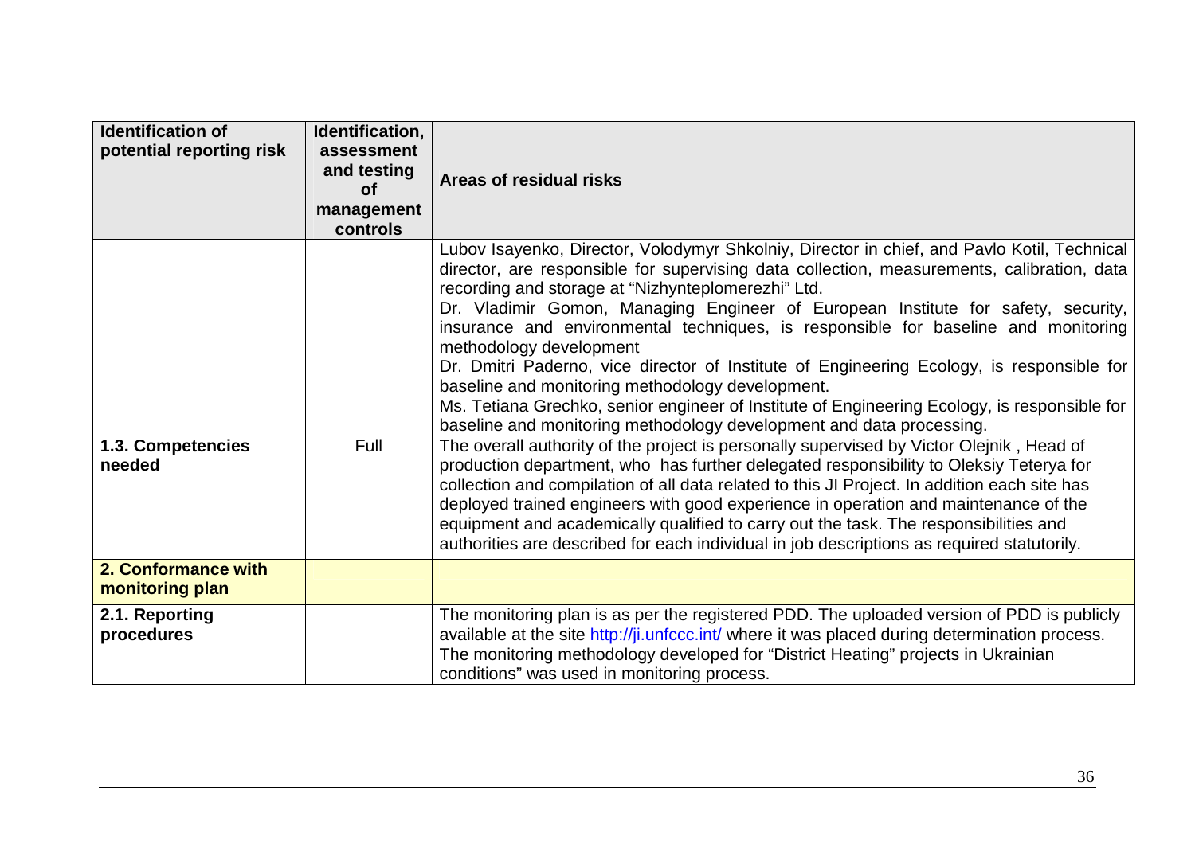| **Identification of potential reporting risk** | **Identification, assessment and testing of management controls** | **Areas of residual risks** |
|---|---|---|
| | | Lubov Isayenko, Director, Volodymyr Shkolniy, Director in chief, and Pavlo Kotil, Technical director, are responsible for supervising data collection, measurements, calibration, data recording and storage at "Nizhynteplomerezhi" Ltd.<br>Dr. Vladimir Gomon, Managing Engineer of European Institute for safety, security, insurance and environmental techniques, is responsible for baseline and monitoring methodology development<br>Dr. Dmitri Paderno, vice director of Institute of Engineering Ecology, is responsible for baseline and monitoring methodology development.<br>Ms. Tetiana Grechko, senior engineer of Institute of Engineering Ecology, is responsible for baseline and monitoring methodology development and data processing. |
| **1.3. Competencies needed** | Full | The overall authority of the project is personally supervised by Victor Olejnik , Head of production department, who has further delegated responsibility to Oleksiy Teterya for collection and compilation of all data related to this JI Project. In addition each site has deployed trained engineers with good experience in operation and maintenance of the equipment and academically qualified to carry out the task. The responsibilities and authorities are described for each individual in job descriptions as required statutorily. |
| **2. Conformance with monitoring plan** | | |
| **2.1. Reporting procedures** | | The monitoring plan is as per the registered PDD. The uploaded version of PDD is publicly available at the site http://ji.unfccc.int/ where it was placed during determination process. The monitoring methodology developed for "District Heating" projects in Ukrainian conditions" was used in monitoring process. |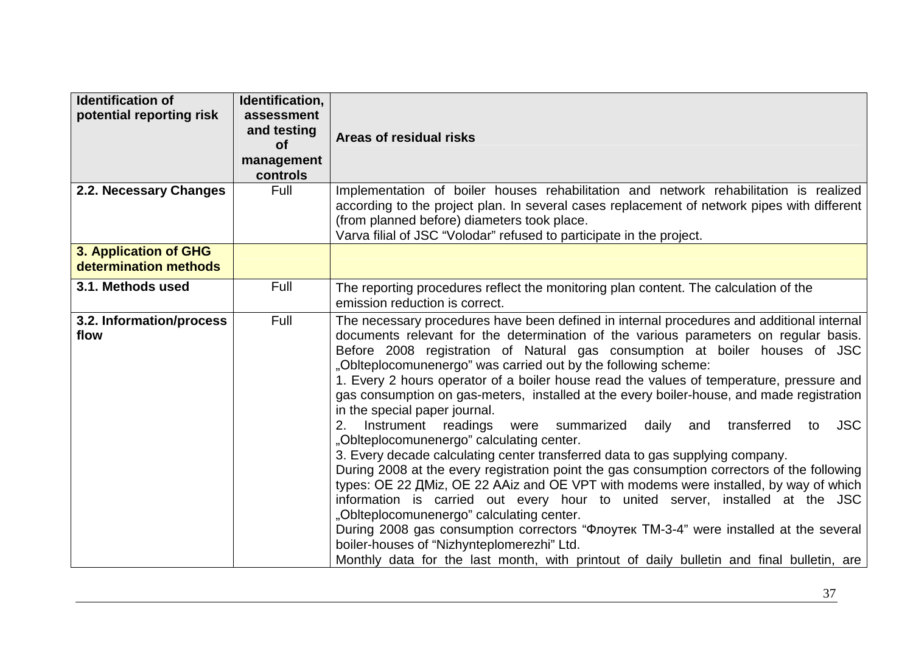| Identification of potential reporting risk | Identification, assessment and testing of management controls | Areas of residual risks |
|---|---|---|
| **2.2. Necessary Changes** | Full | Implementation of boiler houses rehabilitation and network rehabilitation is realized according to the project plan. In several cases replacement of network pipes with different (from planned before) diameters took place.<br>Varva filial of JSC "Volodar" refused to participate in the project. |
| **3. Application of GHG determination methods** | | |
| **3.1. Methods used** | Full | The reporting procedures reflect the monitoring plan content. The calculation of the emission reduction is correct. |
| **3.2. Information/process flow** | Full | The necessary procedures have been defined in internal procedures and additional internal documents relevant for the determination of the various parameters on regular basis.<br>Before 2008 registration of Natural gas consumption at boiler houses of JSC „Oblteplocomunenergo" was carried out by the following scheme:<br>1. Every 2 hours operator of a boiler house read the values of temperature, pressure and gas consumption on gas-meters, installed at the every boiler-house, and made registration in the special paper journal.<br>2. Instrument readings were summarized daily and transferred to JSC „Oblteplocomunenergo" calculating center.<br>3. Every decade calculating center transferred data to gas supplying company.<br>During 2008 at the every registration point the gas consumption correctors of the following types: OE 22 ДMiz, OE 22 AAiz and OE VPT with modems were installed, by way of which information is carried out every hour to united server, installed at the JSC „Oblteplocomunenergo" calculating center.<br>During 2008 gas consumption correctors "Флоутек ТМ-3-4" were installed at the several boiler-houses of "Nizhynteplomerezhi" Ltd.<br>Monthly data for the last month, with printout of daily bulletin and final bulletin, are |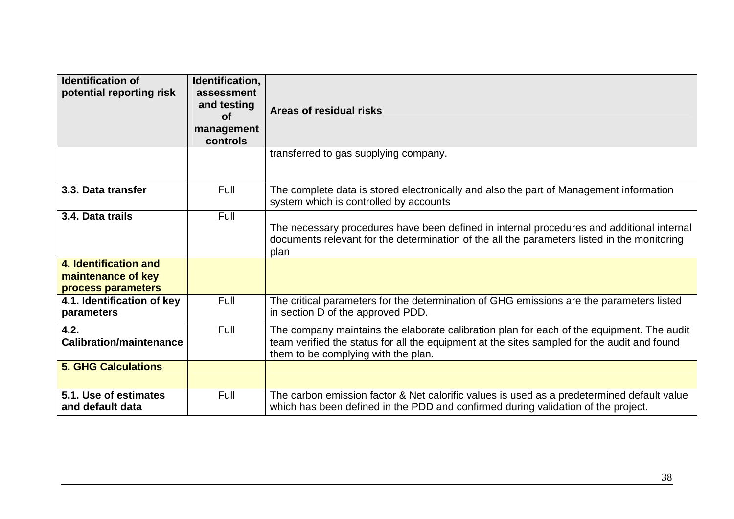| Identification of potential reporting risk | Identification, assessment and testing of management controls | Areas of residual risks |
|---|---|---|
| | | transferred to gas supplying company. |
| **3.3. Data transfer** | Full | The complete data is stored electronically and also the part of Management information system which is controlled by accounts |
| **3.4. Data trails** | Full | The necessary procedures have been defined in internal procedures and additional internal documents relevant for the determination of the all the parameters listed in the monitoring plan |
| **4. Identification and maintenance of key process parameters** | | |
| **4.1. Identification of key parameters** | Full | The critical parameters for the determination of GHG emissions are the parameters listed in section D of the approved PDD. |
| **4.2. Calibration/maintenance** | Full | The company maintains the elaborate calibration plan for each of the equipment. The audit team verified the status for all the equipment at the sites sampled for the audit and found them to be complying with the plan. |
| **5. GHG Calculations** | | |
| **5.1. Use of estimates and default data** | Full | The carbon emission factor & Net calorific values is used as a predetermined default value which has been defined in the PDD and confirmed during validation of the project. |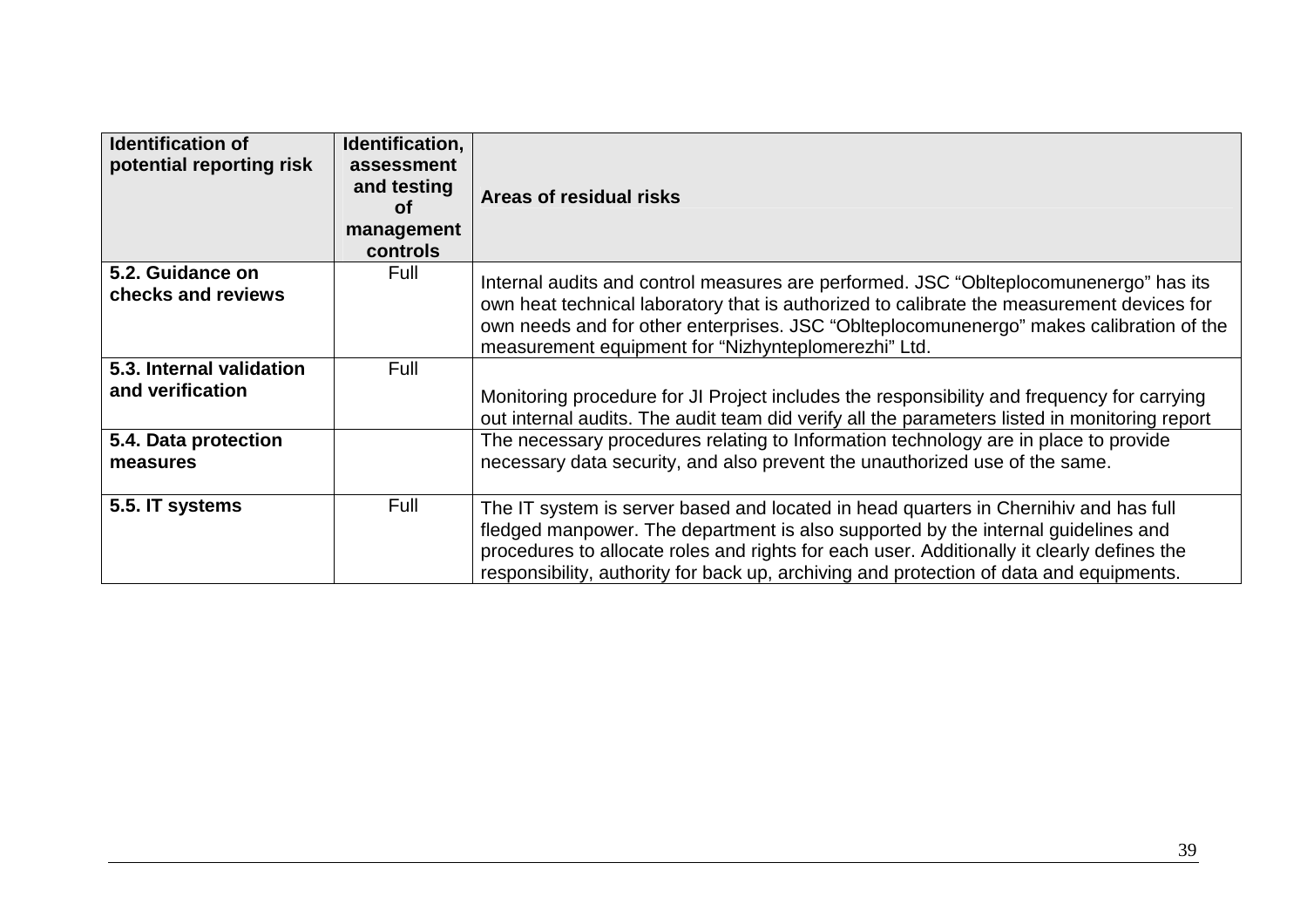| Identification of potential reporting risk | Identification, assessment and testing of management controls | Areas of residual risks |
|---|---|---|
| **5.2. Guidance on checks and reviews** | Full | Internal audits and control measures are performed. JSC "Oblteplocomunenergo" has its own heat technical laboratory that is authorized to calibrate the measurement devices for own needs and for other enterprises. JSC "Oblteplocomunenergo" makes calibration of the measurement equipment for "Nizhynteplomerezhi" Ltd. |
| **5.3. Internal validation and verification** | Full | Monitoring procedure for JI Project includes the responsibility and frequency for carrying out internal audits. The audit team did verify all the parameters listed in monitoring report |
| **5.4. Data protection measures** | | The necessary procedures relating to Information technology are in place to provide necessary data security, and also prevent the unauthorized use of the same. |
| **5.5. IT systems** | Full | The IT system is server based and located in head quarters in Chernihiv and has full fledged manpower. The department is also supported by the internal guidelines and procedures to allocate roles and rights for each user. Additionally it clearly defines the responsibility, authority for back up, archiving and protection of data and equipments. |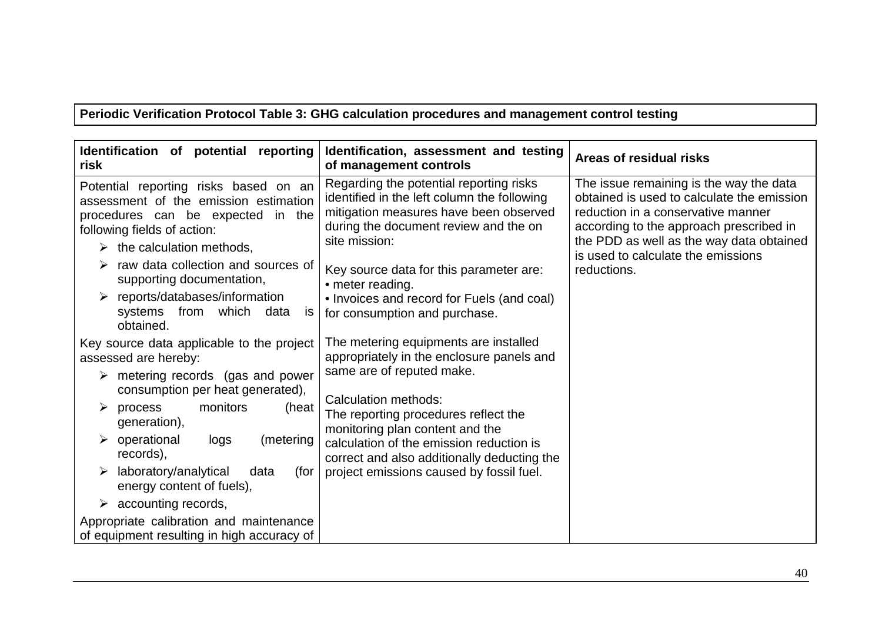| Periodic Verification Protocol Table 3: GHG calculation procedures and management control testing | | |
|---|---|---|
| **Identification of potential reporting risk** | **Identification, assessment and testing of management controls** | **Areas of residual risks** |
| Potential reporting risks based on an assessment of the emission estimation procedures can be expected in the following fields of action: <br>➢ the calculation methods, <br>➢ raw data collection and sources of supporting documentation, <br>➢ reports/databases/information systems from which data is obtained. <br><br>Key source data applicable to the project assessed are hereby: <br>➢ metering records (gas and power consumption per heat generated), <br>➢ process monitors (heat generation), <br>➢ operational logs (metering records), <br>➢ laboratory/analytical data (for energy content of fuels), <br>➢ accounting records, <br><br>Appropriate calibration and maintenance of equipment resulting in high accuracy of | Regarding the potential reporting risks identified in the left column the following mitigation measures have been observed during the document review and the on site mission: <br><br>Key source data for this parameter are: <br>• meter reading. <br>• Invoices and record for Fuels (and coal) for consumption and purchase. <br><br>The metering equipments are installed appropriately in the enclosure panels and same are of reputed make. <br><br>Calculation methods: <br>The reporting procedures reflect the monitoring plan content and the calculation of the emission reduction is correct and also additionally deducting the project emissions caused by fossil fuel. | The issue remaining is the way the data obtained is used to calculate the emission reduction in a conservative manner according to the approach prescribed in the PDD as well as the way data obtained is used to calculate the emissions reductions. |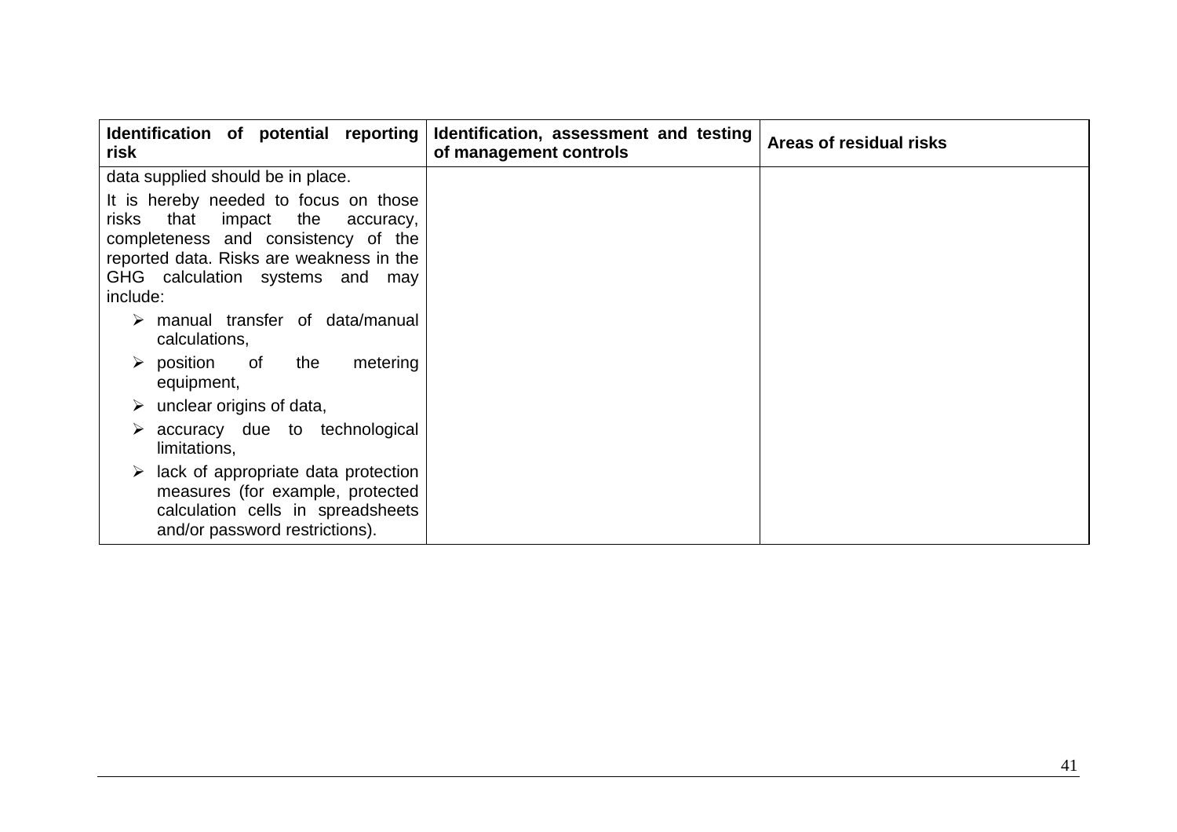| Identification of potential reporting risk | Identification, assessment and testing of management controls | Areas of residual risks |
| --- | --- | --- |
| data supplied should be in place.<br><br>It is hereby needed to focus on those risks that impact the accuracy, completeness and consistency of the reported data. Risks are weakness in the GHG calculation systems and may include:<br><br>➢ manual transfer of data/manual calculations,<br>➢ position of the metering equipment,<br>➢ unclear origins of data,<br>➢ accuracy due to technological limitations,<br>➢ lack of appropriate data protection measures (for example, protected calculation cells in spreadsheets and/or password restrictions). | | |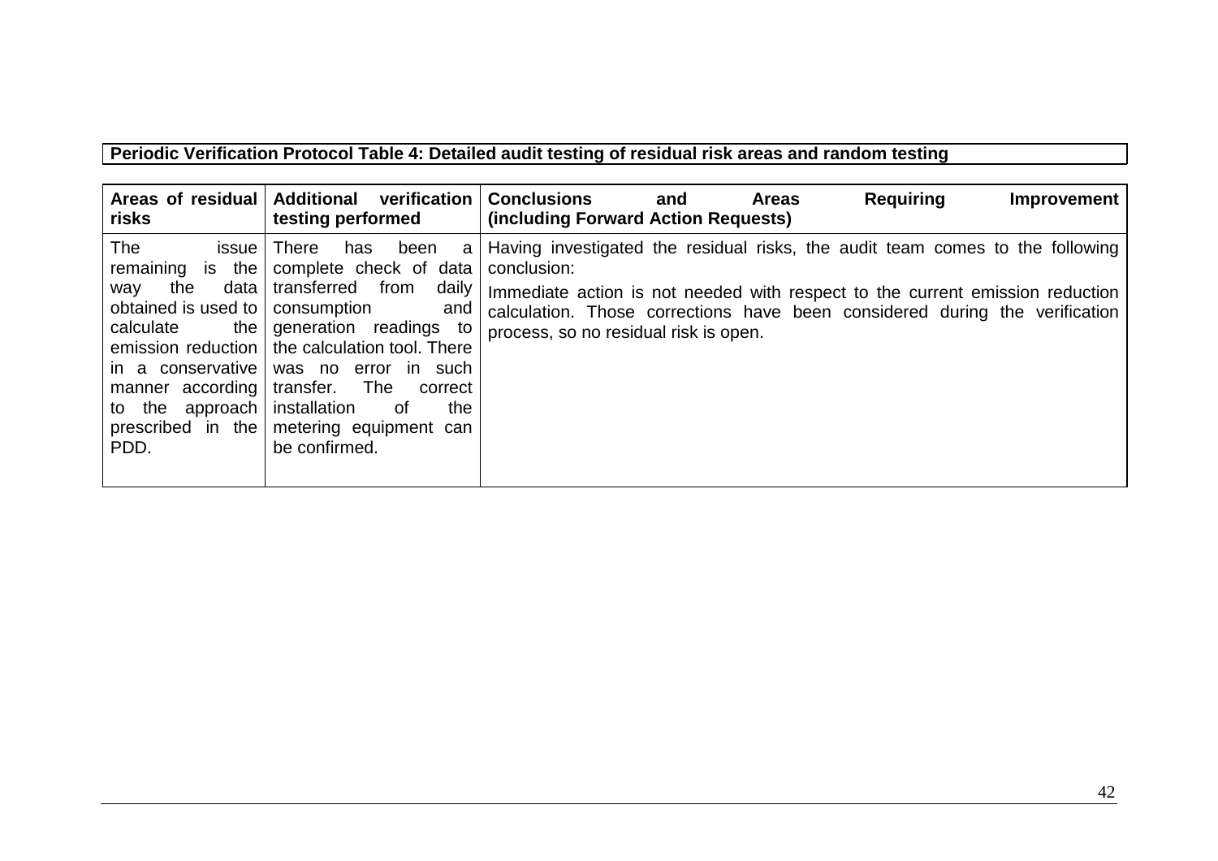**Periodic Verification Protocol Table 4: Detailed audit testing of residual risk areas and random testing**

| Areas of residual risks | Additional verification testing performed | Conclusions and Areas Requiring Improvement (including Forward Action Requests) |
|---|---|---|
| The issue remaining is the way the data obtained is used to calculate the emission reduction in a conservative manner according to the approach prescribed in the PDD. | There has been a complete check of data transferred from daily consumption and generation readings to the calculation tool. There was no error in such transfer. The correct installation of the metering equipment can be confirmed. | Having investigated the residual risks, the audit team comes to the following conclusion:<br><br>Immediate action is not needed with respect to the current emission reduction calculation. Those corrections have been considered during the verification process, so no residual risk is open. |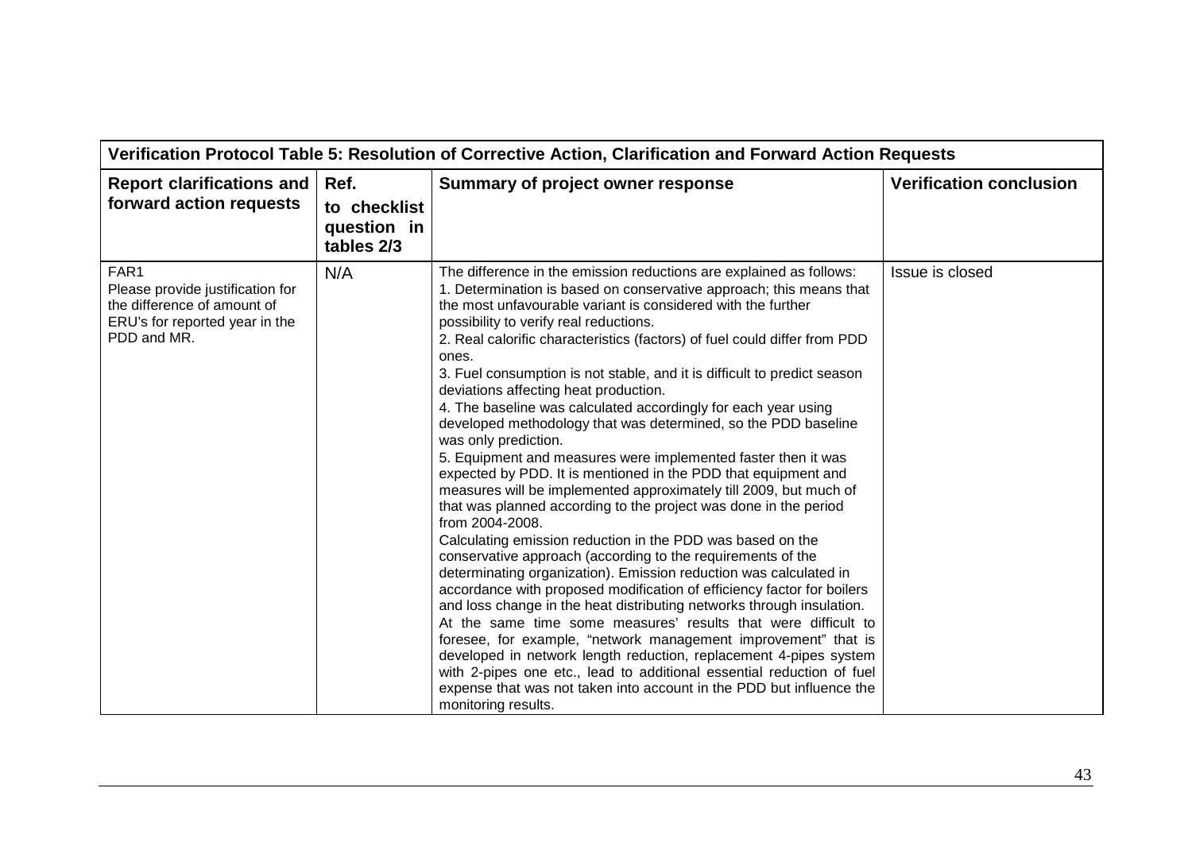| Verification Protocol Table 5: Resolution of Corrective Action, Clarification and Forward Action Requests | | | |
|---|---|---|---|
| **Report clarifications and forward action requests** | **Ref. to checklist question in tables 2/3** | **Summary of project owner response** | **Verification conclusion** |
| FAR1<br>Please provide justification for the difference of amount of ERU's for reported year in the PDD and MR. | N/A | The difference in the emission reductions are explained as follows:<br>1. Determination is based on conservative approach; this means that the most unfavourable variant is considered with the further possibility to verify real reductions.<br>2. Real calorific characteristics (factors) of fuel could differ from PDD ones.<br>3. Fuel consumption is not stable, and it is difficult to predict season deviations affecting heat production.<br>4. The baseline was calculated accordingly for each year using developed methodology that was determined, so the PDD baseline was only prediction.<br>5. Equipment and measures were implemented faster then it was expected by PDD. It is mentioned in the PDD that equipment and measures will be implemented approximately till 2009, but much of that was planned according to the project was done in the period from 2004-2008.<br>Calculating emission reduction in the PDD was based on the conservative approach (according to the requirements of the determinating organization). Emission reduction was calculated in accordance with proposed modification of efficiency factor for boilers and loss change in the heat distributing networks through insulation. At the same time some measures' results that were difficult to foresee, for example, "network management improvement" that is developed in network length reduction, replacement 4-pipes system with 2-pipes one etc., lead to additional essential reduction of fuel expense that was not taken into account in the PDD but influence the monitoring results. | Issue is closed |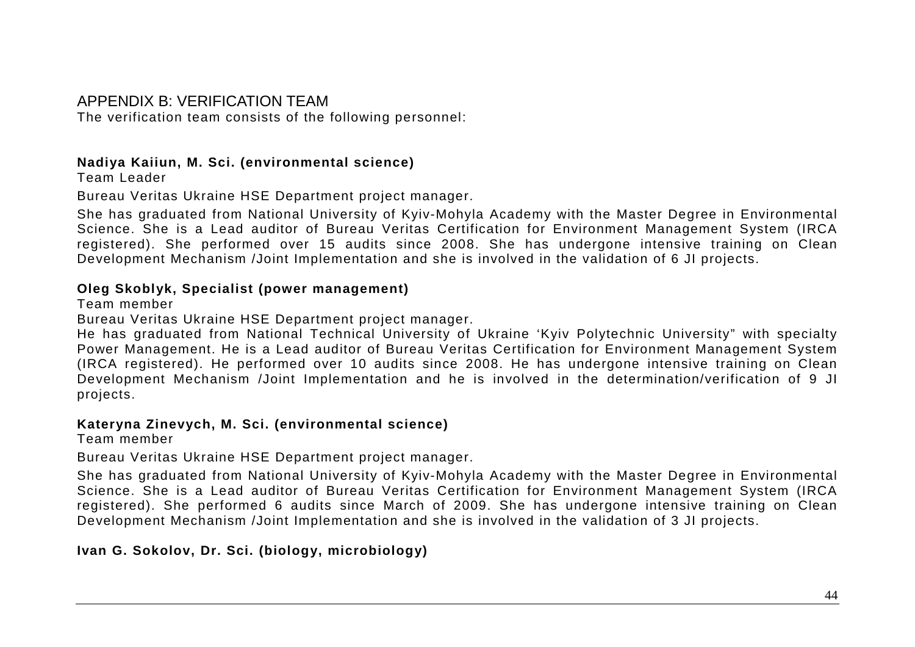# APPENDIX B: VERIFICATION TEAM

The verification team consists of the following personnel:

**Nadiya Kaiiun, M. Sci. (environmental science)**

Team Leader

Bureau Veritas Ukraine HSE Department project manager.

She has graduated from National University of Kyiv-Mohyla Academy with the Master Degree in Environmental Science. She is a Lead auditor of Bureau Veritas Certification for Environment Management System (IRCA registered). She performed over 15 audits since 2008. She has undergone intensive training on Clean Development Mechanism /Joint Implementation and she is involved in the validation of 6 JI projects.

**Oleg Skoblyk, Specialist (power management)**

Team member

Bureau Veritas Ukraine HSE Department project manager.

He has graduated from National Technical University of Ukraine 'Kyiv Polytechnic University" with specialty Power Management. He is a Lead auditor of Bureau Veritas Certification for Environment Management System (IRCA registered). He performed over 10 audits since 2008. He has undergone intensive training on Clean Development Mechanism /Joint Implementation and he is involved in the determination/verification of 9 JI projects.

**Kateryna Zinevych, M. Sci. (environmental science)**

Team member

Bureau Veritas Ukraine HSE Department project manager.

She has graduated from National University of Kyiv-Mohyla Academy with the Master Degree in Environmental Science. She is a Lead auditor of Bureau Veritas Certification for Environment Management System (IRCA registered). She performed 6 audits since March of 2009. She has undergone intensive training on Clean Development Mechanism /Joint Implementation and she is involved in the validation of 3 JI projects.

**Ivan G. Sokolov, Dr. Sci. (biology, microbiology)**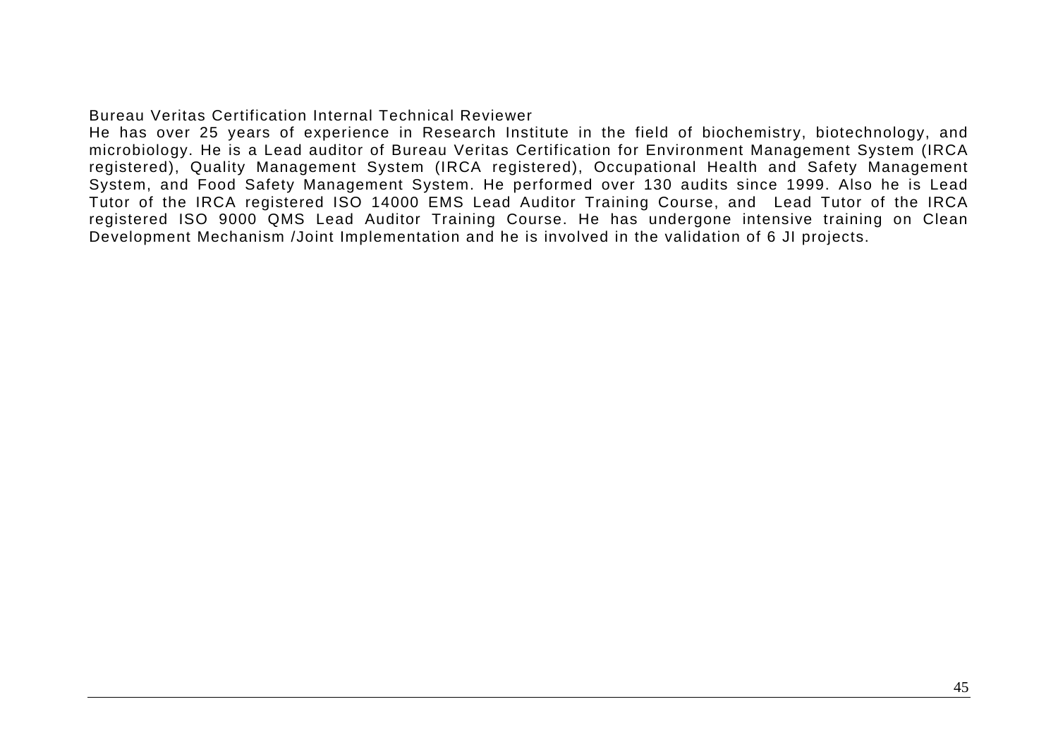Bureau Veritas Certification Internal Technical Reviewer

He has over 25 years of experience in Research Institute in the field of biochemistry, biotechnology, and microbiology. He is a Lead auditor of Bureau Veritas Certification for Environment Management System (IRCA registered), Quality Management System (IRCA registered), Occupational Health and Safety Management System, and Food Safety Management System. He performed over 130 audits since 1999. Also he is Lead Tutor of the IRCA registered ISO 14000 EMS Lead Auditor Training Course, and Lead Tutor of the IRCA registered ISO 9000 QMS Lead Auditor Training Course. He has undergone intensive training on Clean Development Mechanism /Joint Implementation and he is involved in the validation of 6 JI projects.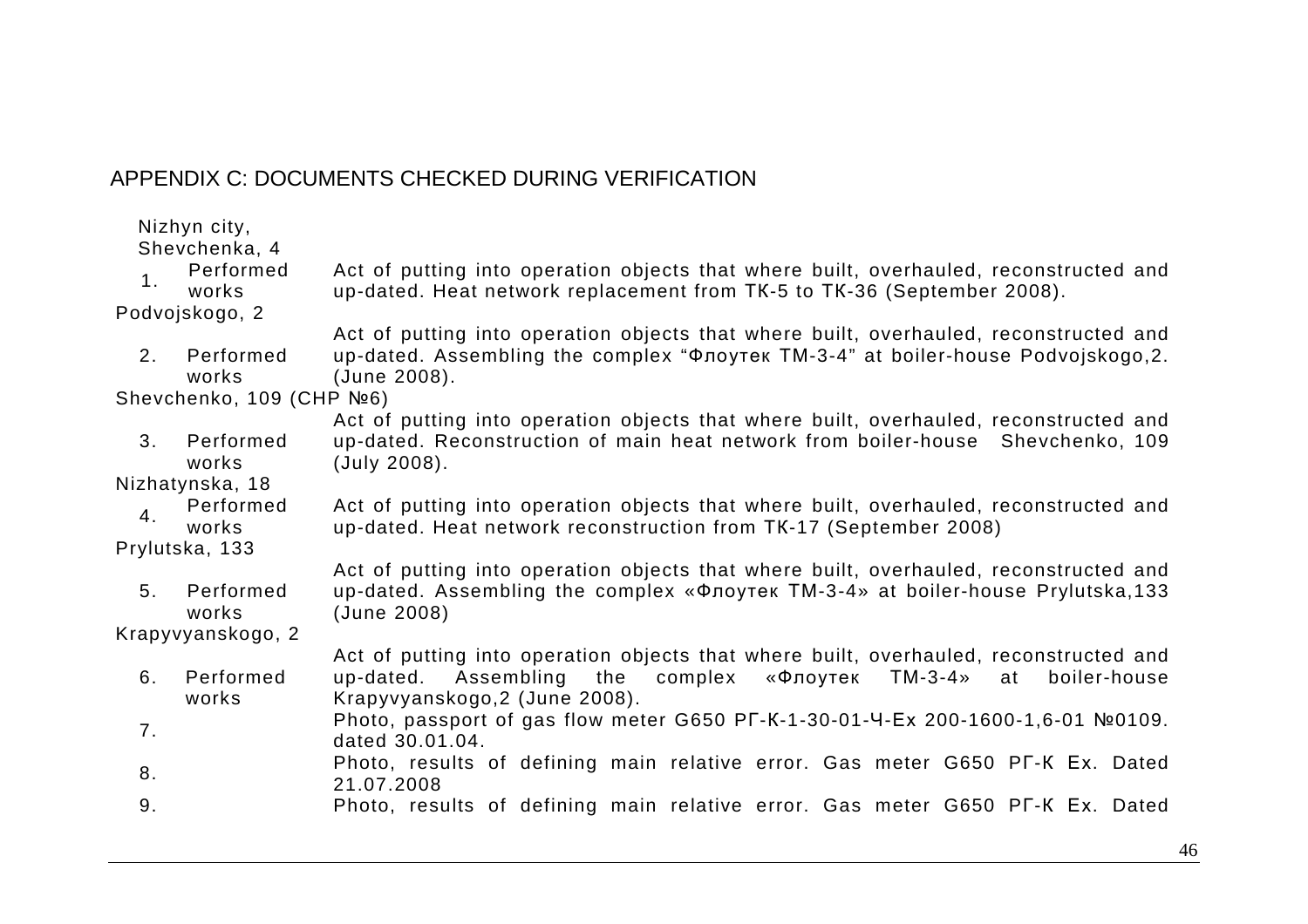APPENDIX C: DOCUMENTS CHECKED DURING VERIFICATION

| | | |
|---|---|---|
| Nizhyn city, Shevchenka, 4 | | |
| 1. | Performed works | Act of putting into operation objects that where built, overhauled, reconstructed and up-dated. Heat network replacement from ТК-5 to ТК-36 (September 2008). |
| Podvojskogo, 2 | | |
| 2. | Performed works | Act of putting into operation objects that where built, overhauled, reconstructed and up-dated. Assembling the complex "Флоутек ТМ-3-4" at boiler-house Podvojskogo,2. (June 2008). |
| Shevchenko, 109 (CHP №6) | | |
| 3. | Performed works | Act of putting into operation objects that where built, overhauled, reconstructed and up-dated. Reconstruction of main heat network from boiler-house Shevchenko, 109 (July 2008). |
| Nizhatynska, 18 | | |
| 4. | Performed works | Act of putting into operation objects that where built, overhauled, reconstructed and up-dated. Heat network reconstruction from ТК-17 (September 2008) |
| Prylutska, 133 | | |
| 5. | Performed works | Act of putting into operation objects that where built, overhauled, reconstructed and up-dated. Assembling the complex «Флоутек ТМ-3-4» at boiler-house Prylutska,133 (June 2008) |
| Krapyvyanskogo, 2 | | |
| 6. | Performed works | Act of putting into operation objects that where built, overhauled, reconstructed and up-dated. Assembling the complex «Флоутек ТМ-3-4» at boiler-house Krapyvyanskogo,2 (June 2008). |
| 7. | | Photo, passport of gas flow meter G650 РГ-К-1-30-01-Ч-Ех 200-1600-1,6-01 №0109. dated 30.01.04. |
| 8. | | Photo, results of defining main relative error. Gas meter G650 РГ-К Ех. Dated 21.07.2008 |
| 9. | | Photo, results of defining main relative error. Gas meter G650 РГ-К Ех. Dated |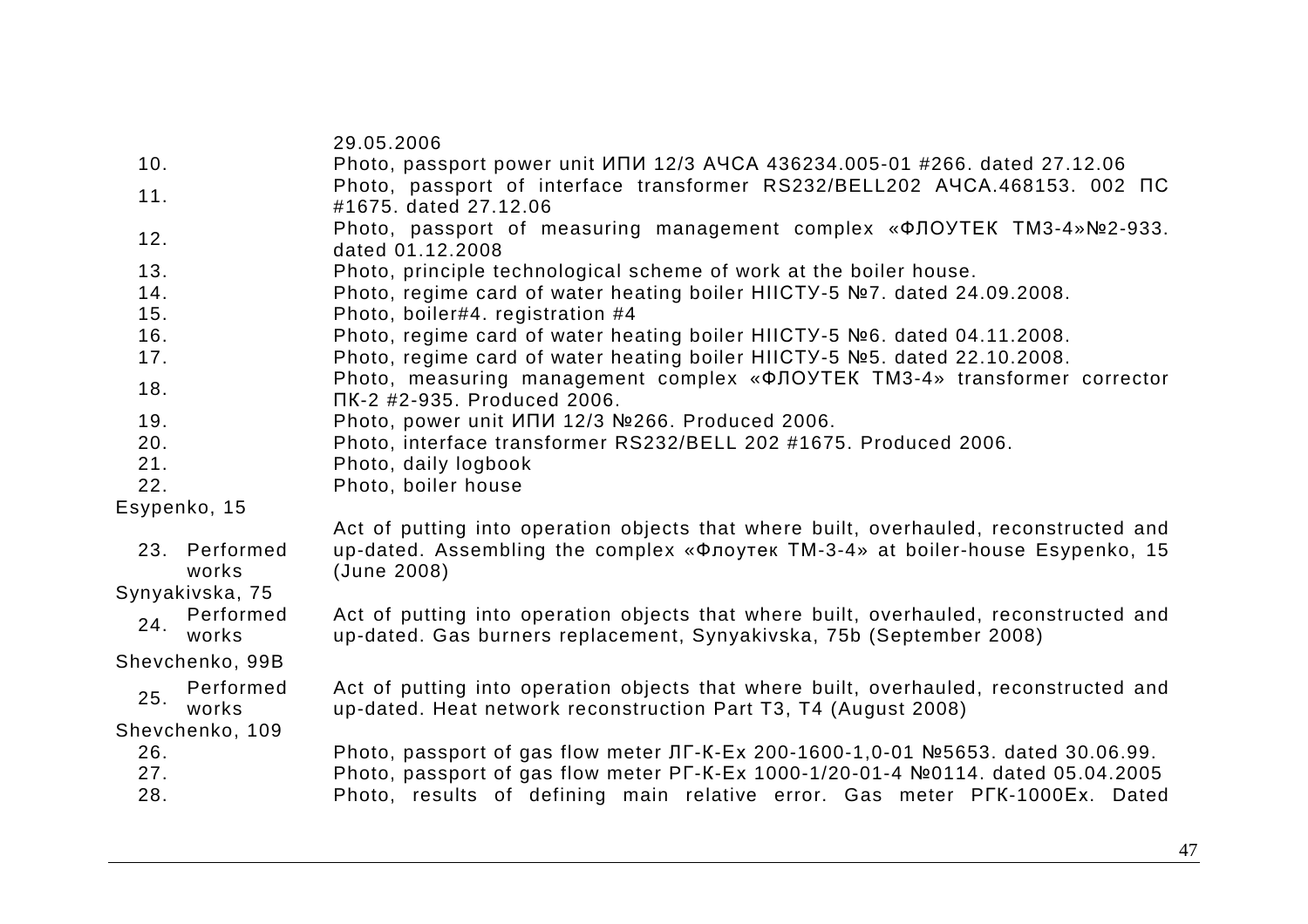| | |
|---|---|
| | 29.05.2006 |
| 10. | Photo, passport power unit ИПИ 12/3 АЧСА 436234.005-01 #266. dated 27.12.06 |
| 11. | Photo, passport of interface transformer RS232/BELL202 АЧСА.468153. 002 ПС #1675. dated 27.12.06 |
| 12. | Photo, passport of measuring management complex «ФЛОУТЕК ТМ3-4»№2-933. dated 01.12.2008 |
| 13. | Photo, principle technological scheme of work at the boiler house. |
| 14. | Photo, regime card of water heating boiler НІІСТУ-5 №7. dated 24.09.2008. |
| 15. | Photo, boiler#4. registration #4 |
| 16. | Photo, regime card of water heating boiler НІІСТУ-5 №6. dated 04.11.2008. |
| 17. | Photo, regime card of water heating boiler НІІСТУ-5 №5. dated 22.10.2008. |
| 18. | Photo, measuring management complex «ФЛОУТЕК ТМ3-4» transformer corrector ПК-2 #2-935. Produced 2006. |
| 19. | Photo, power unit ИПИ 12/3 №266. Produced 2006. |
| 20. | Photo, interface transformer RS232/BELL 202 #1675. Produced 2006. |
| 21. | Photo, daily logbook |
| 22. | Photo, boiler house |
| **Esypenko, 15** | |
| 23. Performed works | Act of putting into operation objects that where built, overhauled, reconstructed and up-dated. Assembling the complex «Флоутек ТМ-3-4» at boiler-house Esypenko, 15 (June 2008) |
| **Synyakivska, 75** | |
| 24. Performed works | Act of putting into operation objects that where built, overhauled, reconstructed and up-dated. Gas burners replacement, Synyakivska, 75b (September 2008) |
| **Shevchenko, 99B** | |
| 25. Performed works | Act of putting into operation objects that where built, overhauled, reconstructed and up-dated. Heat network reconstruction Part T3, T4 (August 2008) |
| **Shevchenko, 109** | |
| 26. | Photo, passport of gas flow meter ЛГ-К-Ех 200-1600-1,0-01 №5653. dated 30.06.99. |
| 27. | Photo, passport of gas flow meter РГ-К-Ех 1000-1/20-01-4 №0114. dated 05.04.2005 |
| 28. | Photo, results of defining main relative error. Gas meter РГК-1000Ех. Dated |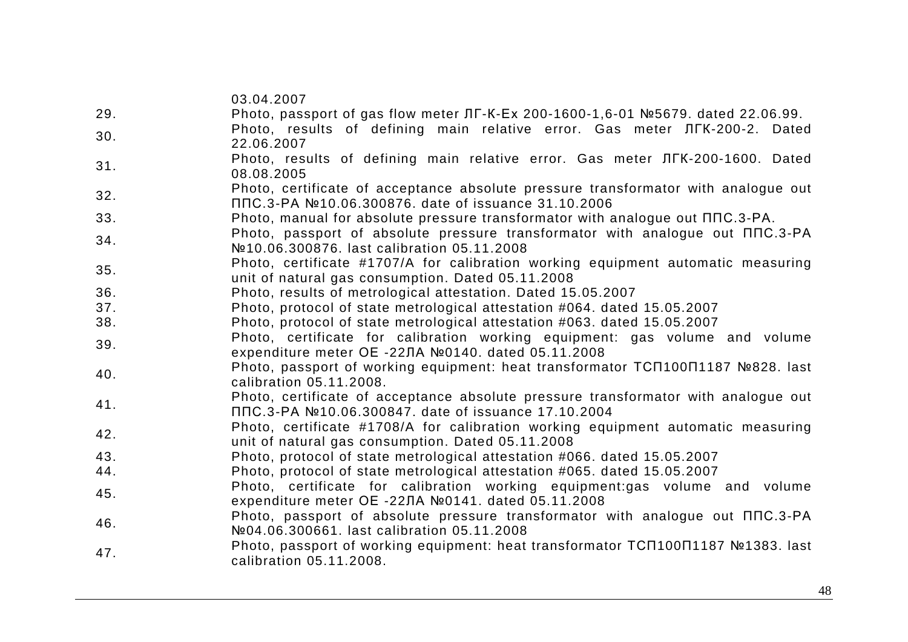| | |
|---|---|
| | 03.04.2007 |
| 29. | Photo, passport of gas flow meter ЛГ-К-Ех 200-1600-1,6-01 №5679. dated 22.06.99. |
| 30. | Photo, results of defining main relative error. Gas meter ЛГК-200-2. Dated 22.06.2007 |
| 31. | Photo, results of defining main relative error. Gas meter ЛГК-200-1600. Dated 08.08.2005 |
| 32. | Photo, certificate of acceptance absolute pressure transformator with analogue out ППС.3-РА №10.06.300876. date of issuance 31.10.2006 |
| 33. | Photo, manual for absolute pressure transformator with analogue out ППС.3-РА. |
| 34. | Photo, passport of absolute pressure transformator with analogue out ППС.3-РА №10.06.300876. last calibration 05.11.2008 |
| 35. | Photo, certificate #1707/A for calibration working equipment automatic measuring unit of natural gas consumption. Dated 05.11.2008 |
| 36. | Photo, results of metrological attestation. Dated 15.05.2007 |
| 37. | Photo, protocol of state metrological attestation #064. dated 15.05.2007 |
| 38. | Photo, protocol of state metrological attestation #063. dated 15.05.2007 |
| 39. | Photo, certificate for calibration working equipment: gas volume and volume expenditure meter ОЕ -22ЛА №0140. dated 05.11.2008 |
| 40. | Photo, passport of working equipment: heat transformator ТСП100П1187 №828. last calibration 05.11.2008. |
| 41. | Photo, certificate of acceptance absolute pressure transformator with analogue out ППС.3-РА №10.06.300847. date of issuance 17.10.2004 |
| 42. | Photo, certificate #1708/A for calibration working equipment automatic measuring unit of natural gas consumption. Dated 05.11.2008 |
| 43. | Photo, protocol of state metrological attestation #066. dated 15.05.2007 |
| 44. | Photo, protocol of state metrological attestation #065. dated 15.05.2007 |
| 45. | Photo, certificate for calibration working equipment:gas volume and volume expenditure meter ОЕ -22ЛА №0141. dated 05.11.2008 |
| 46. | Photo, passport of absolute pressure transformator with analogue out ППС.3-РА №04.06.300661. last calibration 05.11.2008 |
| 47. | Photo, passport of working equipment: heat transformator ТСП100П1187 №1383. last calibration 05.11.2008. |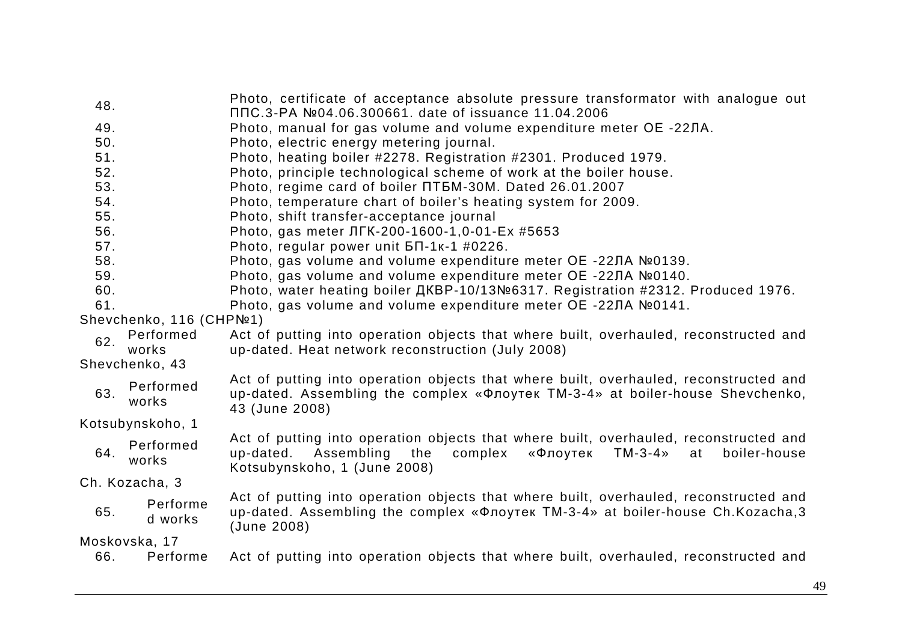| | | |
|---|---|---|
| 48. | | Photo, certificate of acceptance absolute pressure transformator with analogue out ППС.3-РА №04.06.300661. date of issuance 11.04.2006 |
| 49. | | Photo, manual for gas volume and volume expenditure meter ОЕ -22ЛА. |
| 50. | | Photo, electric energy metering journal. |
| 51. | | Photo, heating boiler #2278. Registration #2301. Produced 1979. |
| 52. | | Photo, principle technological scheme of work at the boiler house. |
| 53. | | Photo, regime card of boiler ПТБМ-30М. Dated 26.01.2007 |
| 54. | | Photo, temperature chart of boiler's heating system for 2009. |
| 55. | | Photo, shift transfer-acceptance journal |
| 56. | | Photo, gas meter ЛГК-200-1600-1,0-01-Ех #5653 |
| 57. | | Photo, regular power unit БП-1к-1 #0226. |
| 58. | | Photo, gas volume and volume expenditure meter ОЕ -22ЛА №0139. |
| 59. | | Photo, gas volume and volume expenditure meter ОЕ -22ЛА №0140. |
| 60. | | Photo, water heating boiler ДКВР-10/13№6317. Registration #2312. Produced 1976. |
| 61. | | Photo, gas volume and volume expenditure meter ОЕ -22ЛА №0141. |
| Shevchenko, 116 (CHP№1) | | |
| 62. | Performed works | Act of putting into operation objects that where built, overhauled, reconstructed and up-dated. Heat network reconstruction (July 2008) |
| Shevchenko, 43 | | |
| 63. | Performed works | Act of putting into operation objects that where built, overhauled, reconstructed and up-dated. Assembling the complex «Флоутек ТМ-3-4» at boiler-house Shevchenko, 43 (June 2008) |
| Kotsubynskoho, 1 | | |
| 64. | Performed works | Act of putting into operation objects that where built, overhauled, reconstructed and up-dated. Assembling the complex «Флоутек ТМ-3-4» at boiler-house Kotsubynskoho, 1 (June 2008) |
| Ch. Kozacha, 3 | | |
| 65. | Performed works | Act of putting into operation objects that where built, overhauled, reconstructed and up-dated. Assembling the complex «Флоутек ТМ-3-4» at boiler-house Ch.Kozacha,3 (June 2008) |
| Moskovska, 17 | | |
| 66. | Performe | Act of putting into operation objects that where built, overhauled, reconstructed and |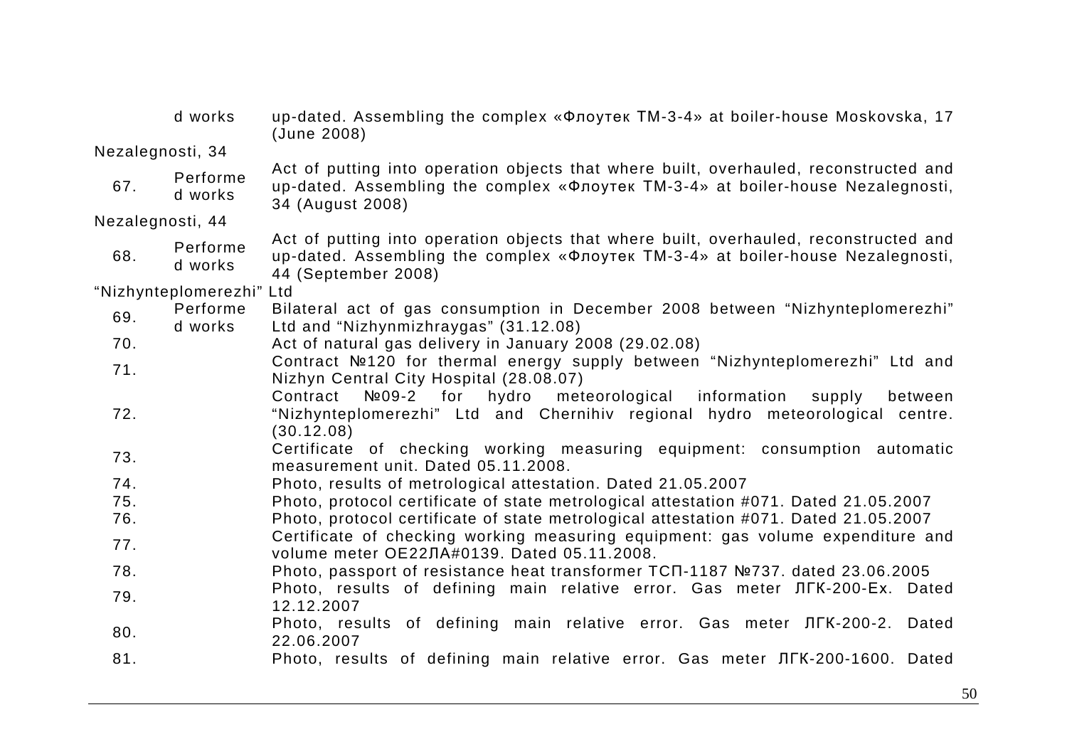| | | |
|---|---|---|
| | d works | up-dated. Assembling the complex «Флоутек ТМ-3-4» at boiler-house Moskovska, 17 (June 2008) |
| Nezalegnosti, 34 | | |
| 67. | Performed works | Act of putting into operation objects that where built, overhauled, reconstructed and up-dated. Assembling the complex «Флоутек ТМ-3-4» at boiler-house Nezalegnosti, 34 (August 2008) |
| Nezalegnosti, 44 | | |
| 68. | Performed works | Act of putting into operation objects that where built, overhauled, reconstructed and up-dated. Assembling the complex «Флоутек ТМ-3-4» at boiler-house Nezalegnosti, 44 (September 2008) |
| "Nizhynteplomerezhi" Ltd | | |
| 69. | Performed works | Bilateral act of gas consumption in December 2008 between "Nizhynteplomerezhi" Ltd and "Nizhynmizhraygas" (31.12.08) |
| 70. | | Act of natural gas delivery in January 2008 (29.02.08) |
| 71. | | Contract №120 for thermal energy supply between "Nizhynteplomerezhi" Ltd and Nizhyn Central City Hospital (28.08.07) |
| 72. | | Contract №09-2 for hydro meteorological information supply between "Nizhynteplomerezhi" Ltd and Chernihiv regional hydro meteorological centre. (30.12.08) |
| 73. | | Certificate of checking working measuring equipment: consumption automatic measurement unit. Dated 05.11.2008. |
| 74. | | Photo, results of metrological attestation. Dated 21.05.2007 |
| 75. | | Photo, protocol certificate of state metrological attestation #071. Dated 21.05.2007 |
| 76. | | Photo, protocol certificate of state metrological attestation #071. Dated 21.05.2007 |
| 77. | | Certificate of checking working measuring equipment: gas volume expenditure and volume meter ОЕ22ЛА#0139. Dated 05.11.2008. |
| 78. | | Photo, passport of resistance heat transformer ТСП-1187 №737. dated 23.06.2005 |
| 79. | | Photo, results of defining main relative error. Gas meter ЛГК-200-Ех. Dated 12.12.2007 |
| 80. | | Photo, results of defining main relative error. Gas meter ЛГК-200-2. Dated 22.06.2007 |
| 81. | | Photo, results of defining main relative error. Gas meter ЛГК-200-1600. Dated |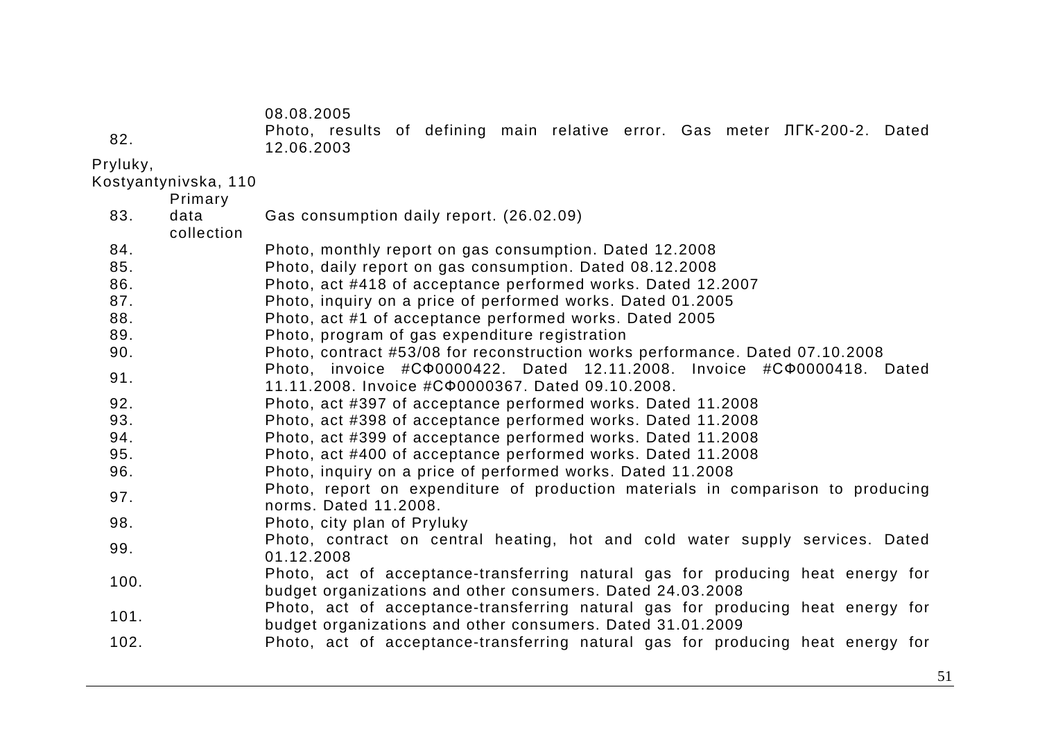| | | |
|---|---|---|
| | | 08.08.2005 |
| 82. | | Photo, results of defining main relative error. Gas meter ЛГК-200-2. Dated 12.06.2003 |
| Pryluky, Kostyantynivska, 110 | | |
| 83. | Primary data collection | Gas consumption daily report. (26.02.09) |
| 84. | | Photo, monthly report on gas consumption. Dated 12.2008 |
| 85. | | Photo, daily report on gas consumption. Dated 08.12.2008 |
| 86. | | Photo, act #418 of acceptance performed works. Dated 12.2007 |
| 87. | | Photo, inquiry on a price of performed works. Dated 01.2005 |
| 88. | | Photo, act #1 of acceptance performed works. Dated 2005 |
| 89. | | Photo, program of gas expenditure registration |
| 90. | | Photo, contract #53/08 for reconstruction works performance. Dated 07.10.2008 |
| 91. | | Photo, invoice #СФ0000422. Dated 12.11.2008. Invoice #СФ0000418. Dated 11.11.2008. Invoice #СФ0000367. Dated 09.10.2008. |
| 92. | | Photo, act #397 of acceptance performed works. Dated 11.2008 |
| 93. | | Photo, act #398 of acceptance performed works. Dated 11.2008 |
| 94. | | Photo, act #399 of acceptance performed works. Dated 11.2008 |
| 95. | | Photo, act #400 of acceptance performed works. Dated 11.2008 |
| 96. | | Photo, inquiry on a price of performed works. Dated 11.2008 |
| 97. | | Photo, report on expenditure of production materials in comparison to producing norms. Dated 11.2008. |
| 98. | | Photo, city plan of Pryluky |
| 99. | | Photo, contract on central heating, hot and cold water supply services. Dated 01.12.2008 |
| 100. | | Photo, act of acceptance-transferring natural gas for producing heat energy for budget organizations and other consumers. Dated 24.03.2008 |
| 101. | | Photo, act of acceptance-transferring natural gas for producing heat energy for budget organizations and other consumers. Dated 31.01.2009 |
| 102. | | Photo, act of acceptance-transferring natural gas for producing heat energy for |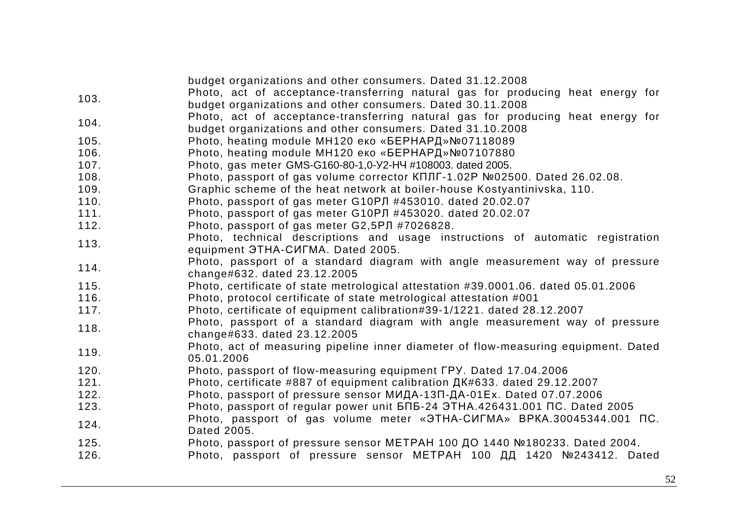| | |
|---|---|
| | budget organizations and other consumers. Dated 31.12.2008 |
| 103. | Photo, act of acceptance-transferring natural gas for producing heat energy for budget organizations and other consumers. Dated 30.11.2008 |
| 104. | Photo, act of acceptance-transferring natural gas for producing heat energy for budget organizations and other consumers. Dated 31.10.2008 |
| 105. | Photo, heating module МН120 еко «БЕРНАРД»№07118089 |
| 106. | Photo, heating module МН120 еко «БЕРНАРД»№07107880 |
| 107. | Photo, gas meter GMS-G160-80-1,0-У2-НЧ #108003. dated 2005. |
| 108. | Photo, passport of gas volume corrector КПЛГ-1.02Р №02500. Dated 26.02.08. |
| 109. | Graphic scheme of the heat network at boiler-house Kostyantinivska, 110. |
| 110. | Photo, passport of gas meter G10РЛ #453010. dated 20.02.07 |
| 111. | Photo, passport of gas meter G10РЛ #453020. dated 20.02.07 |
| 112. | Photo, passport of gas meter G2,5РЛ #7026828. |
| 113. | Photo, technical descriptions and usage instructions of automatic registration equipment ЭТНА-СИГМА. Dated 2005. |
| 114. | Photo, passport of a standard diagram with angle measurement way of pressure change#632. dated 23.12.2005 |
| 115. | Photo, certificate of state metrological attestation #39.0001.06. dated 05.01.2006 |
| 116. | Photo, protocol certificate of state metrological attestation #001 |
| 117. | Photo, certificate of equipment calibration#39-1/1221. dated 28.12.2007 |
| 118. | Photo, passport of a standard diagram with angle measurement way of pressure change#633. dated 23.12.2005 |
| 119. | Photo, act of measuring pipeline inner diameter of flow-measuring equipment. Dated 05.01.2006 |
| 120. | Photo, passport of flow-measuring equipment ГРУ. Dated 17.04.2006 |
| 121. | Photo, certificate #887 of equipment calibration ДК#633. dated 29.12.2007 |
| 122. | Photo, passport of pressure sensor МИДА-13П-ДА-01Ех. Dated 07.07.2006 |
| 123. | Photo, passport of regular power unit БПБ-24 ЭТНА.426431.001 ПС. Dated 2005 |
| 124. | Photo, passport of gas volume meter «ЭТНА-СИГМА» ВРКА.30045344.001 ПС. Dated 2005. |
| 125. | Photo, passport of pressure sensor МЕТРАН 100 ДО 1440 №180233. Dated 2004. |
| 126. | Photo, passport of pressure sensor МЕТРАН 100 ДД 1420 №243412. Dated |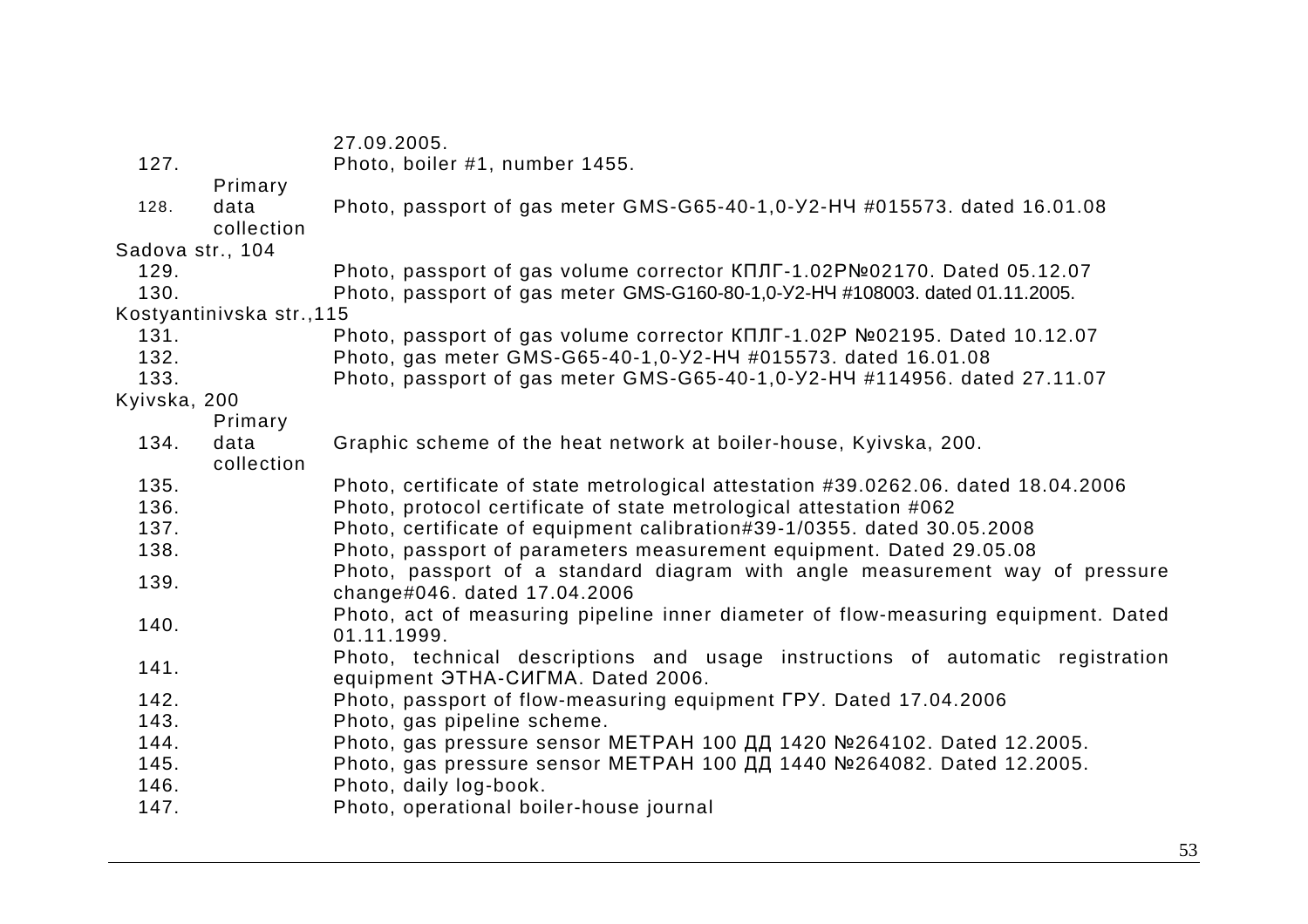| | | |
|---|---|---|
| | | 27.09.2005. |
| 127. | | Photo, boiler #1, number 1455. |
| 128. | Primary data collection | Photo, passport of gas meter GMS-G65-40-1,0-У2-НЧ #015573. dated 16.01.08 |
| Sadova str., 104 | | |
| 129. | | Photo, passport of gas volume corrector КПЛГ-1.02Р№02170. Dated 05.12.07 |
| 130. | | Photo, passport of gas meter GMS-G160-80-1,0-У2-НЧ #108003. dated 01.11.2005. |
| Kostyantinivska str.,115 | | |
| 131. | | Photo, passport of gas volume corrector КПЛГ-1.02Р №02195. Dated 10.12.07 |
| 132. | | Photo, gas meter GMS-G65-40-1,0-У2-НЧ #015573. dated 16.01.08 |
| 133. | | Photo, passport of gas meter GMS-G65-40-1,0-У2-НЧ #114956. dated 27.11.07 |
| Kyivska, 200 | | |
| 134. | Primary data collection | Graphic scheme of the heat network at boiler-house, Kyivska, 200. |
| 135. | | Photo, certificate of state metrological attestation #39.0262.06. dated 18.04.2006 |
| 136. | | Photo, protocol certificate of state metrological attestation #062 |
| 137. | | Photo, certificate of equipment calibration#39-1/0355. dated 30.05.2008 |
| 138. | | Photo, passport of parameters measurement equipment. Dated 29.05.08 |
| 139. | | Photo, passport of a standard diagram with angle measurement way of pressure change#046. dated 17.04.2006 |
| 140. | | Photo, act of measuring pipeline inner diameter of flow-measuring equipment. Dated 01.11.1999. |
| 141. | | Photo, technical descriptions and usage instructions of automatic registration equipment ЭТНА-СИГМА. Dated 2006. |
| 142. | | Photo, passport of flow-measuring equipment ГРУ. Dated 17.04.2006 |
| 143. | | Photo, gas pipeline scheme. |
| 144. | | Photo, gas pressure sensor МЕТРАН 100 ДД 1420 №264102. Dated 12.2005. |
| 145. | | Photo, gas pressure sensor МЕТРАН 100 ДД 1440 №264082. Dated 12.2005. |
| 146. | | Photo, daily log-book. |
| 147. | | Photo, operational boiler-house journal |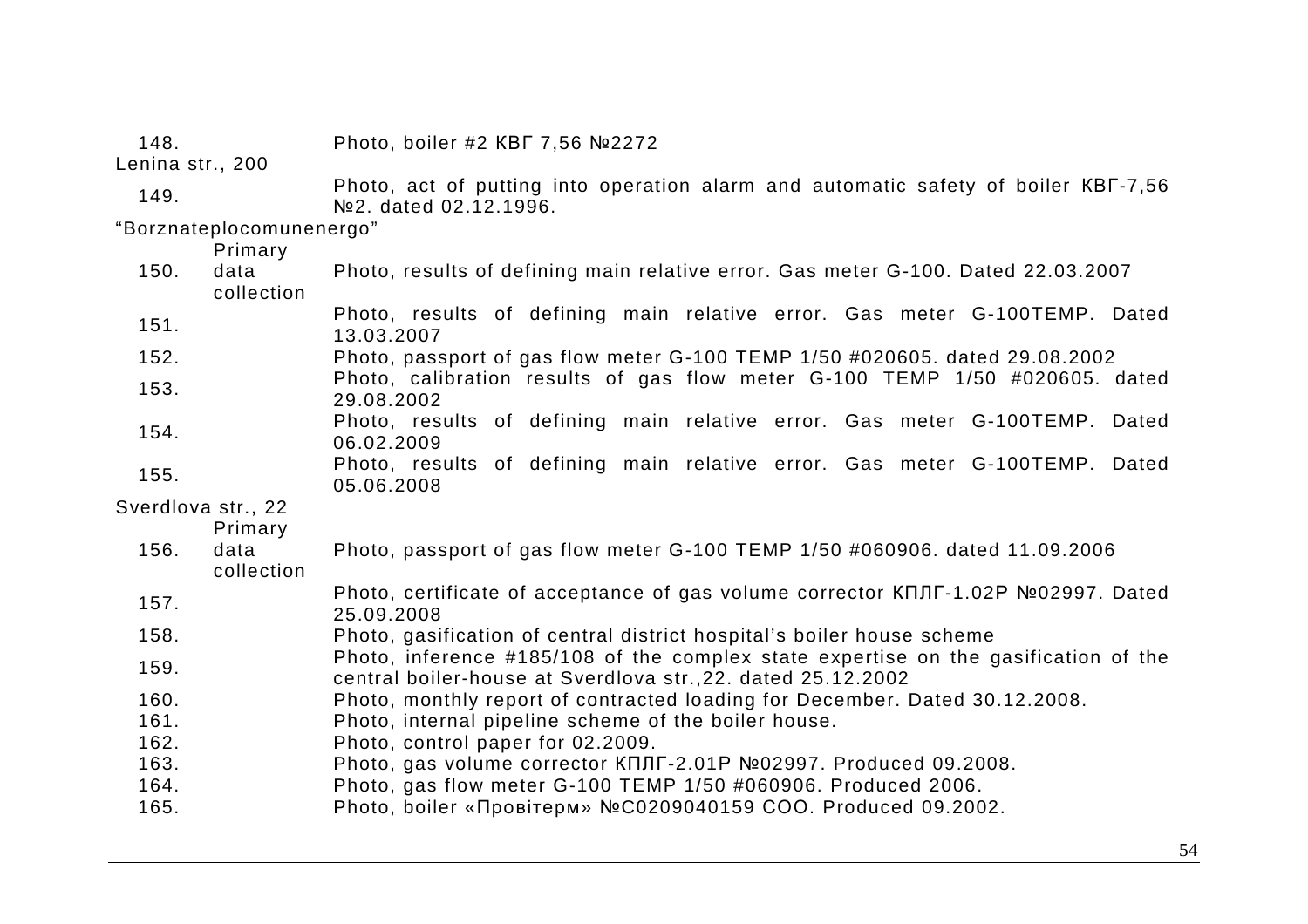| | | |
|---|---|---|
| 148. | | Photo, boiler #2 КВГ 7,56 №2272 |
| Lenina str., 200 | | |
| 149. | | Photo, act of putting into operation alarm and automatic safety of boiler КВГ-7,56 №2. dated 02.12.1996. |
| “Borznateplocomunenergo” | | |
| 150. | Primary data collection | Photo, results of defining main relative error. Gas meter G-100. Dated 22.03.2007 |
| 151. | | Photo, results of defining main relative error. Gas meter G-100TEMP. Dated 13.03.2007 |
| 152. | | Photo, passport of gas flow meter G-100 TEMP 1/50 #020605. dated 29.08.2002 |
| 153. | | Photo, calibration results of gas flow meter G-100 TEMP 1/50 #020605. dated 29.08.2002 |
| 154. | | Photo, results of defining main relative error. Gas meter G-100TEMP. Dated 06.02.2009 |
| 155. | | Photo, results of defining main relative error. Gas meter G-100TEMP. Dated 05.06.2008 |
| Sverdlova str., 22 | | |
| 156. | Primary data collection | Photo, passport of gas flow meter G-100 TEMP 1/50 #060906. dated 11.09.2006 |
| 157. | | Photo, certificate of acceptance of gas volume corrector КПЛГ-1.02Р №02997. Dated 25.09.2008 |
| 158. | | Photo, gasification of central district hospital’s boiler house scheme |
| 159. | | Photo, inference #185/108 of the complex state expertise on the gasification of the central boiler-house at Sverdlova str.,22. dated 25.12.2002 |
| 160. | | Photo, monthly report of contracted loading for December. Dated 30.12.2008. |
| 161. | | Photo, internal pipeline scheme of the boiler house. |
| 162. | | Photo, control paper for 02.2009. |
| 163. | | Photo, gas volume corrector КПЛГ-2.01Р №02997. Produced 09.2008. |
| 164. | | Photo, gas flow meter G-100 TEMP 1/50 #060906. Produced 2006. |
| 165. | | Photo, boiler «Провітерм» №C0209040159 COO. Produced 09.2002. |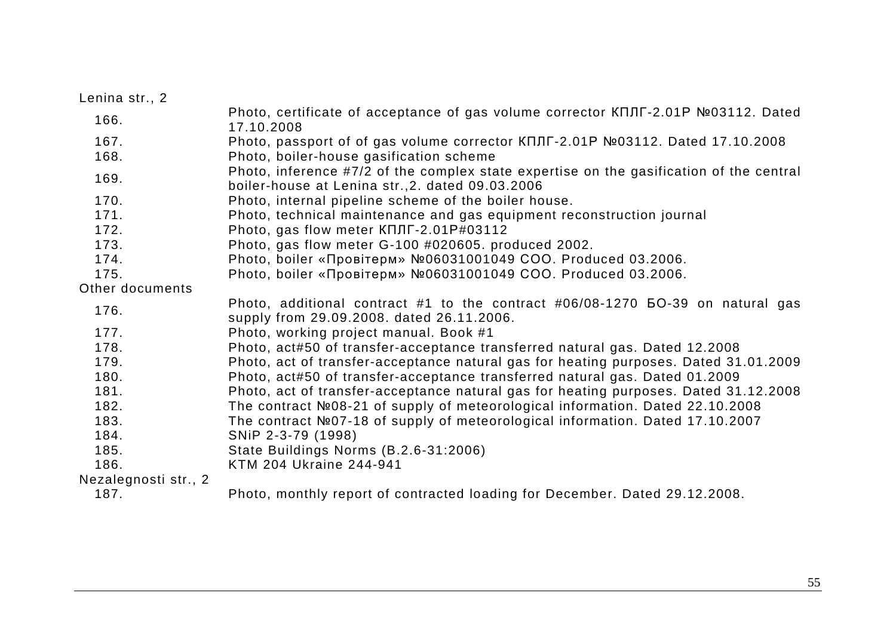| | |
|---|---|
| Lenina str., 2 | |
| 166. | Photo, certificate of acceptance of gas volume corrector КПЛГ-2.01Р №03112. Dated 17.10.2008 |
| 167. | Photo, passport of of gas volume corrector КПЛГ-2.01Р №03112. Dated 17.10.2008 |
| 168. | Photo, boiler-house gasification scheme |
| 169. | Photo, inference #7/2 of the complex state expertise on the gasification of the central boiler-house at Lenina str.,2. dated 09.03.2006 |
| 170. | Photo, internal pipeline scheme of the boiler house. |
| 171. | Photo, technical maintenance and gas equipment reconstruction journal |
| 172. | Photo, gas flow meter КПЛГ-2.01Р#03112 |
| 173. | Photo, gas flow meter G-100 #020605. produced 2002. |
| 174. | Photo, boiler «Провітерм» №06031001049 СОО. Produced 03.2006. |
| 175. | Photo, boiler «Провітерм» №06031001049 СОО. Produced 03.2006. |
| Other documents | |
| 176. | Photo, additional contract #1 to the contract #06/08-1270 БО-39 on natural gas supply from 29.09.2008. dated 26.11.2006. |
| 177. | Photo, working project manual. Book #1 |
| 178. | Photo, act#50 of transfer-acceptance transferred natural gas. Dated 12.2008 |
| 179. | Photo, act of transfer-acceptance natural gas for heating purposes. Dated 31.01.2009 |
| 180. | Photo, act#50 of transfer-acceptance transferred natural gas. Dated 01.2009 |
| 181. | Photo, act of transfer-acceptance natural gas for heating purposes. Dated 31.12.2008 |
| 182. | The contract №08-21 of supply of meteorological information. Dated 22.10.2008 |
| 183. | The contract №07-18 of supply of meteorological information. Dated 17.10.2007 |
| 184. | SNiP 2-3-79 (1998) |
| 185. | State Buildings Norms (B.2.6-31:2006) |
| 186. | KTM 204 Ukraine 244-941 |
| Nezalegnosti str., 2 | |
| 187. | Photo, monthly report of contracted loading for December. Dated 29.12.2008. |